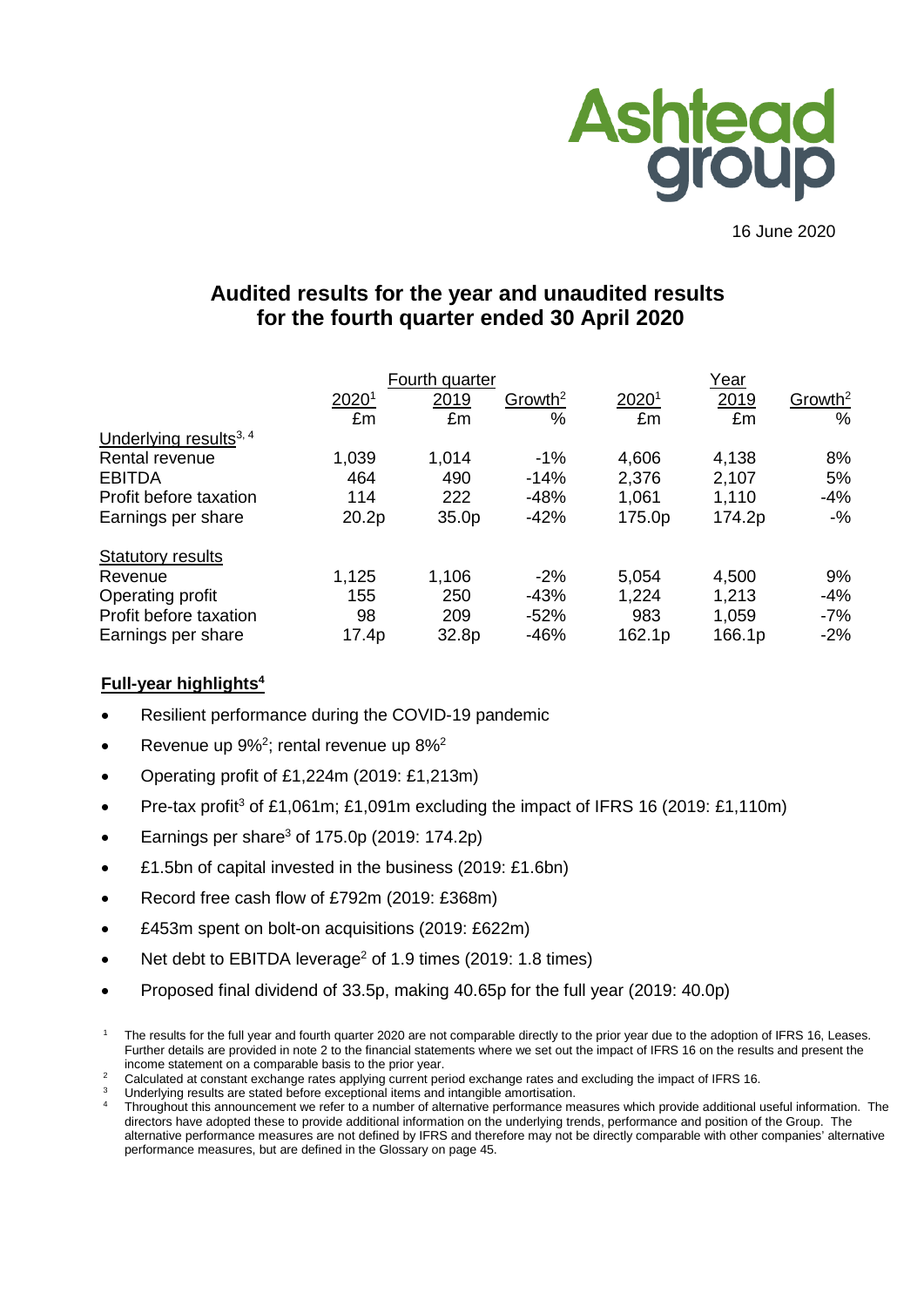Ashtead group

16 June 2020

# Audited results for the year and unaudited results for the fourth quarter ended 30 April 2020

| | Fourth quarter | | | Year | | |
|---|---|---|---|---|---|---|
| | 2020[1] | 2019 | Growth[2] | 2020[1] | 2019 | Growth[2] |
| | £m | £m | % | £m | £m | % |
| Underlying results[3, 4] | | | | | | |
| Rental revenue | 1,039 | 1,014 | -1% | 4,606 | 4,138 | 8% |
| EBITDA | 464 | 490 | -14% | 2,376 | 2,107 | 5% |
| Profit before taxation | 114 | 222 | -48% | 1,061 | 1,110 | -4% |
| Earnings per share | 20.2p | 35.0p | -42% | 175.0p | 174.2p | -% |
| Statutory results | | | | | | |
| Revenue | 1,125 | 1,106 | -2% | 5,054 | 4,500 | 9% |
| Operating profit | 155 | 250 | -43% | 1,224 | 1,213 | -4% |
| Profit before taxation | 98 | 209 | -52% | 983 | 1,059 | -7% |
| Earnings per share | 17.4p | 32.8p | -46% | 162.1p | 166.1p | -2% |

**Full-year highlights[4]**

- Resilient performance during the COVID-19 pandemic
- Revenue up 9%[2]; rental revenue up 8%[2]
- Operating profit of £1,224m (2019: £1,213m)
- Pre-tax profit[3] of £1,061m; £1,091m excluding the impact of IFRS 16 (2019: £1,110m)
- Earnings per share[3] of 175.0p (2019: 174.2p)
- £1.5bn of capital invested in the business (2019: £1.6bn)
- Record free cash flow of £792m (2019: £368m)
- £453m spent on bolt-on acquisitions (2019: £622m)
- Net debt to EBITDA leverage[2] of 1.9 times (2019: 1.8 times)
- Proposed final dividend of 33.5p, making 40.65p for the full year (2019: 40.0p)

[1] The results for the full year and fourth quarter 2020 are not comparable directly to the prior year due to the adoption of IFRS 16, Leases. Further details are provided in note 2 to the financial statements where we set out the impact of IFRS 16 on the results and present the income statement on a comparable basis to the prior year.

[2] Calculated at constant exchange rates applying current period exchange rates and excluding the impact of IFRS 16.

[3] Underlying results are stated before exceptional items and intangible amortisation.

[4] Throughout this announcement we refer to a number of alternative performance measures which provide additional useful information. The directors have adopted these to provide additional information on the underlying trends, performance and position of the Group. The alternative performance measures are not defined by IFRS and therefore may not be directly comparable with other companies' alternative performance measures, but are defined in the Glossary on page 45.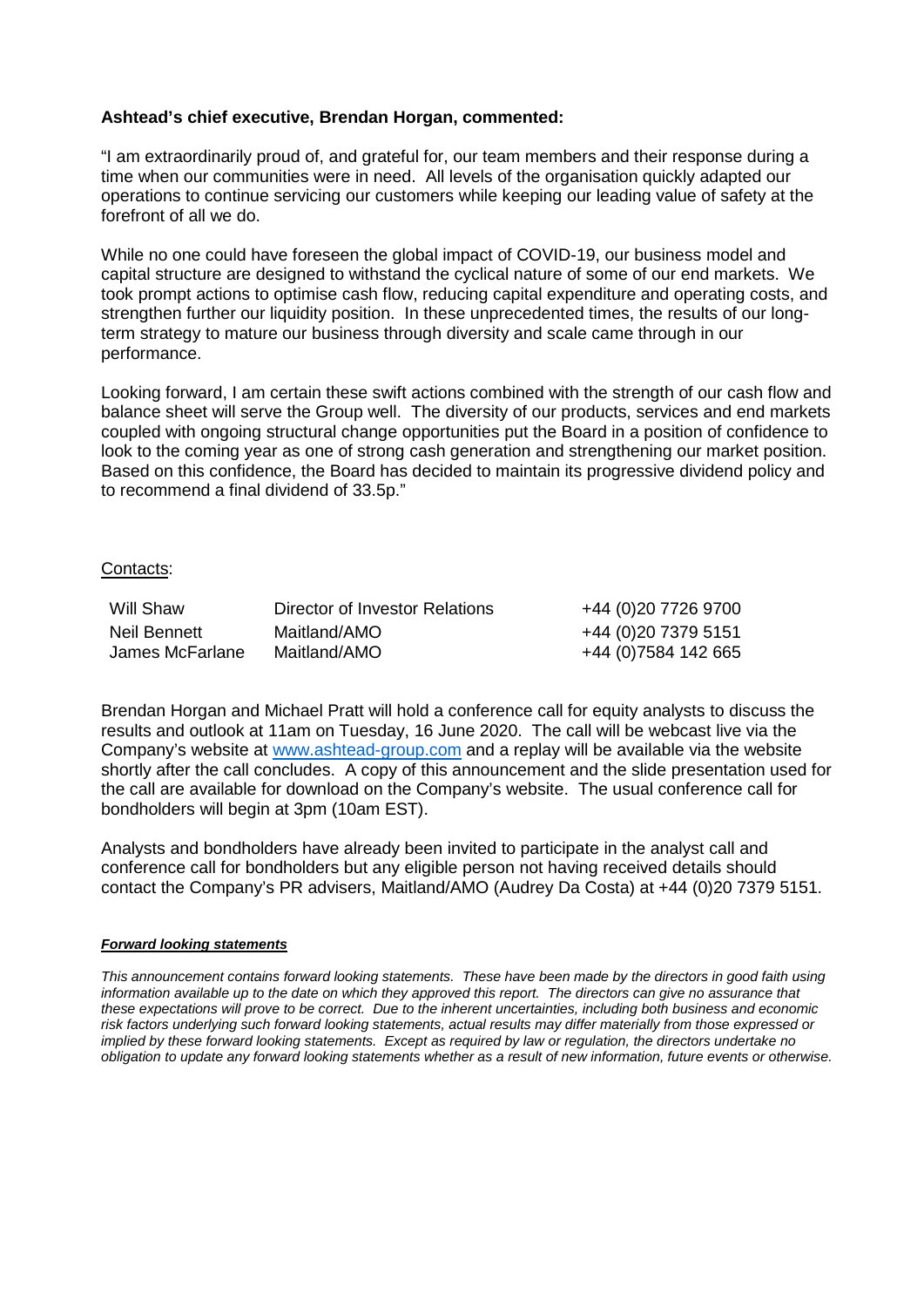**Ashtead's chief executive, Brendan Horgan, commented:**

"I am extraordinarily proud of, and grateful for, our team members and their response during a time when our communities were in need. All levels of the organisation quickly adapted our operations to continue servicing our customers while keeping our leading value of safety at the forefront of all we do.

While no one could have foreseen the global impact of COVID-19, our business model and capital structure are designed to withstand the cyclical nature of some of our end markets. We took prompt actions to optimise cash flow, reducing capital expenditure and operating costs, and strengthen further our liquidity position. In these unprecedented times, the results of our long-term strategy to mature our business through diversity and scale came through in our performance.

Looking forward, I am certain these swift actions combined with the strength of our cash flow and balance sheet will serve the Group well. The diversity of our products, services and end markets coupled with ongoing structural change opportunities put the Board in a position of confidence to look to the coming year as one of strong cash generation and strengthening our market position. Based on this confidence, the Board has decided to maintain its progressive dividend policy and to recommend a final dividend of 33.5p."

Contacts:

| | | |
|---|---|---|
| Will Shaw | Director of Investor Relations | +44 (0)20 7726 9700 |
| Neil Bennett | Maitland/AMO | +44 (0)20 7379 5151 |
| James McFarlane | Maitland/AMO | +44 (0)7584 142 665 |

Brendan Horgan and Michael Pratt will hold a conference call for equity analysts to discuss the results and outlook at 11am on Tuesday, 16 June 2020. The call will be webcast live via the Company's website at www.ashtead-group.com and a replay will be available via the website shortly after the call concludes. A copy of this announcement and the slide presentation used for the call are available for download on the Company's website. The usual conference call for bondholders will begin at 3pm (10am EST).

Analysts and bondholders have already been invited to participate in the analyst call and conference call for bondholders but any eligible person not having received details should contact the Company's PR advisers, Maitland/AMO (Audrey Da Costa) at +44 (0)20 7379 5151.

***Forward looking statements***

*This announcement contains forward looking statements. These have been made by the directors in good faith using information available up to the date on which they approved this report. The directors can give no assurance that these expectations will prove to be correct. Due to the inherent uncertainties, including both business and economic risk factors underlying such forward looking statements, actual results may differ materially from those expressed or implied by these forward looking statements. Except as required by law or regulation, the directors undertake no obligation to update any forward looking statements whether as a result of new information, future events or otherwise.*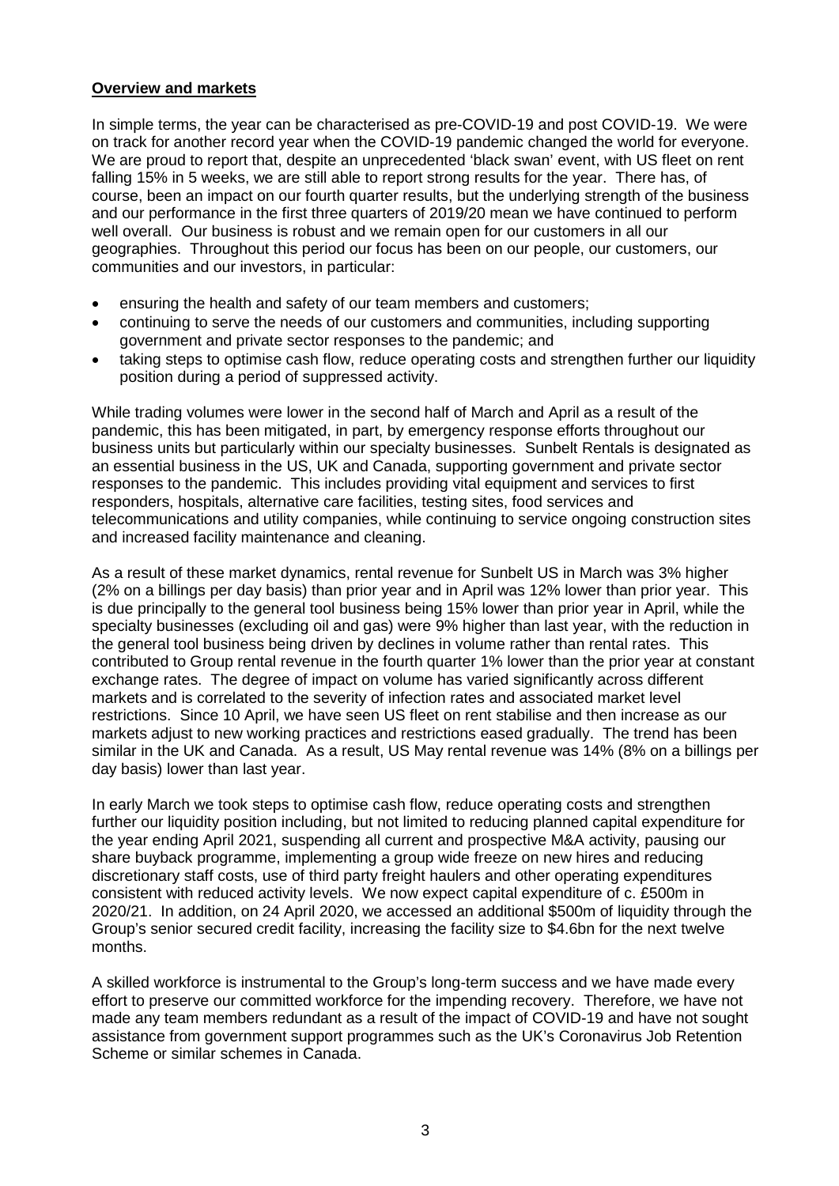## **Overview and markets**

In simple terms, the year can be characterised as pre-COVID-19 and post COVID-19. We were on track for another record year when the COVID-19 pandemic changed the world for everyone. We are proud to report that, despite an unprecedented 'black swan' event, with US fleet on rent falling 15% in 5 weeks, we are still able to report strong results for the year. There has, of course, been an impact on our fourth quarter results, but the underlying strength of the business and our performance in the first three quarters of 2019/20 mean we have continued to perform well overall. Our business is robust and we remain open for our customers in all our geographies. Throughout this period our focus has been on our people, our customers, our communities and our investors, in particular:

- ensuring the health and safety of our team members and customers;
- continuing to serve the needs of our customers and communities, including supporting government and private sector responses to the pandemic; and
- taking steps to optimise cash flow, reduce operating costs and strengthen further our liquidity position during a period of suppressed activity.

While trading volumes were lower in the second half of March and April as a result of the pandemic, this has been mitigated, in part, by emergency response efforts throughout our business units but particularly within our specialty businesses. Sunbelt Rentals is designated as an essential business in the US, UK and Canada, supporting government and private sector responses to the pandemic. This includes providing vital equipment and services to first responders, hospitals, alternative care facilities, testing sites, food services and telecommunications and utility companies, while continuing to service ongoing construction sites and increased facility maintenance and cleaning.

As a result of these market dynamics, rental revenue for Sunbelt US in March was 3% higher (2% on a billings per day basis) than prior year and in April was 12% lower than prior year. This is due principally to the general tool business being 15% lower than prior year in April, while the specialty businesses (excluding oil and gas) were 9% higher than last year, with the reduction in the general tool business being driven by declines in volume rather than rental rates. This contributed to Group rental revenue in the fourth quarter 1% lower than the prior year at constant exchange rates. The degree of impact on volume has varied significantly across different markets and is correlated to the severity of infection rates and associated market level restrictions. Since 10 April, we have seen US fleet on rent stabilise and then increase as our markets adjust to new working practices and restrictions eased gradually. The trend has been similar in the UK and Canada. As a result, US May rental revenue was 14% (8% on a billings per day basis) lower than last year.

In early March we took steps to optimise cash flow, reduce operating costs and strengthen further our liquidity position including, but not limited to reducing planned capital expenditure for the year ending April 2021, suspending all current and prospective M&A activity, pausing our share buyback programme, implementing a group wide freeze on new hires and reducing discretionary staff costs, use of third party freight haulers and other operating expenditures consistent with reduced activity levels. We now expect capital expenditure of c. £500m in 2020/21. In addition, on 24 April 2020, we accessed an additional $500m of liquidity through the Group's senior secured credit facility, increasing the facility size to $4.6bn for the next twelve months.

A skilled workforce is instrumental to the Group's long-term success and we have made every effort to preserve our committed workforce for the impending recovery. Therefore, we have not made any team members redundant as a result of the impact of COVID-19 and have not sought assistance from government support programmes such as the UK's Coronavirus Job Retention Scheme or similar schemes in Canada.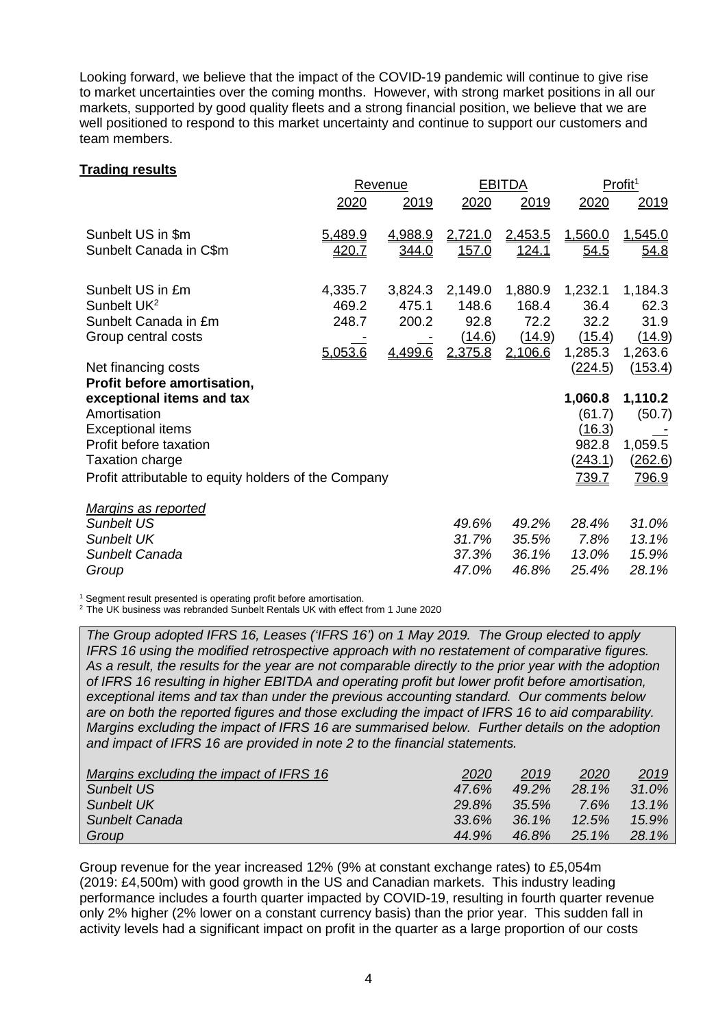Looking forward, we believe that the impact of the COVID-19 pandemic will continue to give rise to market uncertainties over the coming months. However, with strong market positions in all our markets, supported by good quality fleets and a strong financial position, we believe that we are well positioned to respond to this market uncertainty and continue to support our customers and team members.

**Trading results**

| | Revenue | | EBITDA | | Profit[1] | |
|---|---|---|---|---|---|---|
| | 2020 | 2019 | 2020 | 2019 | 2020 | 2019 |
| Sunbelt US in $m | 5,489.9 | 4,988.9 | 2,721.0 | 2,453.5 | 1,560.0 | 1,545.0 |
| Sunbelt Canada in C$m | 420.7 | 344.0 | 157.0 | 124.1 | 54.5 | 54.8 |
| | | | | | | |
| Sunbelt US in £m | 4,335.7 | 3,824.3 | 2,149.0 | 1,880.9 | 1,232.1 | 1,184.3 |
| Sunbelt UK[2] | 469.2 | 475.1 | 148.6 | 168.4 | 36.4 | 62.3 |
| Sunbelt Canada in £m | 248.7 | 200.2 | 92.8 | 72.2 | 32.2 | 31.9 |
| Group central costs | - | - | (14.6) | (14.9) | (15.4) | (14.9) |
| | 5,053.6 | 4,499.6 | 2,375.8 | 2,106.6 | 1,285.3 | 1,263.6 |
| Net financing costs | | | | | (224.5) | (153.4) |
| **Profit before amortisation, exceptional items and tax** | | | | | **1,060.8** | **1,110.2** |
| Amortisation | | | | | (61.7) | (50.7) |
| Exceptional items | | | | | (16.3) | - |
| Profit before taxation | | | | | 982.8 | 1,059.5 |
| Taxation charge | | | | | (243.1) | (262.6) |
| Profit attributable to equity holders of the Company | | | | | 739.7 | 796.9 |
| | | | | | | |
| *Margins as reported* | | | | | | |
| *Sunbelt US* | | | *49.6%* | *49.2%* | *28.4%* | *31.0%* |
| *Sunbelt UK* | | | *31.7%* | *35.5%* | *7.8%* | *13.1%* |
| *Sunbelt Canada* | | | *37.3%* | *36.1%* | *13.0%* | *15.9%* |
| *Group* | | | *47.0%* | *46.8%* | *25.4%* | *28.1%* |

[1] Segment result presented is operating profit before amortisation.
[2] The UK business was rebranded Sunbelt Rentals UK with effect from 1 June 2020

*The Group adopted IFRS 16, Leases ('IFRS 16') on 1 May 2019. The Group elected to apply IFRS 16 using the modified retrospective approach with no restatement of comparative figures. As a result, the results for the year are not comparable directly to the prior year with the adoption of IFRS 16 resulting in higher EBITDA and operating profit but lower profit before amortisation, exceptional items and tax than under the previous accounting standard. Our comments below are on both the reported figures and those excluding the impact of IFRS 16 to aid comparability. Margins excluding the impact of IFRS 16 are summarised below. Further details on the adoption and impact of IFRS 16 are provided in note 2 to the financial statements.*

| *Margins excluding the impact of IFRS 16* | *2020* | *2019* | *2020* | *2019* |
|---|---|---|---|---|
| *Sunbelt US* | *47.6%* | *49.2%* | *28.1%* | *31.0%* |
| *Sunbelt UK* | *29.8%* | *35.5%* | *7.6%* | *13.1%* |
| *Sunbelt Canada* | *33.6%* | *36.1%* | *12.5%* | *15.9%* |
| *Group* | *44.9%* | *46.8%* | *25.1%* | *28.1%* |

Group revenue for the year increased 12% (9% at constant exchange rates) to £5,054m (2019: £4,500m) with good growth in the US and Canadian markets. This industry leading performance includes a fourth quarter impacted by COVID-19, resulting in fourth quarter revenue only 2% higher (2% lower on a constant currency basis) than the prior year. This sudden fall in activity levels had a significant impact on profit in the quarter as a large proportion of our costs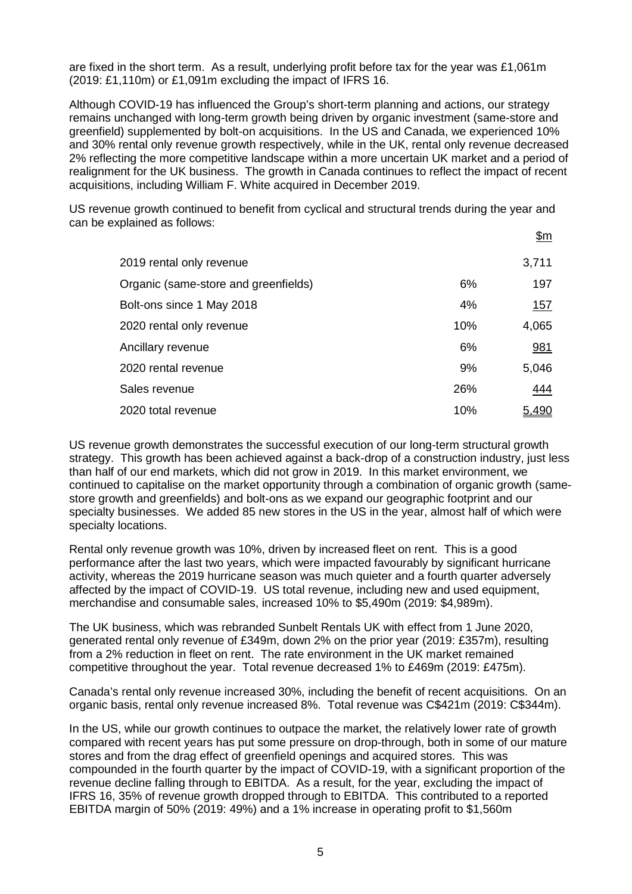are fixed in the short term. As a result, underlying profit before tax for the year was £1,061m (2019: £1,110m) or £1,091m excluding the impact of IFRS 16.

Although COVID-19 has influenced the Group's short-term planning and actions, our strategy remains unchanged with long-term growth being driven by organic investment (same-store and greenfield) supplemented by bolt-on acquisitions. In the US and Canada, we experienced 10% and 30% rental only revenue growth respectively, while in the UK, rental only revenue decreased 2% reflecting the more competitive landscape within a more uncertain UK market and a period of realignment for the UK business. The growth in Canada continues to reflect the impact of recent acquisitions, including William F. White acquired in December 2019.

US revenue growth continued to benefit from cyclical and structural trends during the year and can be explained as follows:

| | | $m |
|---|---|---|
| 2019 rental only revenue | | 3,711 |
| Organic (same-store and greenfields) | 6% | 197 |
| Bolt-ons since 1 May 2018 | 4% | 157 |
| 2020 rental only revenue | 10% | 4,065 |
| Ancillary revenue | 6% | 981 |
| 2020 rental revenue | 9% | 5,046 |
| Sales revenue | 26% | 444 |
| 2020 total revenue | 10% | 5,490 |

US revenue growth demonstrates the successful execution of our long-term structural growth strategy. This growth has been achieved against a back-drop of a construction industry, just less than half of our end markets, which did not grow in 2019. In this market environment, we continued to capitalise on the market opportunity through a combination of organic growth (same-store growth and greenfields) and bolt-ons as we expand our geographic footprint and our specialty businesses. We added 85 new stores in the US in the year, almost half of which were specialty locations.

Rental only revenue growth was 10%, driven by increased fleet on rent. This is a good performance after the last two years, which were impacted favourably by significant hurricane activity, whereas the 2019 hurricane season was much quieter and a fourth quarter adversely affected by the impact of COVID-19. US total revenue, including new and used equipment, merchandise and consumable sales, increased 10% to $5,490m (2019: $4,989m).

The UK business, which was rebranded Sunbelt Rentals UK with effect from 1 June 2020, generated rental only revenue of £349m, down 2% on the prior year (2019: £357m), resulting from a 2% reduction in fleet on rent. The rate environment in the UK market remained competitive throughout the year. Total revenue decreased 1% to £469m (2019: £475m).

Canada's rental only revenue increased 30%, including the benefit of recent acquisitions. On an organic basis, rental only revenue increased 8%. Total revenue was C$421m (2019: C$344m).

In the US, while our growth continues to outpace the market, the relatively lower rate of growth compared with recent years has put some pressure on drop-through, both in some of our mature stores and from the drag effect of greenfield openings and acquired stores. This was compounded in the fourth quarter by the impact of COVID-19, with a significant proportion of the revenue decline falling through to EBITDA. As a result, for the year, excluding the impact of IFRS 16, 35% of revenue growth dropped through to EBITDA. This contributed to a reported EBITDA margin of 50% (2019: 49%) and a 1% increase in operating profit to $1,560m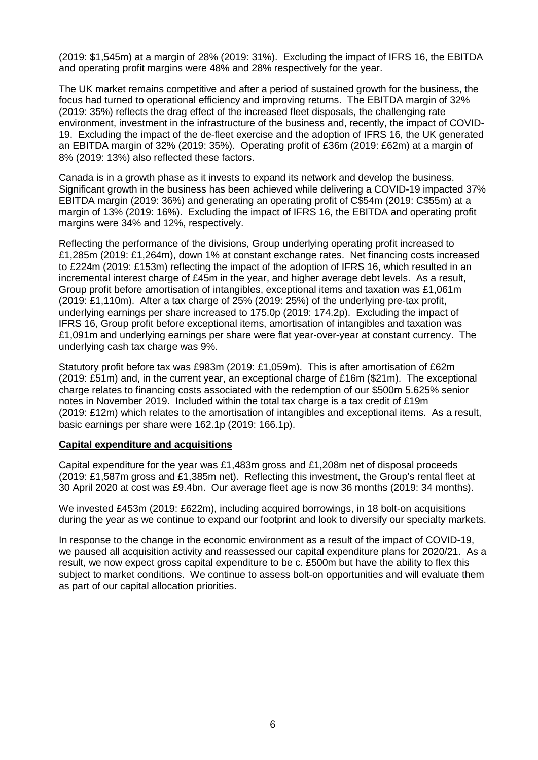(2019: $1,545m) at a margin of 28% (2019: 31%). Excluding the impact of IFRS 16, the EBITDA and operating profit margins were 48% and 28% respectively for the year.

The UK market remains competitive and after a period of sustained growth for the business, the focus had turned to operational efficiency and improving returns. The EBITDA margin of 32% (2019: 35%) reflects the drag effect of the increased fleet disposals, the challenging rate environment, investment in the infrastructure of the business and, recently, the impact of COVID-19. Excluding the impact of the de-fleet exercise and the adoption of IFRS 16, the UK generated an EBITDA margin of 32% (2019: 35%). Operating profit of £36m (2019: £62m) at a margin of 8% (2019: 13%) also reflected these factors.

Canada is in a growth phase as it invests to expand its network and develop the business. Significant growth in the business has been achieved while delivering a COVID-19 impacted 37% EBITDA margin (2019: 36%) and generating an operating profit of C$54m (2019: C$55m) at a margin of 13% (2019: 16%). Excluding the impact of IFRS 16, the EBITDA and operating profit margins were 34% and 12%, respectively.

Reflecting the performance of the divisions, Group underlying operating profit increased to £1,285m (2019: £1,264m), down 1% at constant exchange rates. Net financing costs increased to £224m (2019: £153m) reflecting the impact of the adoption of IFRS 16, which resulted in an incremental interest charge of £45m in the year, and higher average debt levels. As a result, Group profit before amortisation of intangibles, exceptional items and taxation was £1,061m (2019: £1,110m). After a tax charge of 25% (2019: 25%) of the underlying pre-tax profit, underlying earnings per share increased to 175.0p (2019: 174.2p). Excluding the impact of IFRS 16, Group profit before exceptional items, amortisation of intangibles and taxation was £1,091m and underlying earnings per share were flat year-over-year at constant currency. The underlying cash tax charge was 9%.

Statutory profit before tax was £983m (2019: £1,059m). This is after amortisation of £62m (2019: £51m) and, in the current year, an exceptional charge of £16m ($21m). The exceptional charge relates to financing costs associated with the redemption of our $500m 5.625% senior notes in November 2019. Included within the total tax charge is a tax credit of £19m (2019: £12m) which relates to the amortisation of intangibles and exceptional items. As a result, basic earnings per share were 162.1p (2019: 166.1p).

**Capital expenditure and acquisitions**

Capital expenditure for the year was £1,483m gross and £1,208m net of disposal proceeds (2019: £1,587m gross and £1,385m net). Reflecting this investment, the Group's rental fleet at 30 April 2020 at cost was £9.4bn. Our average fleet age is now 36 months (2019: 34 months).

We invested £453m (2019: £622m), including acquired borrowings, in 18 bolt-on acquisitions during the year as we continue to expand our footprint and look to diversify our specialty markets.

In response to the change in the economic environment as a result of the impact of COVID-19, we paused all acquisition activity and reassessed our capital expenditure plans for 2020/21. As a result, we now expect gross capital expenditure to be c. £500m but have the ability to flex this subject to market conditions. We continue to assess bolt-on opportunities and will evaluate them as part of our capital allocation priorities.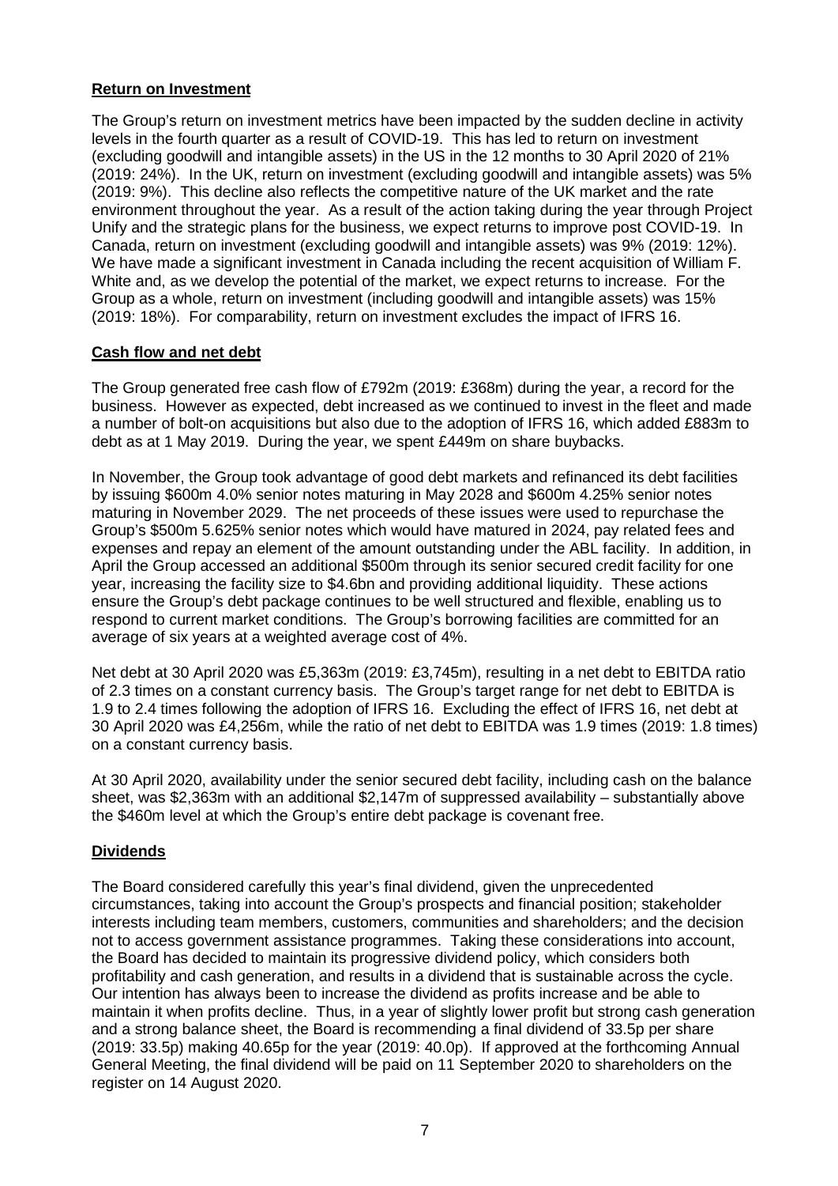## **Return on Investment**

The Group's return on investment metrics have been impacted by the sudden decline in activity levels in the fourth quarter as a result of COVID-19. This has led to return on investment (excluding goodwill and intangible assets) in the US in the 12 months to 30 April 2020 of 21% (2019: 24%). In the UK, return on investment (excluding goodwill and intangible assets) was 5% (2019: 9%). This decline also reflects the competitive nature of the UK market and the rate environment throughout the year. As a result of the action taking during the year through Project Unify and the strategic plans for the business, we expect returns to improve post COVID-19. In Canada, return on investment (excluding goodwill and intangible assets) was 9% (2019: 12%). We have made a significant investment in Canada including the recent acquisition of William F. White and, as we develop the potential of the market, we expect returns to increase. For the Group as a whole, return on investment (including goodwill and intangible assets) was 15% (2019: 18%). For comparability, return on investment excludes the impact of IFRS 16.

## **Cash flow and net debt**

The Group generated free cash flow of £792m (2019: £368m) during the year, a record for the business. However as expected, debt increased as we continued to invest in the fleet and made a number of bolt-on acquisitions but also due to the adoption of IFRS 16, which added £883m to debt as at 1 May 2019. During the year, we spent £449m on share buybacks.

In November, the Group took advantage of good debt markets and refinanced its debt facilities by issuing \$600m 4.0% senior notes maturing in May 2028 and \$600m 4.25% senior notes maturing in November 2029. The net proceeds of these issues were used to repurchase the Group's \$500m 5.625% senior notes which would have matured in 2024, pay related fees and expenses and repay an element of the amount outstanding under the ABL facility. In addition, in April the Group accessed an additional \$500m through its senior secured credit facility for one year, increasing the facility size to \$4.6bn and providing additional liquidity. These actions ensure the Group's debt package continues to be well structured and flexible, enabling us to respond to current market conditions. The Group's borrowing facilities are committed for an average of six years at a weighted average cost of 4%.

Net debt at 30 April 2020 was £5,363m (2019: £3,745m), resulting in a net debt to EBITDA ratio of 2.3 times on a constant currency basis. The Group's target range for net debt to EBITDA is 1.9 to 2.4 times following the adoption of IFRS 16. Excluding the effect of IFRS 16, net debt at 30 April 2020 was £4,256m, while the ratio of net debt to EBITDA was 1.9 times (2019: 1.8 times) on a constant currency basis.

At 30 April 2020, availability under the senior secured debt facility, including cash on the balance sheet, was \$2,363m with an additional \$2,147m of suppressed availability – substantially above the \$460m level at which the Group's entire debt package is covenant free.

## **Dividends**

The Board considered carefully this year's final dividend, given the unprecedented circumstances, taking into account the Group's prospects and financial position; stakeholder interests including team members, customers, communities and shareholders; and the decision not to access government assistance programmes. Taking these considerations into account, the Board has decided to maintain its progressive dividend policy, which considers both profitability and cash generation, and results in a dividend that is sustainable across the cycle. Our intention has always been to increase the dividend as profits increase and be able to maintain it when profits decline. Thus, in a year of slightly lower profit but strong cash generation and a strong balance sheet, the Board is recommending a final dividend of 33.5p per share (2019: 33.5p) making 40.65p for the year (2019: 40.0p). If approved at the forthcoming Annual General Meeting, the final dividend will be paid on 11 September 2020 to shareholders on the register on 14 August 2020.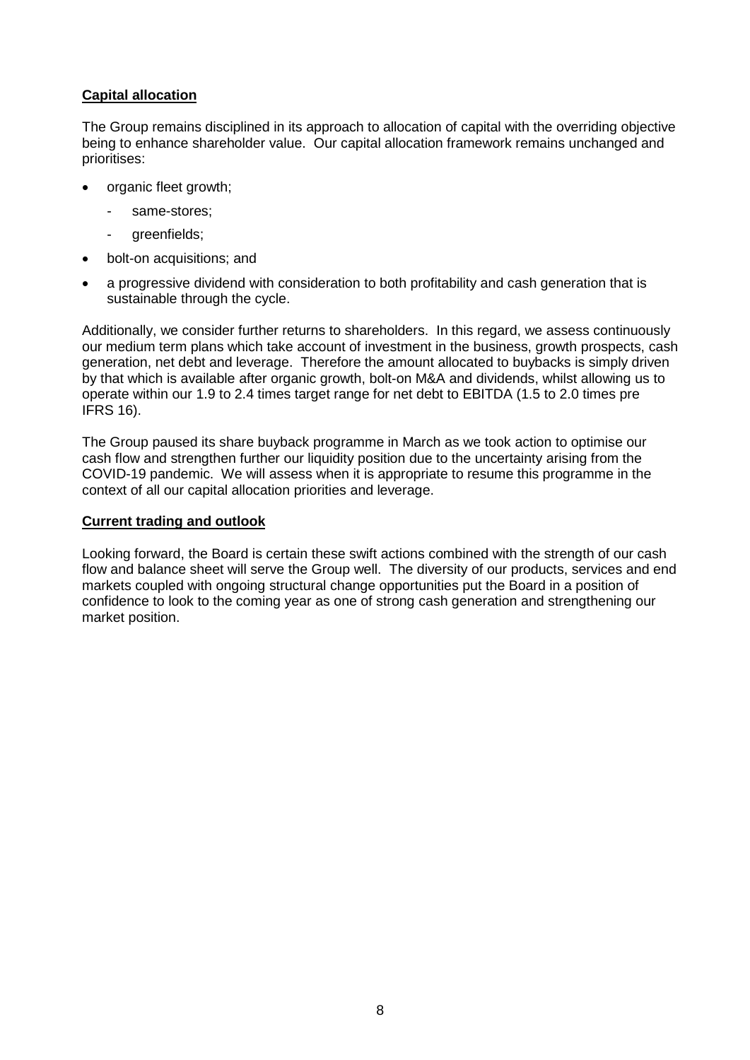## Capital allocation

The Group remains disciplined in its approach to allocation of capital with the overriding objective being to enhance shareholder value. Our capital allocation framework remains unchanged and prioritises:

- organic fleet growth;
  - same-stores;
  - greenfields;
- bolt-on acquisitions; and
- a progressive dividend with consideration to both profitability and cash generation that is sustainable through the cycle.

Additionally, we consider further returns to shareholders. In this regard, we assess continuously our medium term plans which take account of investment in the business, growth prospects, cash generation, net debt and leverage. Therefore the amount allocated to buybacks is simply driven by that which is available after organic growth, bolt-on M&A and dividends, whilst allowing us to operate within our 1.9 to 2.4 times target range for net debt to EBITDA (1.5 to 2.0 times pre IFRS 16).

The Group paused its share buyback programme in March as we took action to optimise our cash flow and strengthen further our liquidity position due to the uncertainty arising from the COVID-19 pandemic. We will assess when it is appropriate to resume this programme in the context of all our capital allocation priorities and leverage.

## Current trading and outlook

Looking forward, the Board is certain these swift actions combined with the strength of our cash flow and balance sheet will serve the Group well. The diversity of our products, services and end markets coupled with ongoing structural change opportunities put the Board in a position of confidence to look to the coming year as one of strong cash generation and strengthening our market position.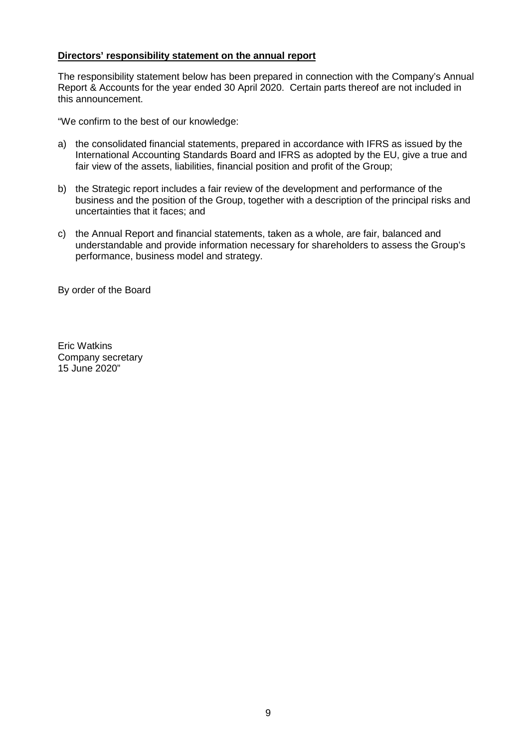**Directors' responsibility statement on the annual report**

The responsibility statement below has been prepared in connection with the Company's Annual Report & Accounts for the year ended 30 April 2020. Certain parts thereof are not included in this announcement.

"We confirm to the best of our knowledge:

a) the consolidated financial statements, prepared in accordance with IFRS as issued by the International Accounting Standards Board and IFRS as adopted by the EU, give a true and fair view of the assets, liabilities, financial position and profit of the Group;

b) the Strategic report includes a fair review of the development and performance of the business and the position of the Group, together with a description of the principal risks and uncertainties that it faces; and

c) the Annual Report and financial statements, taken as a whole, are fair, balanced and understandable and provide information necessary for shareholders to assess the Group's performance, business model and strategy.

By order of the Board

Eric Watkins
Company secretary
15 June 2020"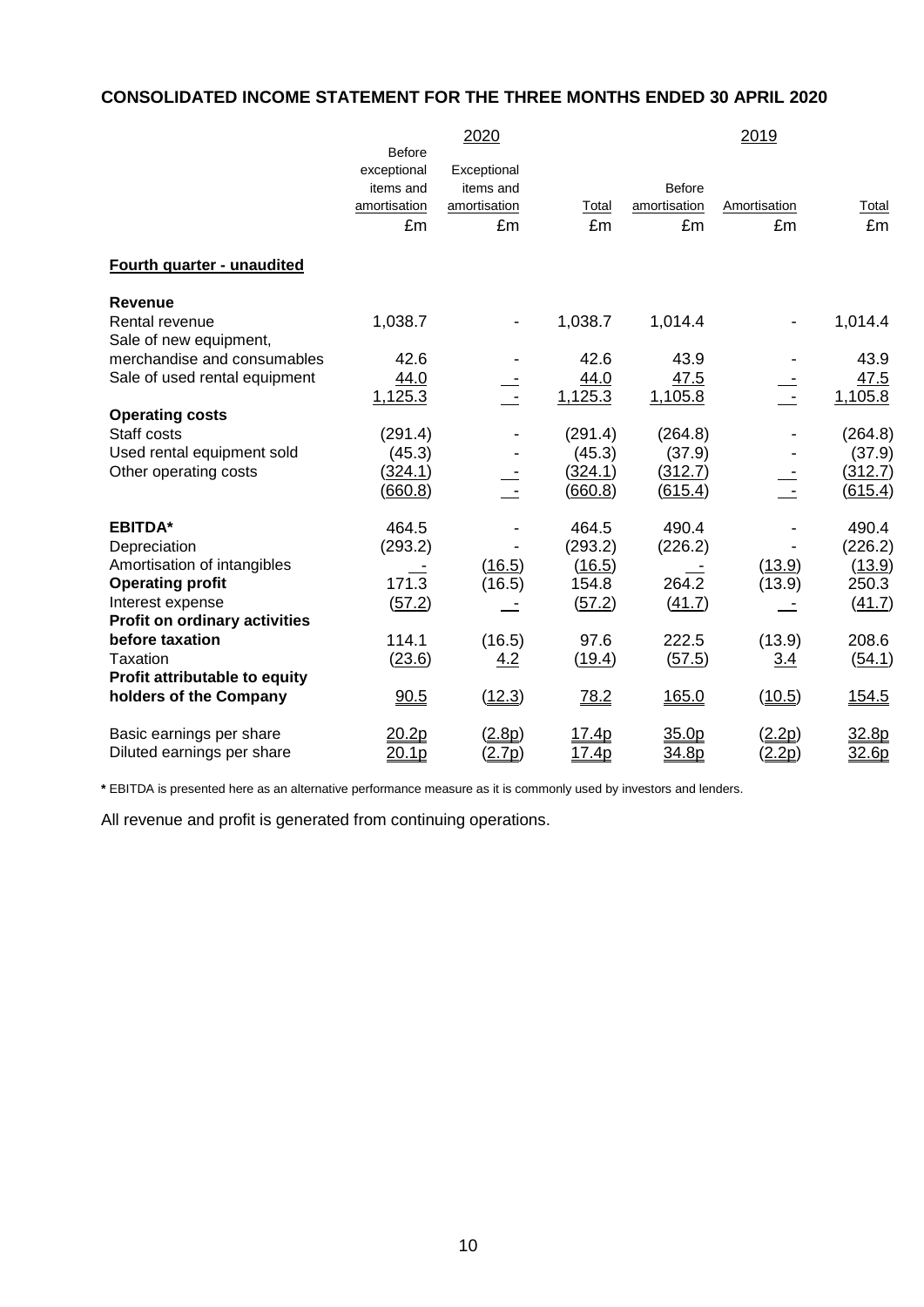## CONSOLIDATED INCOME STATEMENT FOR THE THREE MONTHS ENDED 30 APRIL 2020

| | 2020 | | | 2019 | | |
|---|---|---|---|---|---|---|
| | Before exceptional items and amortisation | Exceptional items and amortisation | Total | Before amortisation | Amortisation | Total |
| | £m | £m | £m | £m | £m | £m |
| **Fourth quarter - unaudited** | | | | | | |
| **Revenue** | | | | | | |
| Rental revenue | 1,038.7 | - | 1,038.7 | 1,014.4 | - | 1,014.4 |
| Sale of new equipment, merchandise and consumables | 42.6 | - | 42.6 | 43.9 | - | 43.9 |
| Sale of used rental equipment | 44.0 | - | 44.0 | 47.5 | - | 47.5 |
| | 1,125.3 | - | 1,125.3 | 1,105.8 | - | 1,105.8 |
| **Operating costs** | | | | | | |
| Staff costs | (291.4) | - | (291.4) | (264.8) | - | (264.8) |
| Used rental equipment sold | (45.3) | - | (45.3) | (37.9) | - | (37.9) |
| Other operating costs | (324.1) | - | (324.1) | (312.7) | - | (312.7) |
| | (660.8) | - | (660.8) | (615.4) | - | (615.4) |
| **EBITDA*** | 464.5 | - | 464.5 | 490.4 | - | 490.4 |
| Depreciation | (293.2) | - | (293.2) | (226.2) | - | (226.2) |
| Amortisation of intangibles | - | (16.5) | (16.5) | - | (13.9) | (13.9) |
| **Operating profit** | 171.3 | (16.5) | 154.8 | 264.2 | (13.9) | 250.3 |
| Interest expense | (57.2) | - | (57.2) | (41.7) | - | (41.7) |
| **Profit on ordinary activities before taxation** | 114.1 | (16.5) | 97.6 | 222.5 | (13.9) | 208.6 |
| Taxation | (23.6) | 4.2 | (19.4) | (57.5) | 3.4 | (54.1) |
| **Profit attributable to equity holders of the Company** | 90.5 | (12.3) | 78.2 | 165.0 | (10.5) | 154.5 |
| Basic earnings per share | 20.2p | (2.8p) | 17.4p | 35.0p | (2.2p) | 32.8p |
| Diluted earnings per share | 20.1p | (2.7p) | 17.4p | 34.8p | (2.2p) | 32.6p |

**\*** EBITDA is presented here as an alternative performance measure as it is commonly used by investors and lenders.

All revenue and profit is generated from continuing operations.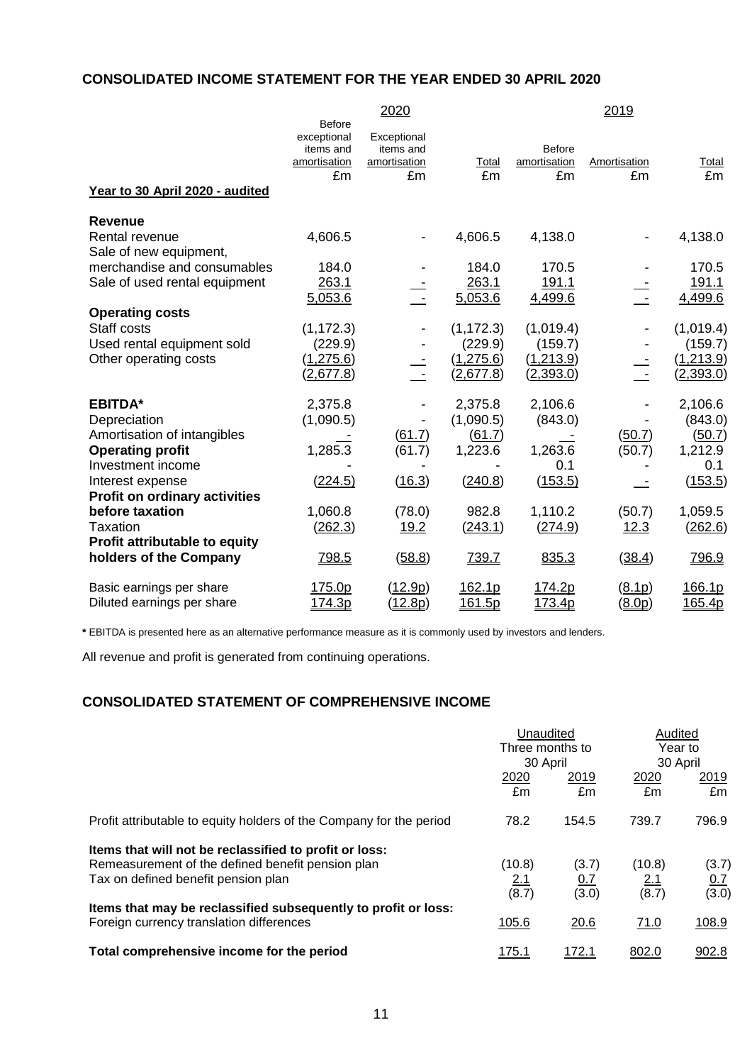## CONSOLIDATED INCOME STATEMENT FOR THE YEAR ENDED 30 APRIL 2020

| | 2020 | | | 2019 | | |
|---|---|---|---|---|---|---|
| | Before exceptional items and amortisation £m | Exceptional items and amortisation £m | Total £m | Before amortisation £m | Amortisation £m | Total £m |
| **Year to 30 April 2020 - audited** | | | | | | |
| **Revenue** | | | | | | |
| Rental revenue | 4,606.5 | - | 4,606.5 | 4,138.0 | - | 4,138.0 |
| Sale of new equipment, merchandise and consumables | 184.0 | - | 184.0 | 170.5 | - | 170.5 |
| Sale of used rental equipment | 263.1 | - | 263.1 | 191.1 | - | 191.1 |
| | 5,053.6 | - | 5,053.6 | 4,499.6 | - | 4,499.6 |
| **Operating costs** | | | | | | |
| Staff costs | (1,172.3) | - | (1,172.3) | (1,019.4) | - | (1,019.4) |
| Used rental equipment sold | (229.9) | - | (229.9) | (159.7) | - | (159.7) |
| Other operating costs | (1,275.6) | - | (1,275.6) | (1,213.9) | - | (1,213.9) |
| | (2,677.8) | - | (2,677.8) | (2,393.0) | - | (2,393.0) |
| **EBITDA*** | 2,375.8 | - | 2,375.8 | 2,106.6 | - | 2,106.6 |
| Depreciation | (1,090.5) | - | (1,090.5) | (843.0) | - | (843.0) |
| Amortisation of intangibles | - | (61.7) | (61.7) | - | (50.7) | (50.7) |
| **Operating profit** | 1,285.3 | (61.7) | 1,223.6 | 1,263.6 | (50.7) | 1,212.9 |
| Investment income | - | - | - | 0.1 | - | 0.1 |
| Interest expense | (224.5) | (16.3) | (240.8) | (153.5) | - | (153.5) |
| **Profit on ordinary activities before taxation** | 1,060.8 | (78.0) | 982.8 | 1,110.2 | (50.7) | 1,059.5 |
| Taxation | (262.3) | 19.2 | (243.1) | (274.9) | 12.3 | (262.6) |
| **Profit attributable to equity holders of the Company** | 798.5 | (58.8) | 739.7 | 835.3 | (38.4) | 796.9 |
| Basic earnings per share | 175.0p | (12.9p) | 162.1p | 174.2p | (8.1p) | 166.1p |
| Diluted earnings per share | 174.3p | (12.8p) | 161.5p | 173.4p | (8.0p) | 165.4p |

* EBITDA is presented here as an alternative performance measure as it is commonly used by investors and lenders.

All revenue and profit is generated from continuing operations.

## CONSOLIDATED STATEMENT OF COMPREHENSIVE INCOME

| | Unaudited Three months to 30 April | | Audited Year to 30 April | |
|---|---|---|---|---|
| | 2020 £m | 2019 £m | 2020 £m | 2019 £m |
| Profit attributable to equity holders of the Company for the period | 78.2 | 154.5 | 739.7 | 796.9 |
| **Items that will not be reclassified to profit or loss:** | | | | |
| Remeasurement of the defined benefit pension plan | (10.8) | (3.7) | (10.8) | (3.7) |
| Tax on defined benefit pension plan | 2.1 | 0.7 | 2.1 | 0.7 |
| | (8.7) | (3.0) | (8.7) | (3.0) |
| **Items that may be reclassified subsequently to profit or loss:** | | | | |
| Foreign currency translation differences | 105.6 | 20.6 | 71.0 | 108.9 |
| **Total comprehensive income for the period** | 175.1 | 172.1 | 802.0 | 902.8 |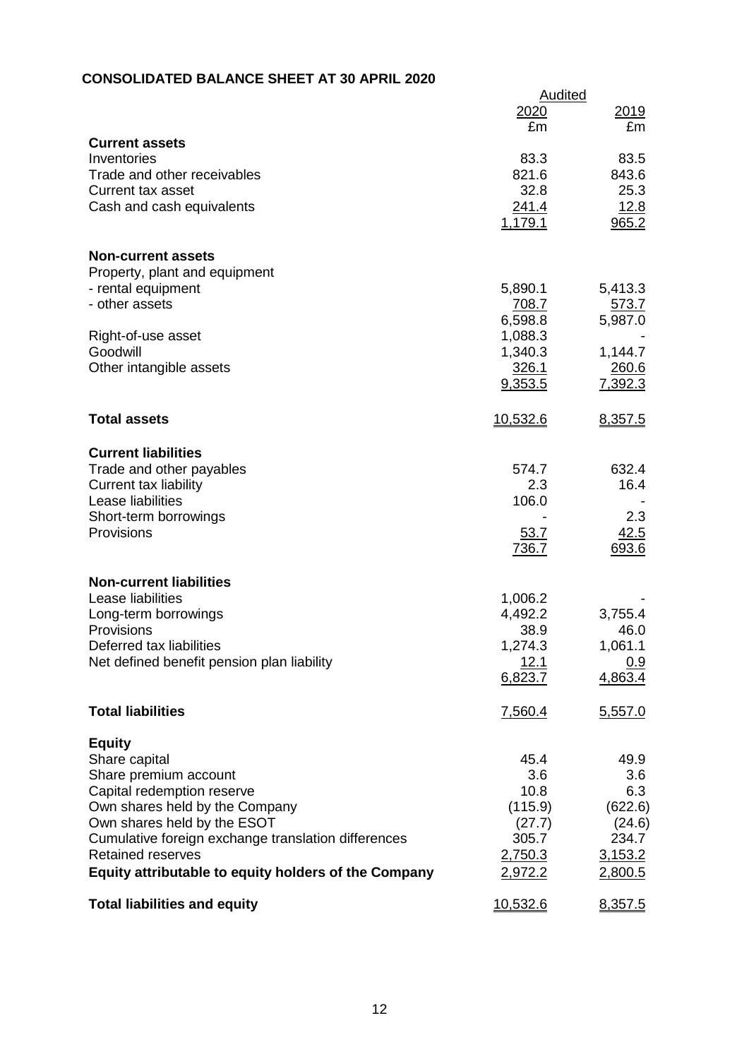## CONSOLIDATED BALANCE SHEET AT 30 APRIL 2020

| | Audited | |
|---|---|---|
| | 2020 | 2019 |
| | £m | £m |
| **Current assets** | | |
| Inventories | 83.3 | 83.5 |
| Trade and other receivables | 821.6 | 843.6 |
| Current tax asset | 32.8 | 25.3 |
| Cash and cash equivalents | 241.4 | 12.8 |
| | 1,179.1 | 965.2 |
| **Non-current assets** | | |
| Property, plant and equipment | | |
| - rental equipment | 5,890.1 | 5,413.3 |
| - other assets | 708.7 | 573.7 |
| | 6,598.8 | 5,987.0 |
| Right-of-use asset | 1,088.3 | - |
| Goodwill | 1,340.3 | 1,144.7 |
| Other intangible assets | 326.1 | 260.6 |
| | 9,353.5 | 7,392.3 |
| **Total assets** | 10,532.6 | 8,357.5 |
| **Current liabilities** | | |
| Trade and other payables | 574.7 | 632.4 |
| Current tax liability | 2.3 | 16.4 |
| Lease liabilities | 106.0 | - |
| Short-term borrowings | - | 2.3 |
| Provisions | 53.7 | 42.5 |
| | 736.7 | 693.6 |
| **Non-current liabilities** | | |
| Lease liabilities | 1,006.2 | - |
| Long-term borrowings | 4,492.2 | 3,755.4 |
| Provisions | 38.9 | 46.0 |
| Deferred tax liabilities | 1,274.3 | 1,061.1 |
| Net defined benefit pension plan liability | 12.1 | 0.9 |
| | 6,823.7 | 4,863.4 |
| **Total liabilities** | 7,560.4 | 5,557.0 |
| **Equity** | | |
| Share capital | 45.4 | 49.9 |
| Share premium account | 3.6 | 3.6 |
| Capital redemption reserve | 10.8 | 6.3 |
| Own shares held by the Company | (115.9) | (622.6) |
| Own shares held by the ESOT | (27.7) | (24.6) |
| Cumulative foreign exchange translation differences | 305.7 | 234.7 |
| Retained reserves | 2,750.3 | 3,153.2 |
| **Equity attributable to equity holders of the Company** | 2,972.2 | 2,800.5 |
| **Total liabilities and equity** | 10,532.6 | 8,357.5 |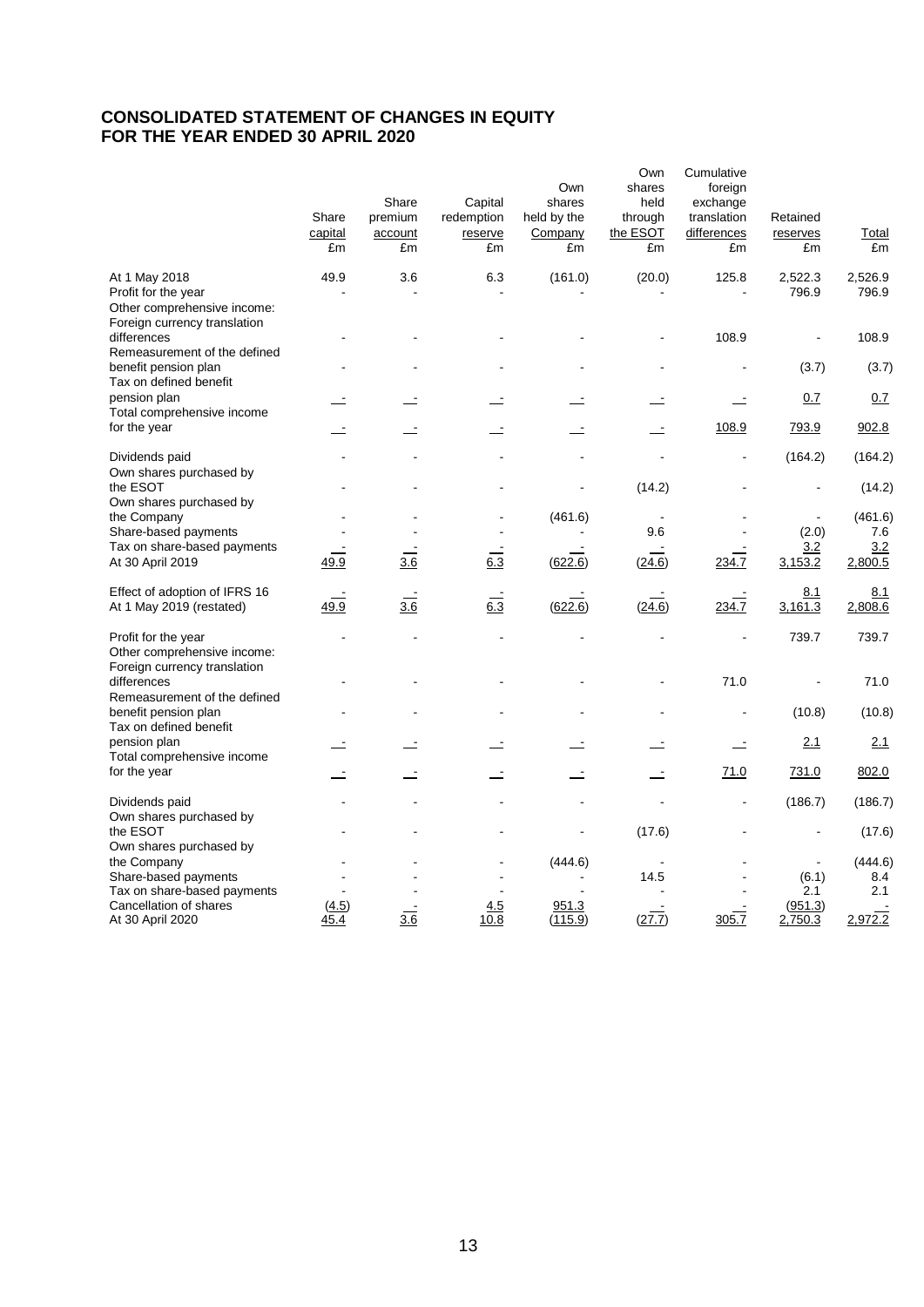## CONSOLIDATED STATEMENT OF CHANGES IN EQUITY
## FOR THE YEAR ENDED 30 APRIL 2020

| | Share capital £m | Share premium account £m | Capital redemption reserve £m | Own shares held by the Company £m | Own shares held through the ESOT £m | Cumulative foreign exchange translation differences £m | Retained reserves £m | Total £m |
|---|---|---|---|---|---|---|---|---|
| At 1 May 2018 | 49.9 | 3.6 | 6.3 | (161.0) | (20.0) | 125.8 | 2,522.3 | 2,526.9 |
| Profit for the year | - | - | - | - | - | - | 796.9 | 796.9 |
| Other comprehensive income: | | | | | | | | |
| Foreign currency translation differences | - | - | - | - | - | 108.9 | - | 108.9 |
| Remeasurement of the defined benefit pension plan | - | - | - | - | - | - | (3.7) | (3.7) |
| Tax on defined benefit pension plan | - | - | - | - | - | - | 0.7 | 0.7 |
| Total comprehensive income for the year | - | - | - | - | - | 108.9 | 793.9 | 902.8 |
| Dividends paid | - | - | - | - | - | - | (164.2) | (164.2) |
| Own shares purchased by the ESOT | - | - | - | - | (14.2) | - | - | (14.2) |
| Own shares purchased by the Company | - | - | - | (461.6) | - | - | - | (461.6) |
| Share-based payments | - | - | - | - | 9.6 | - | (2.0) | 7.6 |
| Tax on share-based payments | - | - | - | - | - | - | 3.2 | 3.2 |
| At 30 April 2019 | 49.9 | 3.6 | 6.3 | (622.6) | (24.6) | 234.7 | 3,153.2 | 2,800.5 |
| Effect of adoption of IFRS 16 | - | - | - | - | - | - | 8.1 | 8.1 |
| At 1 May 2019 (restated) | 49.9 | 3.6 | 6.3 | (622.6) | (24.6) | 234.7 | 3,161.3 | 2,808.6 |
| Profit for the year | - | - | - | - | - | - | 739.7 | 739.7 |
| Other comprehensive income: | | | | | | | | |
| Foreign currency translation differences | - | - | - | - | - | 71.0 | - | 71.0 |
| Remeasurement of the defined benefit pension plan | - | - | - | - | - | - | (10.8) | (10.8) |
| Tax on defined benefit pension plan | - | - | - | - | - | - | 2.1 | 2.1 |
| Total comprehensive income for the year | - | - | - | - | - | 71.0 | 731.0 | 802.0 |
| Dividends paid | - | - | - | - | - | - | (186.7) | (186.7) |
| Own shares purchased by the ESOT | - | - | - | - | (17.6) | - | - | (17.6) |
| Own shares purchased by the Company | - | - | - | (444.6) | - | - | - | (444.6) |
| Share-based payments | - | - | - | - | 14.5 | - | (6.1) | 8.4 |
| Tax on share-based payments | - | - | - | - | - | - | 2.1 | 2.1 |
| Cancellation of shares | (4.5) | - | 4.5 | 951.3 | - | - | (951.3) | - |
| At 30 April 2020 | 45.4 | 3.6 | 10.8 | (115.9) | (27.7) | 305.7 | 2,750.3 | 2,972.2 |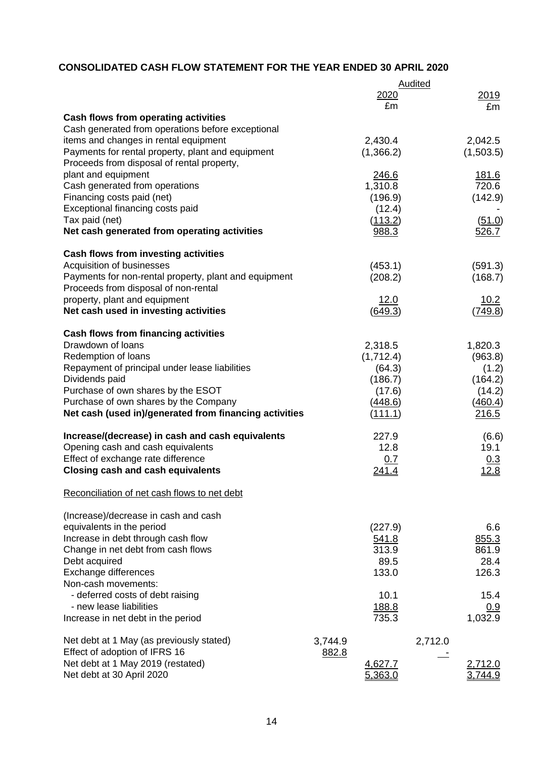## CONSOLIDATED CASH FLOW STATEMENT FOR THE YEAR ENDED 30 APRIL 2020

| | | Audited 2020 £m | | 2019 £m |
|---|---|---|---|---|
| **Cash flows from operating activities** | | | | |
| Cash generated from operations before exceptional items and changes in rental equipment | | 2,430.4 | | 2,042.5 |
| Payments for rental property, plant and equipment | | (1,366.2) | | (1,503.5) |
| Proceeds from disposal of rental property, plant and equipment | | 246.6 | | 181.6 |
| Cash generated from operations | | 1,310.8 | | 720.6 |
| Financing costs paid (net) | | (196.9) | | (142.9) |
| Exceptional financing costs paid | | (12.4) | | - |
| Tax paid (net) | | (113.2) | | (51.0) |
| **Net cash generated from operating activities** | | 988.3 | | 526.7 |
| | | | | |
| **Cash flows from investing activities** | | | | |
| Acquisition of businesses | | (453.1) | | (591.3) |
| Payments for non-rental property, plant and equipment | | (208.2) | | (168.7) |
| Proceeds from disposal of non-rental property, plant and equipment | | 12.0 | | 10.2 |
| **Net cash used in investing activities** | | (649.3) | | (749.8) |
| | | | | |
| **Cash flows from financing activities** | | | | |
| Drawdown of loans | | 2,318.5 | | 1,820.3 |
| Redemption of loans | | (1,712.4) | | (963.8) |
| Repayment of principal under lease liabilities | | (64.3) | | (1.2) |
| Dividends paid | | (186.7) | | (164.2) |
| Purchase of own shares by the ESOT | | (17.6) | | (14.2) |
| Purchase of own shares by the Company | | (448.6) | | (460.4) |
| **Net cash (used in)/generated from financing activities** | | (111.1) | | 216.5 |
| | | | | |
| **Increase/(decrease) in cash and cash equivalents** | | 227.9 | | (6.6) |
| Opening cash and cash equivalents | | 12.8 | | 19.1 |
| Effect of exchange rate difference | | 0.7 | | 0.3 |
| **Closing cash and cash equivalents** | | 241.4 | | 12.8 |
| | | | | |
| Reconciliation of net cash flows to net debt | | | | |
| | | | | |
| (Increase)/decrease in cash and cash equivalents in the period | | (227.9) | | 6.6 |
| Increase in debt through cash flow | | 541.8 | | 855.3 |
| Change in net debt from cash flows | | 313.9 | | 861.9 |
| Debt acquired | | 89.5 | | 28.4 |
| Exchange differences | | 133.0 | | 126.3 |
| Non-cash movements: | | | | |
| - deferred costs of debt raising | | 10.1 | | 15.4 |
| - new lease liabilities | | 188.8 | | 0.9 |
| Increase in net debt in the period | | 735.3 | | 1,032.9 |
| | | | | |
| Net debt at 1 May (as previously stated) | 3,744.9 | | 2,712.0 | |
| Effect of adoption of IFRS 16 | 882.8 | | - | |
| Net debt at 1 May 2019 (restated) | | 4,627.7 | | 2,712.0 |
| Net debt at 30 April 2020 | | 5,363.0 | | 3,744.9 |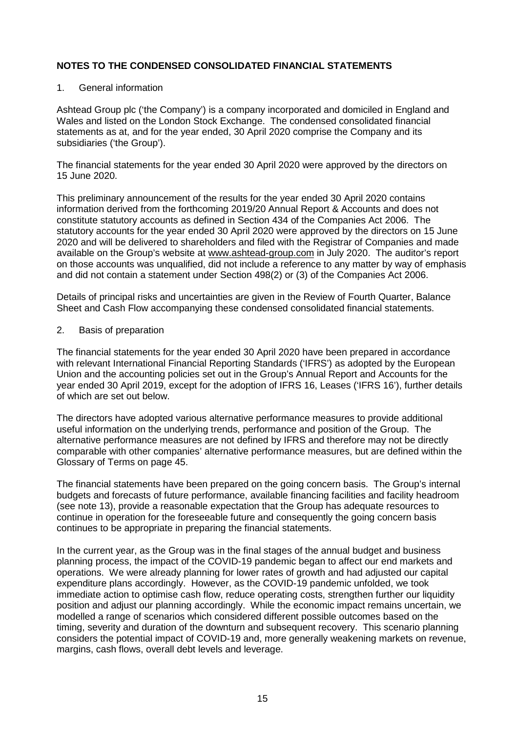# NOTES TO THE CONDENSED CONSOLIDATED FINANCIAL STATEMENTS

1. General information

Ashtead Group plc ('the Company') is a company incorporated and domiciled in England and Wales and listed on the London Stock Exchange. The condensed consolidated financial statements as at, and for the year ended, 30 April 2020 comprise the Company and its subsidiaries ('the Group').

The financial statements for the year ended 30 April 2020 were approved by the directors on 15 June 2020.

This preliminary announcement of the results for the year ended 30 April 2020 contains information derived from the forthcoming 2019/20 Annual Report & Accounts and does not constitute statutory accounts as defined in Section 434 of the Companies Act 2006. The statutory accounts for the year ended 30 April 2020 were approved by the directors on 15 June 2020 and will be delivered to shareholders and filed with the Registrar of Companies and made available on the Group's website at www.ashtead-group.com in July 2020. The auditor's report on those accounts was unqualified, did not include a reference to any matter by way of emphasis and did not contain a statement under Section 498(2) or (3) of the Companies Act 2006.

Details of principal risks and uncertainties are given in the Review of Fourth Quarter, Balance Sheet and Cash Flow accompanying these condensed consolidated financial statements.

2. Basis of preparation

The financial statements for the year ended 30 April 2020 have been prepared in accordance with relevant International Financial Reporting Standards ('IFRS') as adopted by the European Union and the accounting policies set out in the Group's Annual Report and Accounts for the year ended 30 April 2019, except for the adoption of IFRS 16, Leases ('IFRS 16'), further details of which are set out below.

The directors have adopted various alternative performance measures to provide additional useful information on the underlying trends, performance and position of the Group. The alternative performance measures are not defined by IFRS and therefore may not be directly comparable with other companies' alternative performance measures, but are defined within the Glossary of Terms on page 45.

The financial statements have been prepared on the going concern basis. The Group's internal budgets and forecasts of future performance, available financing facilities and facility headroom (see note 13), provide a reasonable expectation that the Group has adequate resources to continue in operation for the foreseeable future and consequently the going concern basis continues to be appropriate in preparing the financial statements.

In the current year, as the Group was in the final stages of the annual budget and business planning process, the impact of the COVID-19 pandemic began to affect our end markets and operations. We were already planning for lower rates of growth and had adjusted our capital expenditure plans accordingly. However, as the COVID-19 pandemic unfolded, we took immediate action to optimise cash flow, reduce operating costs, strengthen further our liquidity position and adjust our planning accordingly. While the economic impact remains uncertain, we modelled a range of scenarios which considered different possible outcomes based on the timing, severity and duration of the downturn and subsequent recovery. This scenario planning considers the potential impact of COVID-19 and, more generally weakening markets on revenue, margins, cash flows, overall debt levels and leverage.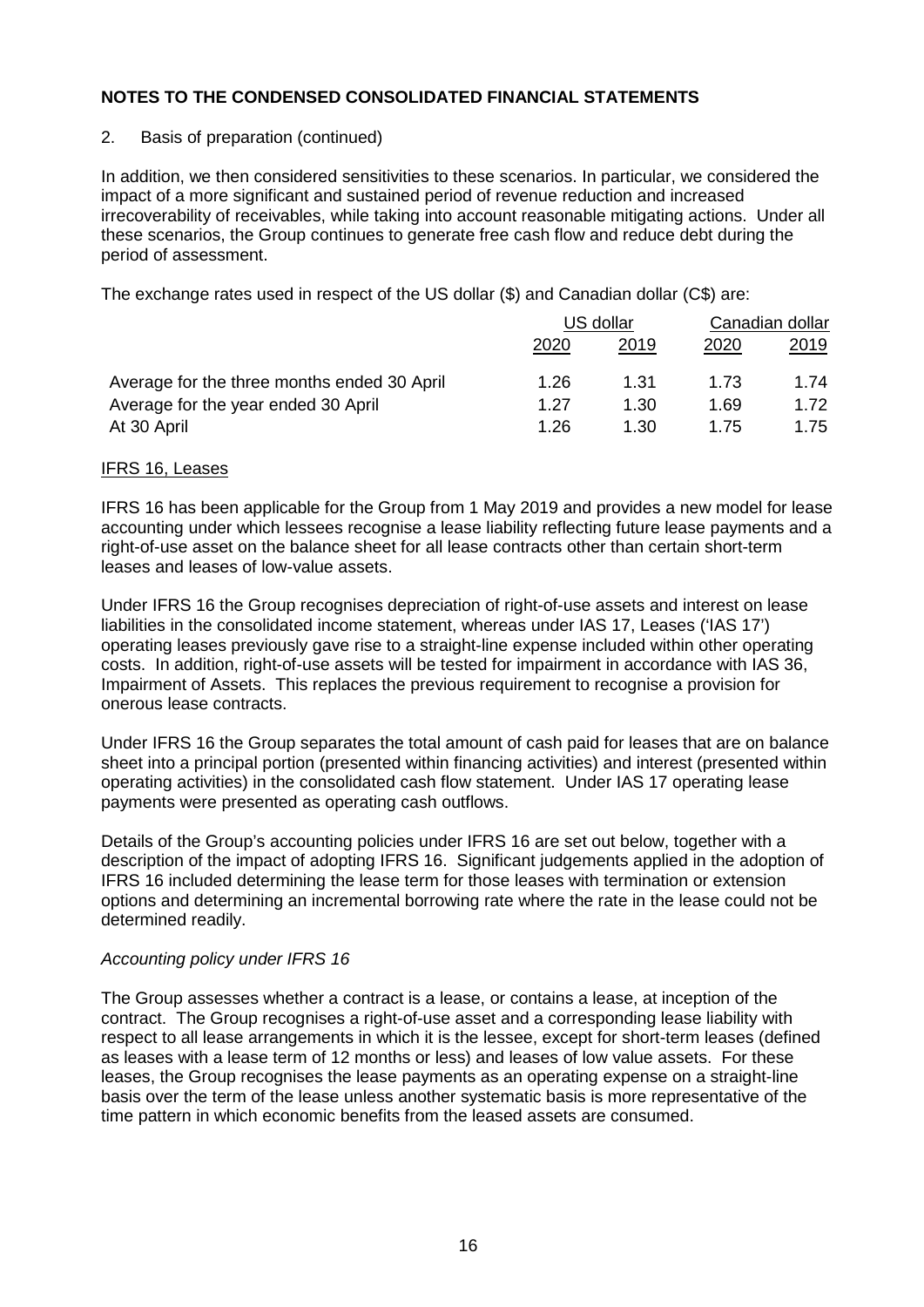# NOTES TO THE CONDENSED CONSOLIDATED FINANCIAL STATEMENTS

2. Basis of preparation (continued)

In addition, we then considered sensitivities to these scenarios. In particular, we considered the impact of a more significant and sustained period of revenue reduction and increased irrecoverability of receivables, while taking into account reasonable mitigating actions. Under all these scenarios, the Group continues to generate free cash flow and reduce debt during the period of assessment.

The exchange rates used in respect of the US dollar ($) and Canadian dollar (C$) are:

| | US dollar | | Canadian dollar | |
|---|---|---|---|---|
| | 2020 | 2019 | 2020 | 2019 |
| Average for the three months ended 30 April | 1.26 | 1.31 | 1.73 | 1.74 |
| Average for the year ended 30 April | 1.27 | 1.30 | 1.69 | 1.72 |
| At 30 April | 1.26 | 1.30 | 1.75 | 1.75 |

## IFRS 16, Leases

IFRS 16 has been applicable for the Group from 1 May 2019 and provides a new model for lease accounting under which lessees recognise a lease liability reflecting future lease payments and a right-of-use asset on the balance sheet for all lease contracts other than certain short-term leases and leases of low-value assets.

Under IFRS 16 the Group recognises depreciation of right-of-use assets and interest on lease liabilities in the consolidated income statement, whereas under IAS 17, Leases ('IAS 17') operating leases previously gave rise to a straight-line expense included within other operating costs. In addition, right-of-use assets will be tested for impairment in accordance with IAS 36, Impairment of Assets. This replaces the previous requirement to recognise a provision for onerous lease contracts.

Under IFRS 16 the Group separates the total amount of cash paid for leases that are on balance sheet into a principal portion (presented within financing activities) and interest (presented within operating activities) in the consolidated cash flow statement. Under IAS 17 operating lease payments were presented as operating cash outflows.

Details of the Group's accounting policies under IFRS 16 are set out below, together with a description of the impact of adopting IFRS 16. Significant judgements applied in the adoption of IFRS 16 included determining the lease term for those leases with termination or extension options and determining an incremental borrowing rate where the rate in the lease could not be determined readily.

*Accounting policy under IFRS 16*

The Group assesses whether a contract is a lease, or contains a lease, at inception of the contract. The Group recognises a right-of-use asset and a corresponding lease liability with respect to all lease arrangements in which it is the lessee, except for short-term leases (defined as leases with a lease term of 12 months or less) and leases of low value assets. For these leases, the Group recognises the lease payments as an operating expense on a straight-line basis over the term of the lease unless another systematic basis is more representative of the time pattern in which economic benefits from the leased assets are consumed.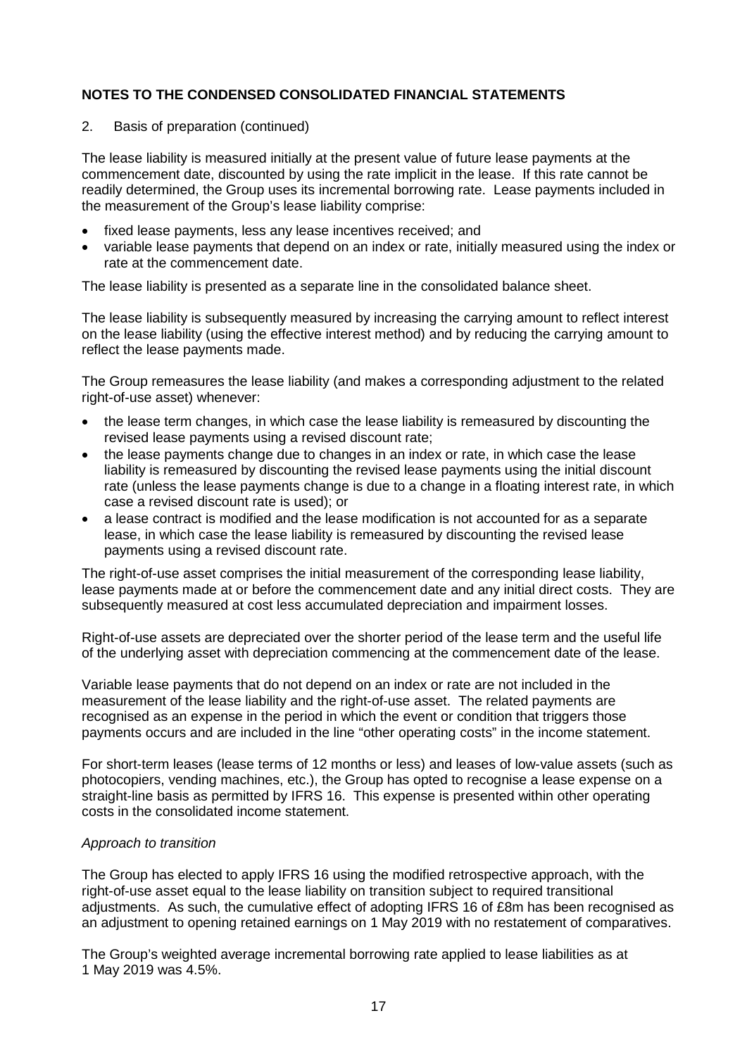## NOTES TO THE CONDENSED CONSOLIDATED FINANCIAL STATEMENTS

2. Basis of preparation (continued)

The lease liability is measured initially at the present value of future lease payments at the commencement date, discounted by using the rate implicit in the lease. If this rate cannot be readily determined, the Group uses its incremental borrowing rate. Lease payments included in the measurement of the Group's lease liability comprise:

- fixed lease payments, less any lease incentives received; and
- variable lease payments that depend on an index or rate, initially measured using the index or rate at the commencement date.

The lease liability is presented as a separate line in the consolidated balance sheet.

The lease liability is subsequently measured by increasing the carrying amount to reflect interest on the lease liability (using the effective interest method) and by reducing the carrying amount to reflect the lease payments made.

The Group remeasures the lease liability (and makes a corresponding adjustment to the related right-of-use asset) whenever:

- the lease term changes, in which case the lease liability is remeasured by discounting the revised lease payments using a revised discount rate;
- the lease payments change due to changes in an index or rate, in which case the lease liability is remeasured by discounting the revised lease payments using the initial discount rate (unless the lease payments change is due to a change in a floating interest rate, in which case a revised discount rate is used); or
- a lease contract is modified and the lease modification is not accounted for as a separate lease, in which case the lease liability is remeasured by discounting the revised lease payments using a revised discount rate.

The right-of-use asset comprises the initial measurement of the corresponding lease liability, lease payments made at or before the commencement date and any initial direct costs. They are subsequently measured at cost less accumulated depreciation and impairment losses.

Right-of-use assets are depreciated over the shorter period of the lease term and the useful life of the underlying asset with depreciation commencing at the commencement date of the lease.

Variable lease payments that do not depend on an index or rate are not included in the measurement of the lease liability and the right-of-use asset. The related payments are recognised as an expense in the period in which the event or condition that triggers those payments occurs and are included in the line "other operating costs" in the income statement.

For short-term leases (lease terms of 12 months or less) and leases of low-value assets (such as photocopiers, vending machines, etc.), the Group has opted to recognise a lease expense on a straight-line basis as permitted by IFRS 16. This expense is presented within other operating costs in the consolidated income statement.

*Approach to transition*

The Group has elected to apply IFRS 16 using the modified retrospective approach, with the right-of-use asset equal to the lease liability on transition subject to required transitional adjustments. As such, the cumulative effect of adopting IFRS 16 of £8m has been recognised as an adjustment to opening retained earnings on 1 May 2019 with no restatement of comparatives.

The Group's weighted average incremental borrowing rate applied to lease liabilities as at 1 May 2019 was 4.5%.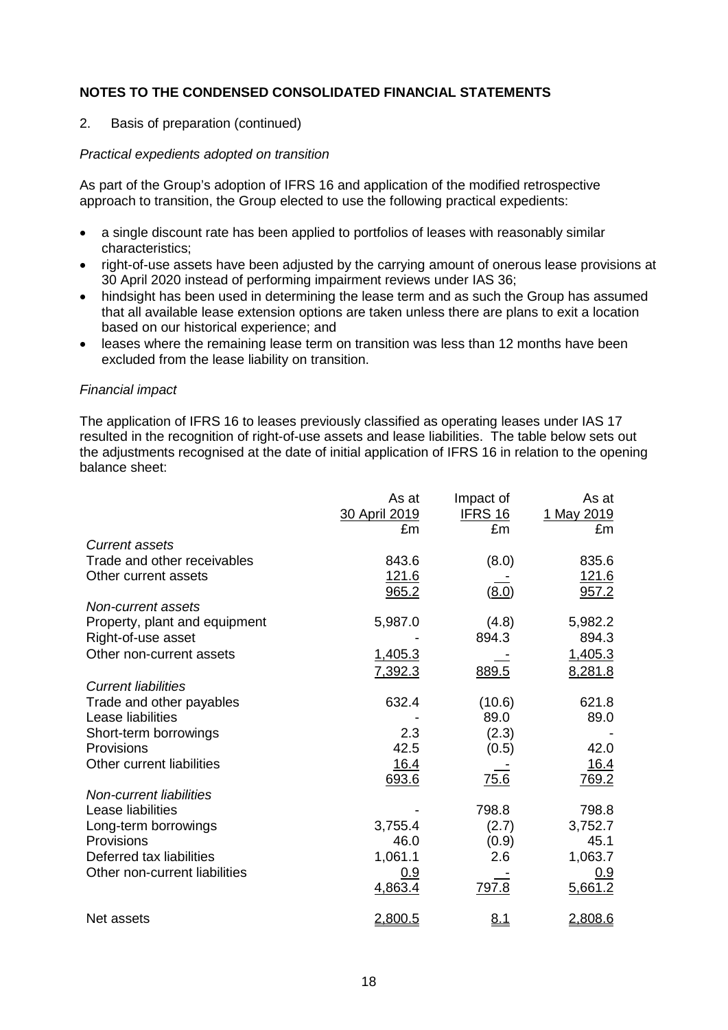## NOTES TO THE CONDENSED CONSOLIDATED FINANCIAL STATEMENTS

2. Basis of preparation (continued)

*Practical expedients adopted on transition*

As part of the Group's adoption of IFRS 16 and application of the modified retrospective approach to transition, the Group elected to use the following practical expedients:

- a single discount rate has been applied to portfolios of leases with reasonably similar characteristics;
- right-of-use assets have been adjusted by the carrying amount of onerous lease provisions at 30 April 2020 instead of performing impairment reviews under IAS 36;
- hindsight has been used in determining the lease term and as such the Group has assumed that all available lease extension options are taken unless there are plans to exit a location based on our historical experience; and
- leases where the remaining lease term on transition was less than 12 months have been excluded from the lease liability on transition.

*Financial impact*

The application of IFRS 16 to leases previously classified as operating leases under IAS 17 resulted in the recognition of right-of-use assets and lease liabilities. The table below sets out the adjustments recognised at the date of initial application of IFRS 16 in relation to the opening balance sheet:

| | As at 30 April 2019 | Impact of IFRS 16 | As at 1 May 2019 |
|---|---|---|---|
| | £m | £m | £m |
| *Current assets* | | | |
| Trade and other receivables | 843.6 | (8.0) | 835.6 |
| Other current assets | 121.6 | - | 121.6 |
| | 965.2 | (8.0) | 957.2 |
| *Non-current assets* | | | |
| Property, plant and equipment | 5,987.0 | (4.8) | 5,982.2 |
| Right-of-use asset | - | 894.3 | 894.3 |
| Other non-current assets | 1,405.3 | - | 1,405.3 |
| | 7,392.3 | 889.5 | 8,281.8 |
| *Current liabilities* | | | |
| Trade and other payables | 632.4 | (10.6) | 621.8 |
| Lease liabilities | - | 89.0 | 89.0 |
| Short-term borrowings | 2.3 | (2.3) | - |
| Provisions | 42.5 | (0.5) | 42.0 |
| Other current liabilities | 16.4 | - | 16.4 |
| | 693.6 | 75.6 | 769.2 |
| *Non-current liabilities* | | | |
| Lease liabilities | - | 798.8 | 798.8 |
| Long-term borrowings | 3,755.4 | (2.7) | 3,752.7 |
| Provisions | 46.0 | (0.9) | 45.1 |
| Deferred tax liabilities | 1,061.1 | 2.6 | 1,063.7 |
| Other non-current liabilities | 0.9 | - | 0.9 |
| | 4,863.4 | 797.8 | 5,661.2 |
| Net assets | 2,800.5 | 8.1 | 2,808.6 |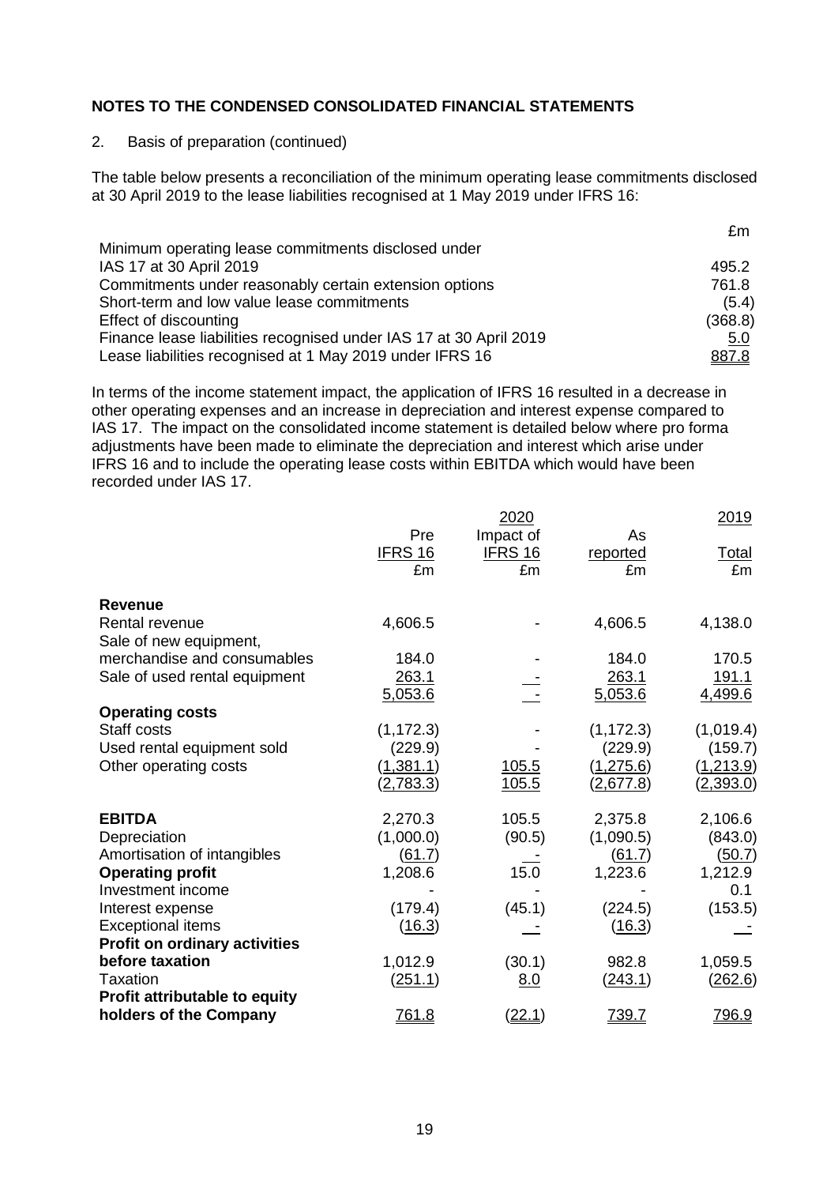## NOTES TO THE CONDENSED CONSOLIDATED FINANCIAL STATEMENTS

2. Basis of preparation (continued)

The table below presents a reconciliation of the minimum operating lease commitments disclosed at 30 April 2019 to the lease liabilities recognised at 1 May 2019 under IFRS 16:

| | £m |
|---|---|
| Minimum operating lease commitments disclosed under IAS 17 at 30 April 2019 | 495.2 |
| Commitments under reasonably certain extension options | 761.8 |
| Short-term and low value lease commitments | (5.4) |
| Effect of discounting | (368.8) |
| Finance lease liabilities recognised under IAS 17 at 30 April 2019 | 5.0 |
| Lease liabilities recognised at 1 May 2019 under IFRS 16 | 887.8 |

In terms of the income statement impact, the application of IFRS 16 resulted in a decrease in other operating expenses and an increase in depreciation and interest expense compared to IAS 17. The impact on the consolidated income statement is detailed below where pro forma adjustments have been made to eliminate the depreciation and interest which arise under IFRS 16 and to include the operating lease costs within EBITDA which would have been recorded under IAS 17.

| | 2020 | | | 2019 |
|---|---|---|---|---|
| | Pre IFRS 16 | Impact of IFRS 16 | As reported | Total |
| | £m | £m | £m | £m |
| **Revenue** | | | | |
| Rental revenue | 4,606.5 | - | 4,606.5 | 4,138.0 |
| Sale of new equipment, merchandise and consumables | 184.0 | - | 184.0 | 170.5 |
| Sale of used rental equipment | 263.1 | - | 263.1 | 191.1 |
| | 5,053.6 | - | 5,053.6 | 4,499.6 |
| **Operating costs** | | | | |
| Staff costs | (1,172.3) | - | (1,172.3) | (1,019.4) |
| Used rental equipment sold | (229.9) | - | (229.9) | (159.7) |
| Other operating costs | (1,381.1) | 105.5 | (1,275.6) | (1,213.9) |
| | (2,783.3) | 105.5 | (2,677.8) | (2,393.0) |
| **EBITDA** | 2,270.3 | 105.5 | 2,375.8 | 2,106.6 |
| Depreciation | (1,000.0) | (90.5) | (1,090.5) | (843.0) |
| Amortisation of intangibles | (61.7) | - | (61.7) | (50.7) |
| **Operating profit** | 1,208.6 | 15.0 | 1,223.6 | 1,212.9 |
| Investment income | - | - | - | 0.1 |
| Interest expense | (179.4) | (45.1) | (224.5) | (153.5) |
| Exceptional items | (16.3) | - | (16.3) | - |
| **Profit on ordinary activities before taxation** | 1,012.9 | (30.1) | 982.8 | 1,059.5 |
| Taxation | (251.1) | 8.0 | (243.1) | (262.6) |
| **Profit attributable to equity holders of the Company** | 761.8 | (22.1) | 739.7 | 796.9 |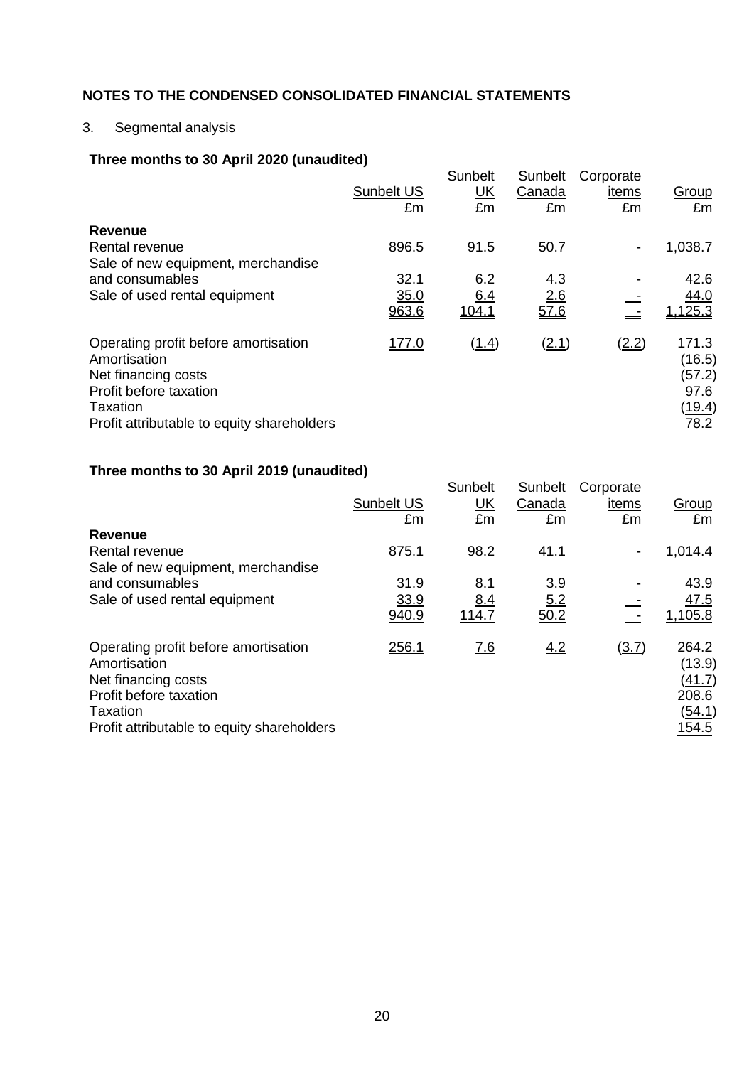## NOTES TO THE CONDENSED CONSOLIDATED FINANCIAL STATEMENTS

3. Segmental analysis

**Three months to 30 April 2020 (unaudited)**

| | Sunbelt US<br>£m | Sunbelt UK<br>£m | Sunbelt Canada<br>£m | Corporate items<br>£m | Group<br>£m |
|---|---|---|---|---|---|
| **Revenue** | | | | | |
| Rental revenue | 896.5 | 91.5 | 50.7 | - | 1,038.7 |
| Sale of new equipment, merchandise and consumables | 32.1 | 6.2 | 4.3 | - | 42.6 |
| Sale of used rental equipment | 35.0 | 6.4 | 2.6 | - | 44.0 |
| | 963.6 | 104.1 | 57.6 | - | 1,125.3 |
| Operating profit before amortisation | 177.0 | (1.4) | (2.1) | (2.2) | 171.3 |
| Amortisation | | | | | (16.5) |
| Net financing costs | | | | | (57.2) |
| Profit before taxation | | | | | 97.6 |
| Taxation | | | | | (19.4) |
| Profit attributable to equity shareholders | | | | | 78.2 |

**Three months to 30 April 2019 (unaudited)**

| | Sunbelt US<br>£m | Sunbelt UK<br>£m | Sunbelt Canada<br>£m | Corporate items<br>£m | Group<br>£m |
|---|---|---|---|---|---|
| **Revenue** | | | | | |
| Rental revenue | 875.1 | 98.2 | 41.1 | - | 1,014.4 |
| Sale of new equipment, merchandise and consumables | 31.9 | 8.1 | 3.9 | - | 43.9 |
| Sale of used rental equipment | 33.9 | 8.4 | 5.2 | - | 47.5 |
| | 940.9 | 114.7 | 50.2 | - | 1,105.8 |
| Operating profit before amortisation | 256.1 | 7.6 | 4.2 | (3.7) | 264.2 |
| Amortisation | | | | | (13.9) |
| Net financing costs | | | | | (41.7) |
| Profit before taxation | | | | | 208.6 |
| Taxation | | | | | (54.1) |
| Profit attributable to equity shareholders | | | | | 154.5 |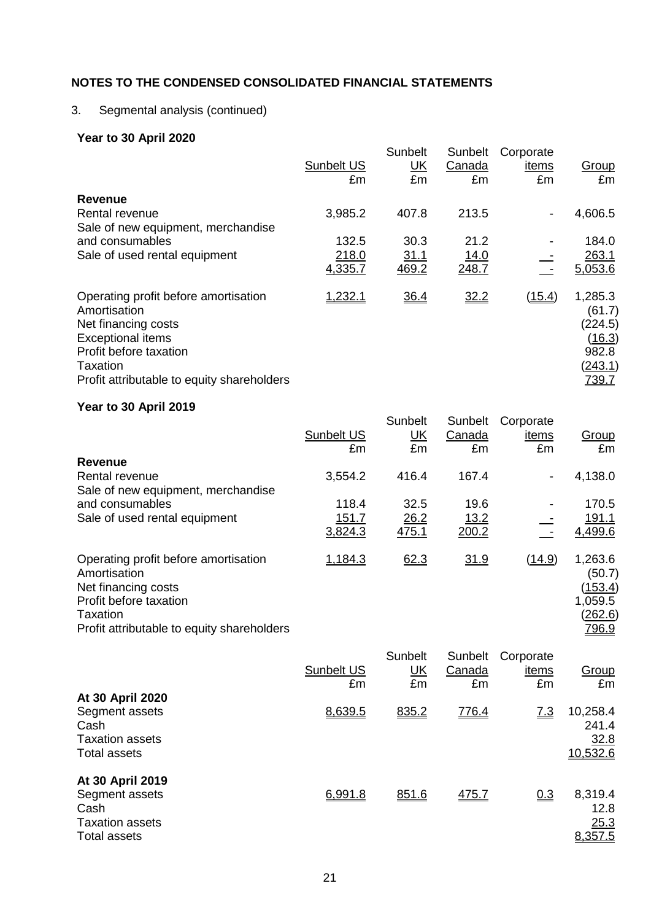## NOTES TO THE CONDENSED CONSOLIDATED FINANCIAL STATEMENTS

3. Segmental analysis (continued)

**Year to 30 April 2020**

| | Sunbelt US £m | Sunbelt UK £m | Sunbelt Canada £m | Corporate items £m | Group £m |
|---|---|---|---|---|---|
| **Revenue** | | | | | |
| Rental revenue | 3,985.2 | 407.8 | 213.5 | - | 4,606.5 |
| Sale of new equipment, merchandise and consumables | 132.5 | 30.3 | 21.2 | - | 184.0 |
| Sale of used rental equipment | 218.0 | 31.1 | 14.0 | - | 263.1 |
| | 4,335.7 | 469.2 | 248.7 | - | 5,053.6 |
| Operating profit before amortisation | 1,232.1 | 36.4 | 32.2 | (15.4) | 1,285.3 |
| Amortisation | | | | | (61.7) |
| Net financing costs | | | | | (224.5) |
| Exceptional items | | | | | (16.3) |
| Profit before taxation | | | | | 982.8 |
| Taxation | | | | | (243.1) |
| Profit attributable to equity shareholders | | | | | 739.7 |

**Year to 30 April 2019**

| | Sunbelt US £m | Sunbelt UK £m | Sunbelt Canada £m | Corporate items £m | Group £m |
|---|---|---|---|---|---|
| **Revenue** | | | | | |
| Rental revenue | 3,554.2 | 416.4 | 167.4 | - | 4,138.0 |
| Sale of new equipment, merchandise and consumables | 118.4 | 32.5 | 19.6 | - | 170.5 |
| Sale of used rental equipment | 151.7 | 26.2 | 13.2 | - | 191.1 |
| | 3,824.3 | 475.1 | 200.2 | - | 4,499.6 |
| Operating profit before amortisation | 1,184.3 | 62.3 | 31.9 | (14.9) | 1,263.6 |
| Amortisation | | | | | (50.7) |
| Net financing costs | | | | | (153.4) |
| Profit before taxation | | | | | 1,059.5 |
| Taxation | | | | | (262.6) |
| Profit attributable to equity shareholders | | | | | 796.9 |

| | Sunbelt US £m | Sunbelt UK £m | Sunbelt Canada £m | Corporate items £m | Group £m |
|---|---|---|---|---|---|
| **At 30 April 2020** | | | | | |
| Segment assets | 8,639.5 | 835.2 | 776.4 | 7.3 | 10,258.4 |
| Cash | | | | | 241.4 |
| Taxation assets | | | | | 32.8 |
| Total assets | | | | | 10,532.6 |
| **At 30 April 2019** | | | | | |
| Segment assets | 6,991.8 | 851.6 | 475.7 | 0.3 | 8,319.4 |
| Cash | | | | | 12.8 |
| Taxation assets | | | | | 25.3 |
| Total assets | | | | | 8,357.5 |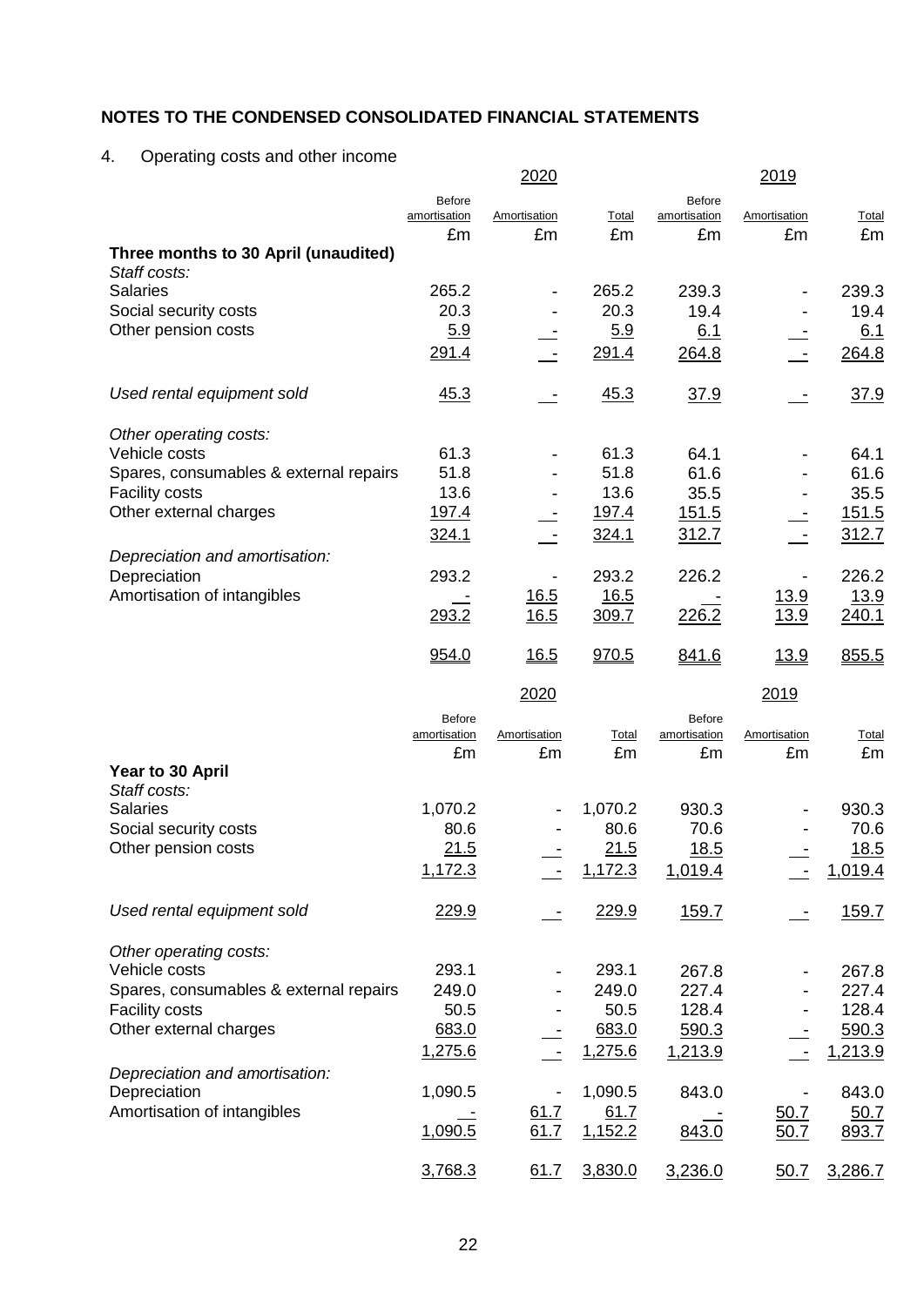## NOTES TO THE CONDENSED CONSOLIDATED FINANCIAL STATEMENTS

4. Operating costs and other income

| | 2020 | | | 2019 | | |
|---|---|---|---|---|---|---|
| | Before amortisation | Amortisation | Total | Before amortisation | Amortisation | Total |
| | £m | £m | £m | £m | £m | £m |
| **Three months to 30 April (unaudited)** | | | | | | |
| *Staff costs:* | | | | | | |
| Salaries | 265.2 | - | 265.2 | 239.3 | - | 239.3 |
| Social security costs | 20.3 | - | 20.3 | 19.4 | - | 19.4 |
| Other pension costs | 5.9 | - | 5.9 | 6.1 | - | 6.1 |
| | 291.4 | - | 291.4 | 264.8 | - | 264.8 |
| *Used rental equipment sold* | 45.3 | - | 45.3 | 37.9 | - | 37.9 |
| *Other operating costs:* | | | | | | |
| Vehicle costs | 61.3 | - | 61.3 | 64.1 | - | 64.1 |
| Spares, consumables & external repairs | 51.8 | - | 51.8 | 61.6 | - | 61.6 |
| Facility costs | 13.6 | - | 13.6 | 35.5 | - | 35.5 |
| Other external charges | 197.4 | - | 197.4 | 151.5 | - | 151.5 |
| | 324.1 | - | 324.1 | 312.7 | - | 312.7 |
| *Depreciation and amortisation:* | | | | | | |
| Depreciation | 293.2 | - | 293.2 | 226.2 | - | 226.2 |
| Amortisation of intangibles | - | 16.5 | 16.5 | - | 13.9 | 13.9 |
| | 293.2 | 16.5 | 309.7 | 226.2 | 13.9 | 240.1 |
| | 954.0 | 16.5 | 970.5 | 841.6 | 13.9 | 855.5 |

| | 2020 | | | 2019 | | |
|---|---|---|---|---|---|---|
| | Before amortisation | Amortisation | Total | Before amortisation | Amortisation | Total |
| | £m | £m | £m | £m | £m | £m |
| **Year to 30 April** | | | | | | |
| *Staff costs:* | | | | | | |
| Salaries | 1,070.2 | - | 1,070.2 | 930.3 | - | 930.3 |
| Social security costs | 80.6 | - | 80.6 | 70.6 | - | 70.6 |
| Other pension costs | 21.5 | - | 21.5 | 18.5 | - | 18.5 |
| | 1,172.3 | - | 1,172.3 | 1,019.4 | - | 1,019.4 |
| *Used rental equipment sold* | 229.9 | - | 229.9 | 159.7 | - | 159.7 |
| *Other operating costs:* | | | | | | |
| Vehicle costs | 293.1 | - | 293.1 | 267.8 | - | 267.8 |
| Spares, consumables & external repairs | 249.0 | - | 249.0 | 227.4 | - | 227.4 |
| Facility costs | 50.5 | - | 50.5 | 128.4 | - | 128.4 |
| Other external charges | 683.0 | - | 683.0 | 590.3 | - | 590.3 |
| | 1,275.6 | - | 1,275.6 | 1,213.9 | - | 1,213.9 |
| *Depreciation and amortisation:* | | | | | | |
| Depreciation | 1,090.5 | - | 1,090.5 | 843.0 | - | 843.0 |
| Amortisation of intangibles | - | 61.7 | 61.7 | - | 50.7 | 50.7 |
| | 1,090.5 | 61.7 | 1,152.2 | 843.0 | 50.7 | 893.7 |
| | 3,768.3 | 61.7 | 3,830.0 | 3,236.0 | 50.7 | 3,286.7 |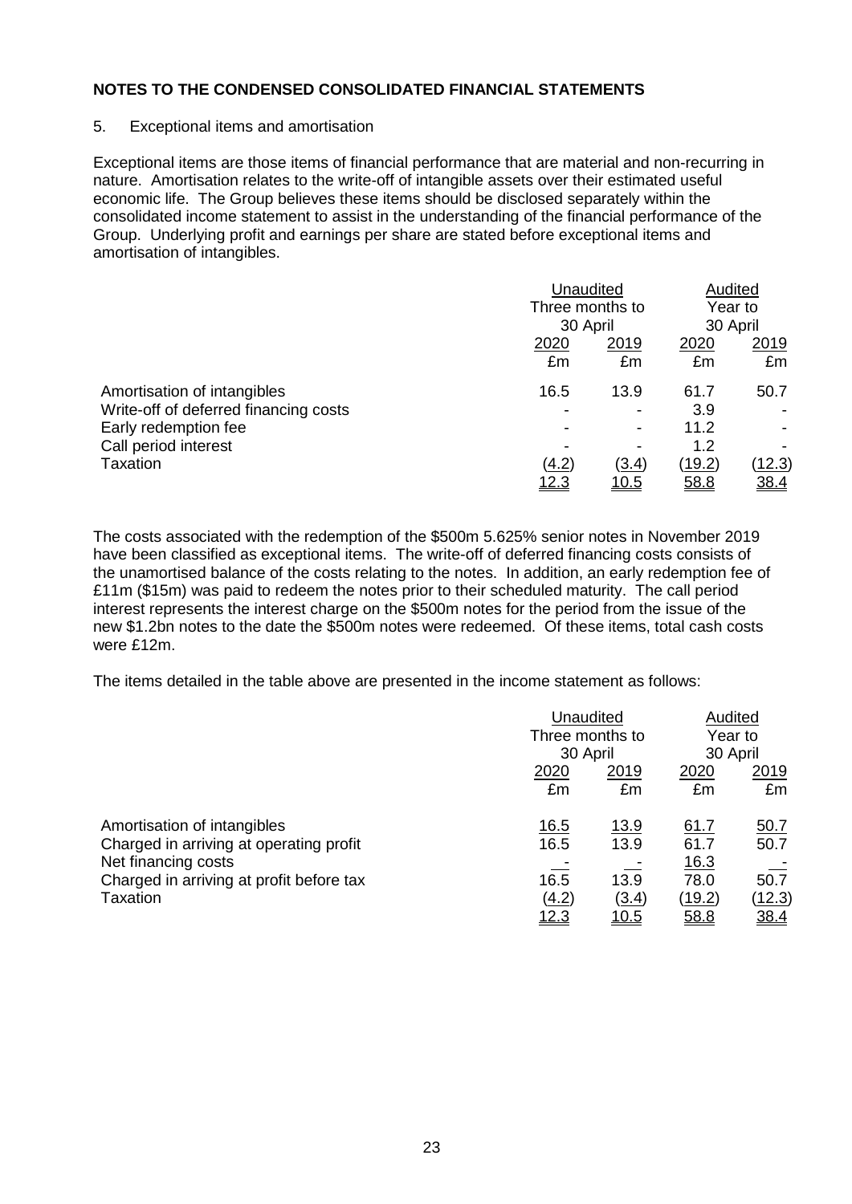**NOTES TO THE CONDENSED CONSOLIDATED FINANCIAL STATEMENTS**

5. Exceptional items and amortisation

Exceptional items are those items of financial performance that are material and non-recurring in nature. Amortisation relates to the write-off of intangible assets over their estimated useful economic life. The Group believes these items should be disclosed separately within the consolidated income statement to assist in the understanding of the financial performance of the Group. Underlying profit and earnings per share are stated before exceptional items and amortisation of intangibles.

| | Unaudited | | Audited | |
|---|---|---|---|---|
| | Three months to 30 April | | Year to 30 April | |
| | 2020 | 2019 | 2020 | 2019 |
| | £m | £m | £m | £m |
| Amortisation of intangibles | 16.5 | 13.9 | 61.7 | 50.7 |
| Write-off of deferred financing costs | - | - | 3.9 | - |
| Early redemption fee | - | - | 11.2 | - |
| Call period interest | - | - | 1.2 | - |
| Taxation | (4.2) | (3.4) | (19.2) | (12.3) |
| | 12.3 | 10.5 | 58.8 | 38.4 |

The costs associated with the redemption of the $500m 5.625% senior notes in November 2019 have been classified as exceptional items. The write-off of deferred financing costs consists of the unamortised balance of the costs relating to the notes. In addition, an early redemption fee of £11m ($15m) was paid to redeem the notes prior to their scheduled maturity. The call period interest represents the interest charge on the $500m notes for the period from the issue of the new $1.2bn notes to the date the $500m notes were redeemed. Of these items, total cash costs were £12m.

The items detailed in the table above are presented in the income statement as follows:

| | Unaudited | | Audited | |
|---|---|---|---|---|
| | Three months to 30 April | | Year to 30 April | |
| | 2020 | 2019 | 2020 | 2019 |
| | £m | £m | £m | £m |
| Amortisation of intangibles | 16.5 | 13.9 | 61.7 | 50.7 |
| Charged in arriving at operating profit | 16.5 | 13.9 | 61.7 | 50.7 |
| Net financing costs | - | - | 16.3 | - |
| Charged in arriving at profit before tax | 16.5 | 13.9 | 78.0 | 50.7 |
| Taxation | (4.2) | (3.4) | (19.2) | (12.3) |
| | 12.3 | 10.5 | 58.8 | 38.4 |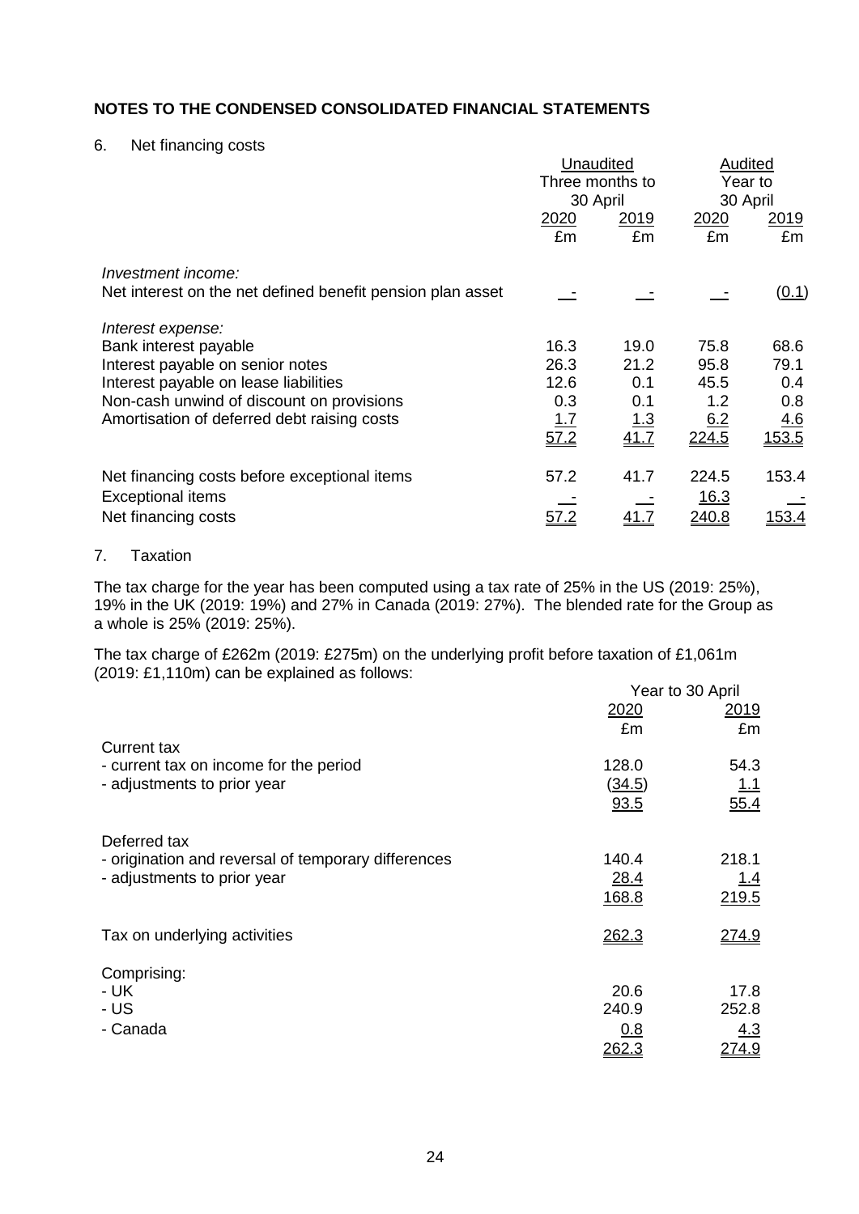## NOTES TO THE CONDENSED CONSOLIDATED FINANCIAL STATEMENTS

### 6. Net financing costs

| | Unaudited Three months to 30 April | | Audited Year to 30 April | |
|---|---|---|---|---|
| | 2020 | 2019 | 2020 | 2019 |
| | £m | £m | £m | £m |
| *Investment income:* | | | | |
| Net interest on the net defined benefit pension plan asset | - | - | - | (0.1) |
| *Interest expense:* | | | | |
| Bank interest payable | 16.3 | 19.0 | 75.8 | 68.6 |
| Interest payable on senior notes | 26.3 | 21.2 | 95.8 | 79.1 |
| Interest payable on lease liabilities | 12.6 | 0.1 | 45.5 | 0.4 |
| Non-cash unwind of discount on provisions | 0.3 | 0.1 | 1.2 | 0.8 |
| Amortisation of deferred debt raising costs | 1.7 | 1.3 | 6.2 | 4.6 |
| | 57.2 | 41.7 | 224.5 | 153.5 |
| Net financing costs before exceptional items | 57.2 | 41.7 | 224.5 | 153.4 |
| Exceptional items | - | - | 16.3 | - |
| Net financing costs | 57.2 | 41.7 | 240.8 | 153.4 |

### 7. Taxation

The tax charge for the year has been computed using a tax rate of 25% in the US (2019: 25%), 19% in the UK (2019: 19%) and 27% in Canada (2019: 27%). The blended rate for the Group as a whole is 25% (2019: 25%).

The tax charge of £262m (2019: £275m) on the underlying profit before taxation of £1,061m (2019: £1,110m) can be explained as follows:

| | Year to 30 April | |
|---|---|---|
| | 2020 | 2019 |
| | £m | £m |
| Current tax | | |
| - current tax on income for the period | 128.0 | 54.3 |
| - adjustments to prior year | (34.5) | 1.1 |
| | 93.5 | 55.4 |
| Deferred tax | | |
| - origination and reversal of temporary differences | 140.4 | 218.1 |
| - adjustments to prior year | 28.4 | 1.4 |
| | 168.8 | 219.5 |
| Tax on underlying activities | 262.3 | 274.9 |
| Comprising: | | |
| - UK | 20.6 | 17.8 |
| - US | 240.9 | 252.8 |
| - Canada | 0.8 | 4.3 |
| | 262.3 | 274.9 |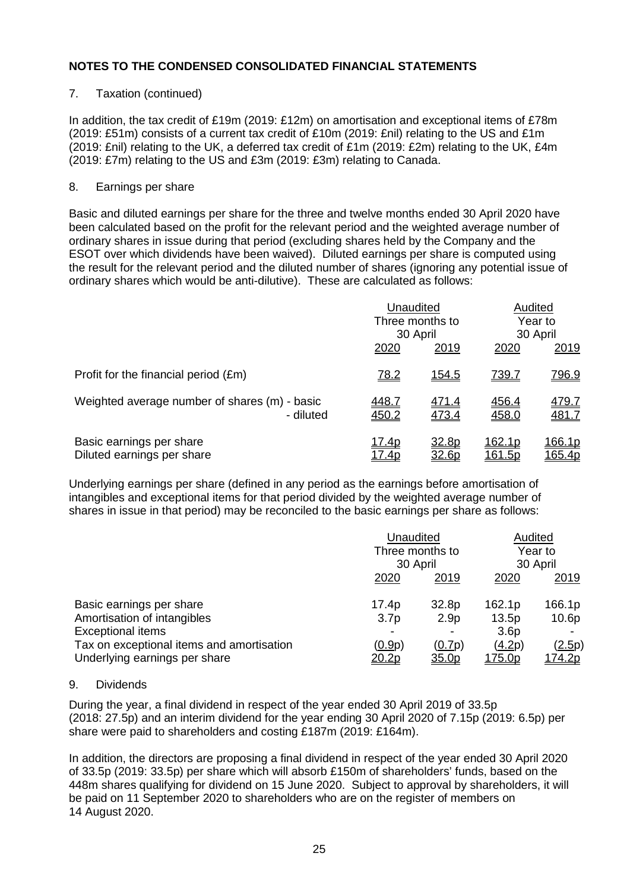## NOTES TO THE CONDENSED CONSOLIDATED FINANCIAL STATEMENTS

7. Taxation (continued)

In addition, the tax credit of £19m (2019: £12m) on amortisation and exceptional items of £78m (2019: £51m) consists of a current tax credit of £10m (2019: £nil) relating to the US and £1m (2019: £nil) relating to the UK, a deferred tax credit of £1m (2019: £2m) relating to the UK, £4m (2019: £7m) relating to the US and £3m (2019: £3m) relating to Canada.

8. Earnings per share

Basic and diluted earnings per share for the three and twelve months ended 30 April 2020 have been calculated based on the profit for the relevant period and the weighted average number of ordinary shares in issue during that period (excluding shares held by the Company and the ESOT over which dividends have been waived). Diluted earnings per share is computed using the result for the relevant period and the diluted number of shares (ignoring any potential issue of ordinary shares which would be anti-dilutive). These are calculated as follows:

| | Unaudited Three months to 30 April | | Audited Year to 30 April | |
|---|---|---|---|---|
| | 2020 | 2019 | 2020 | 2019 |
| Profit for the financial period (£m) | 78.2 | 154.5 | 739.7 | 796.9 |
| Weighted average number of shares (m) - basic | 448.7 | 471.4 | 456.4 | 479.7 |
| - diluted | 450.2 | 473.4 | 458.0 | 481.7 |
| Basic earnings per share | 17.4p | 32.8p | 162.1p | 166.1p |
| Diluted earnings per share | 17.4p | 32.6p | 161.5p | 165.4p |

Underlying earnings per share (defined in any period as the earnings before amortisation of intangibles and exceptional items for that period divided by the weighted average number of shares in issue in that period) may be reconciled to the basic earnings per share as follows:

| | Unaudited Three months to 30 April | | Audited Year to 30 April | |
|---|---|---|---|---|
| | 2020 | 2019 | 2020 | 2019 |
| Basic earnings per share | 17.4p | 32.8p | 162.1p | 166.1p |
| Amortisation of intangibles | 3.7p | 2.9p | 13.5p | 10.6p |
| Exceptional items | - | - | 3.6p | - |
| Tax on exceptional items and amortisation | (0.9p) | (0.7p) | (4.2p) | (2.5p) |
| Underlying earnings per share | 20.2p | 35.0p | 175.0p | 174.2p |

9. Dividends

During the year, a final dividend in respect of the year ended 30 April 2019 of 33.5p (2018: 27.5p) and an interim dividend for the year ending 30 April 2020 of 7.15p (2019: 6.5p) per share were paid to shareholders and costing £187m (2019: £164m).

In addition, the directors are proposing a final dividend in respect of the year ended 30 April 2020 of 33.5p (2019: 33.5p) per share which will absorb £150m of shareholders' funds, based on the 448m shares qualifying for dividend on 15 June 2020. Subject to approval by shareholders, it will be paid on 11 September 2020 to shareholders who are on the register of members on 14 August 2020.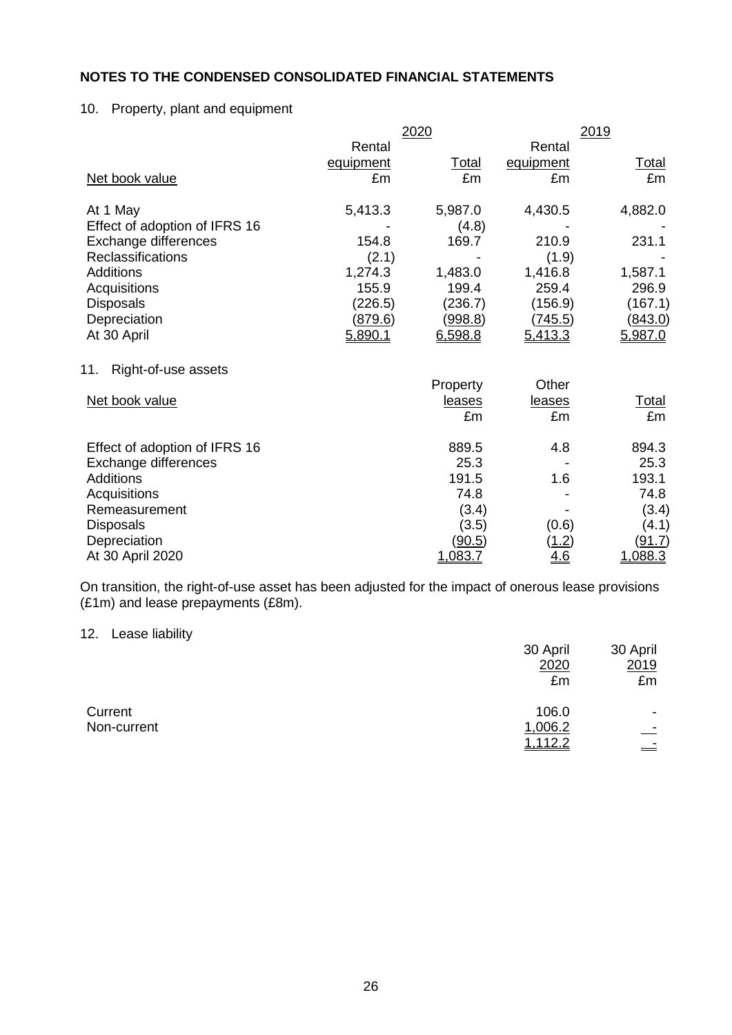## NOTES TO THE CONDENSED CONSOLIDATED FINANCIAL STATEMENTS

### 10. Property, plant and equipment

| | 2020 | | 2019 | |
|---|---|---|---|---|
| | Rental equipment | Total | Rental equipment | Total |
| Net book value | £m | £m | £m | £m |
| At 1 May | 5,413.3 | 5,987.0 | 4,430.5 | 4,882.0 |
| Effect of adoption of IFRS 16 | - | (4.8) | - | - |
| Exchange differences | 154.8 | 169.7 | 210.9 | 231.1 |
| Reclassifications | (2.1) | - | (1.9) | - |
| Additions | 1,274.3 | 1,483.0 | 1,416.8 | 1,587.1 |
| Acquisitions | 155.9 | 199.4 | 259.4 | 296.9 |
| Disposals | (226.5) | (236.7) | (156.9) | (167.1) |
| Depreciation | (879.6) | (998.8) | (745.5) | (843.0) |
| At 30 April | 5,890.1 | 6,598.8 | 5,413.3 | 5,987.0 |

### 11. Right-of-use assets

| Net book value | Property leases | Other leases | Total |
|---|---|---|---|
| | £m | £m | £m |
| Effect of adoption of IFRS 16 | 889.5 | 4.8 | 894.3 |
| Exchange differences | 25.3 | - | 25.3 |
| Additions | 191.5 | 1.6 | 193.1 |
| Acquisitions | 74.8 | - | 74.8 |
| Remeasurement | (3.4) | - | (3.4) |
| Disposals | (3.5) | (0.6) | (4.1) |
| Depreciation | (90.5) | (1.2) | (91.7) |
| At 30 April 2020 | 1,083.7 | 4.6 | 1,088.3 |

On transition, the right-of-use asset has been adjusted for the impact of onerous lease provisions (£1m) and lease prepayments (£8m).

### 12. Lease liability

| | 30 April 2020 | 30 April 2019 |
|---|---|---|
| | £m | £m |
| Current | 106.0 | - |
| Non-current | 1,006.2 | - |
| | 1,112.2 | - |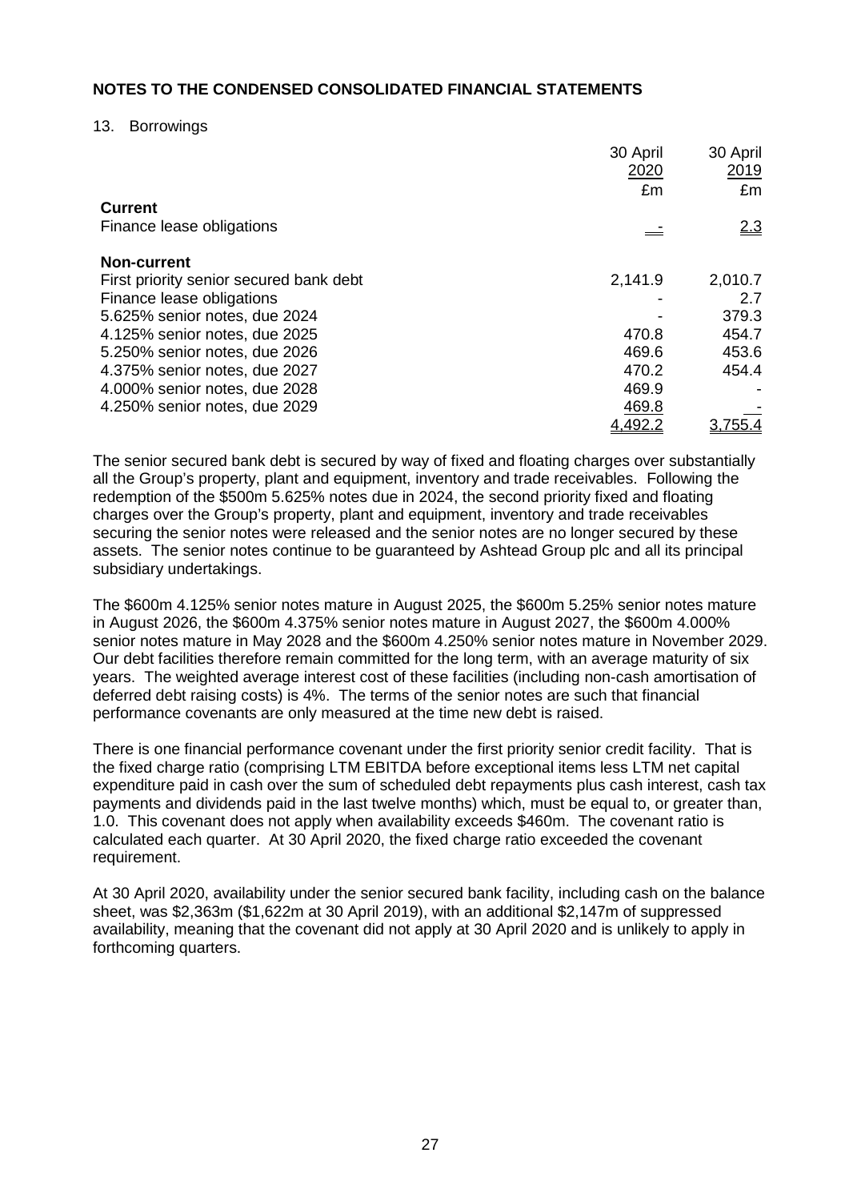## NOTES TO THE CONDENSED CONSOLIDATED FINANCIAL STATEMENTS

13. Borrowings

| | 30 April 2020 £m | 30 April 2019 £m |
|---|---|---|
| **Current** | | |
| Finance lease obligations | - | 2.3 |
| **Non-current** | | |
| First priority senior secured bank debt | 2,141.9 | 2,010.7 |
| Finance lease obligations | - | 2.7 |
| 5.625% senior notes, due 2024 | - | 379.3 |
| 4.125% senior notes, due 2025 | 470.8 | 454.7 |
| 5.250% senior notes, due 2026 | 469.6 | 453.6 |
| 4.375% senior notes, due 2027 | 470.2 | 454.4 |
| 4.000% senior notes, due 2028 | 469.9 | - |
| 4.250% senior notes, due 2029 | 469.8 | - |
| | 4,492.2 | 3,755.4 |

The senior secured bank debt is secured by way of fixed and floating charges over substantially all the Group's property, plant and equipment, inventory and trade receivables. Following the redemption of the $500m 5.625% notes due in 2024, the second priority fixed and floating charges over the Group's property, plant and equipment, inventory and trade receivables securing the senior notes were released and the senior notes are no longer secured by these assets. The senior notes continue to be guaranteed by Ashtead Group plc and all its principal subsidiary undertakings.

The $600m 4.125% senior notes mature in August 2025, the $600m 5.25% senior notes mature in August 2026, the $600m 4.375% senior notes mature in August 2027, the $600m 4.000% senior notes mature in May 2028 and the $600m 4.250% senior notes mature in November 2029. Our debt facilities therefore remain committed for the long term, with an average maturity of six years. The weighted average interest cost of these facilities (including non-cash amortisation of deferred debt raising costs) is 4%. The terms of the senior notes are such that financial performance covenants are only measured at the time new debt is raised.

There is one financial performance covenant under the first priority senior credit facility. That is the fixed charge ratio (comprising LTM EBITDA before exceptional items less LTM net capital expenditure paid in cash over the sum of scheduled debt repayments plus cash interest, cash tax payments and dividends paid in the last twelve months) which, must be equal to, or greater than, 1.0. This covenant does not apply when availability exceeds $460m. The covenant ratio is calculated each quarter. At 30 April 2020, the fixed charge ratio exceeded the covenant requirement.

At 30 April 2020, availability under the senior secured bank facility, including cash on the balance sheet, was $2,363m ($1,622m at 30 April 2019), with an additional $2,147m of suppressed availability, meaning that the covenant did not apply at 30 April 2020 and is unlikely to apply in forthcoming quarters.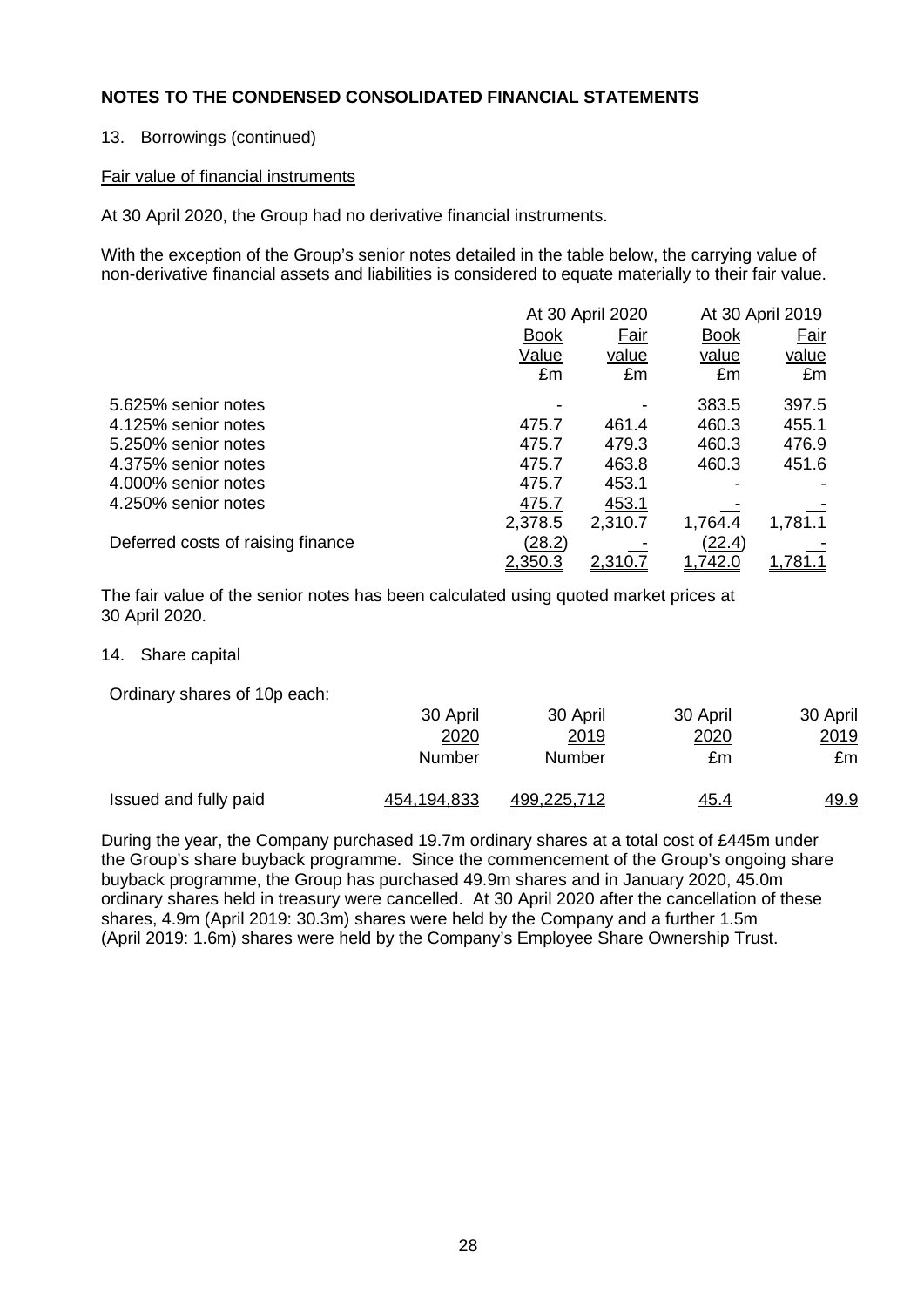## NOTES TO THE CONDENSED CONSOLIDATED FINANCIAL STATEMENTS

13. Borrowings (continued)

Fair value of financial instruments

At 30 April 2020, the Group had no derivative financial instruments.

With the exception of the Group's senior notes detailed in the table below, the carrying value of non-derivative financial assets and liabilities is considered to equate materially to their fair value.

| | At 30 April 2020 | | At 30 April 2019 | |
|---|---|---|---|---|
| | Book Value £m | Fair value £m | Book value £m | Fair value £m |
| 5.625% senior notes | - | - | 383.5 | 397.5 |
| 4.125% senior notes | 475.7 | 461.4 | 460.3 | 455.1 |
| 5.250% senior notes | 475.7 | 479.3 | 460.3 | 476.9 |
| 4.375% senior notes | 475.7 | 463.8 | 460.3 | 451.6 |
| 4.000% senior notes | 475.7 | 453.1 | - | - |
| 4.250% senior notes | 475.7 | 453.1 | - | - |
| | 2,378.5 | 2,310.7 | 1,764.4 | 1,781.1 |
| Deferred costs of raising finance | (28.2) | - | (22.4) | - |
| | 2,350.3 | 2,310.7 | 1,742.0 | 1,781.1 |

The fair value of the senior notes has been calculated using quoted market prices at 30 April 2020.

14. Share capital

Ordinary shares of 10p each:

| | 30 April 2020 Number | 30 April 2019 Number | 30 April 2020 £m | 30 April 2019 £m |
|---|---|---|---|---|
| Issued and fully paid | 454,194,833 | 499,225,712 | 45.4 | 49.9 |

During the year, the Company purchased 19.7m ordinary shares at a total cost of £445m under the Group's share buyback programme. Since the commencement of the Group's ongoing share buyback programme, the Group has purchased 49.9m shares and in January 2020, 45.0m ordinary shares held in treasury were cancelled. At 30 April 2020 after the cancellation of these shares, 4.9m (April 2019: 30.3m) shares were held by the Company and a further 1.5m (April 2019: 1.6m) shares were held by the Company's Employee Share Ownership Trust.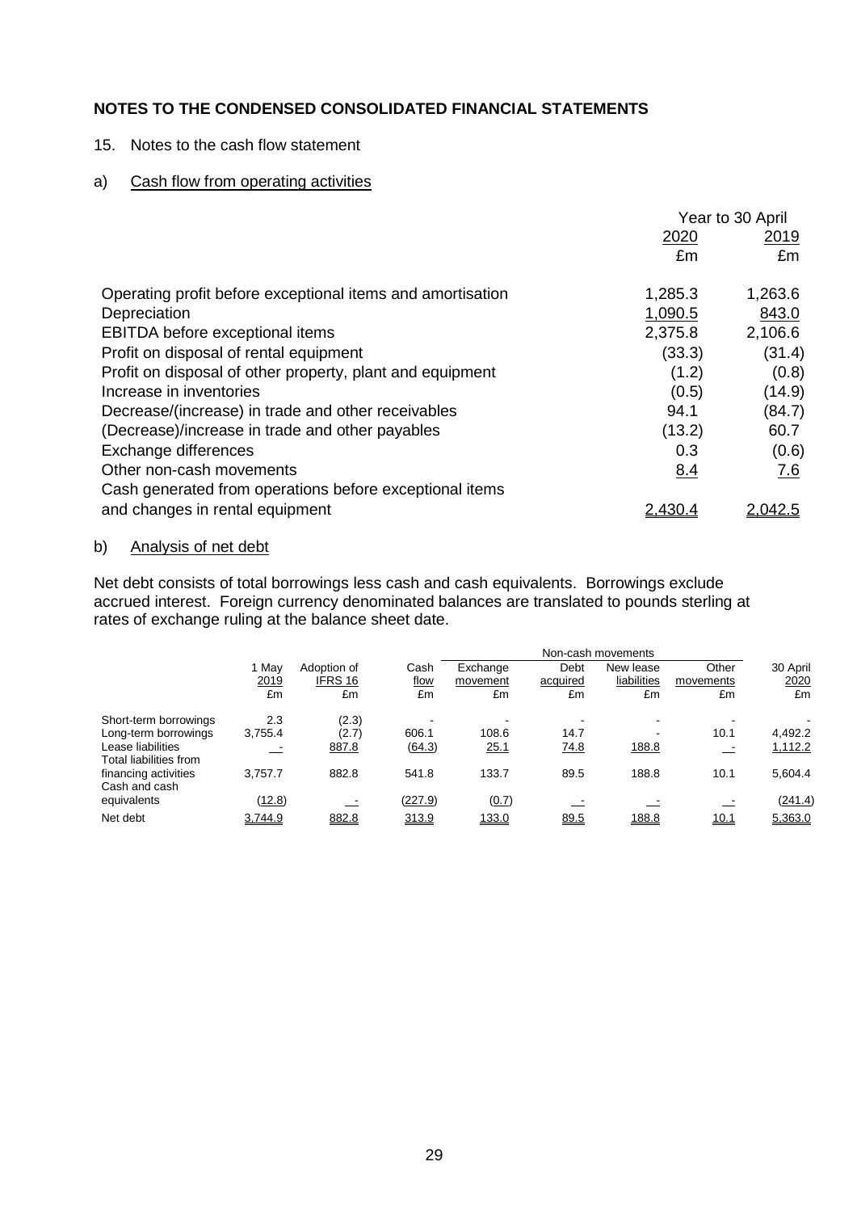## NOTES TO THE CONDENSED CONSOLIDATED FINANCIAL STATEMENTS

15. Notes to the cash flow statement

a) Cash flow from operating activities

| | Year to 30 April | |
|---|---|---|
| | 2020 | 2019 |
| | £m | £m |
| Operating profit before exceptional items and amortisation | 1,285.3 | 1,263.6 |
| Depreciation | 1,090.5 | 843.0 |
| EBITDA before exceptional items | 2,375.8 | 2,106.6 |
| Profit on disposal of rental equipment | (33.3) | (31.4) |
| Profit on disposal of other property, plant and equipment | (1.2) | (0.8) |
| Increase in inventories | (0.5) | (14.9) |
| Decrease/(increase) in trade and other receivables | 94.1 | (84.7) |
| (Decrease)/increase in trade and other payables | (13.2) | 60.7 |
| Exchange differences | 0.3 | (0.6) |
| Other non-cash movements | 8.4 | 7.6 |
| Cash generated from operations before exceptional items and changes in rental equipment | 2,430.4 | 2,042.5 |

b) Analysis of net debt

Net debt consists of total borrowings less cash and cash equivalents. Borrowings exclude accrued interest. Foreign currency denominated balances are translated to pounds sterling at rates of exchange ruling at the balance sheet date.

| | | | | Non-cash movements | | | | |
|---|---|---|---|---|---|---|---|---|
| | 1 May 2019 | Adoption of IFRS 16 | Cash flow | Exchange movement | Debt acquired | New lease liabilities | Other movements | 30 April 2020 |
| | £m | £m | £m | £m | £m | £m | £m | £m |
| Short-term borrowings | 2.3 | (2.3) | - | - | - | - | - | - |
| Long-term borrowings | 3,755.4 | (2.7) | 606.1 | 108.6 | 14.7 | - | 10.1 | 4,492.2 |
| Lease liabilities | - | 887.8 | (64.3) | 25.1 | 74.8 | 188.8 | - | 1,112.2 |
| Total liabilities from financing activities | 3,757.7 | 882.8 | 541.8 | 133.7 | 89.5 | 188.8 | 10.1 | 5,604.4 |
| Cash and cash equivalents | (12.8) | - | (227.9) | (0.7) | - | - | - | (241.4) |
| Net debt | 3,744.9 | 882.8 | 313.9 | 133.0 | 89.5 | 188.8 | 10.1 | 5,363.0 |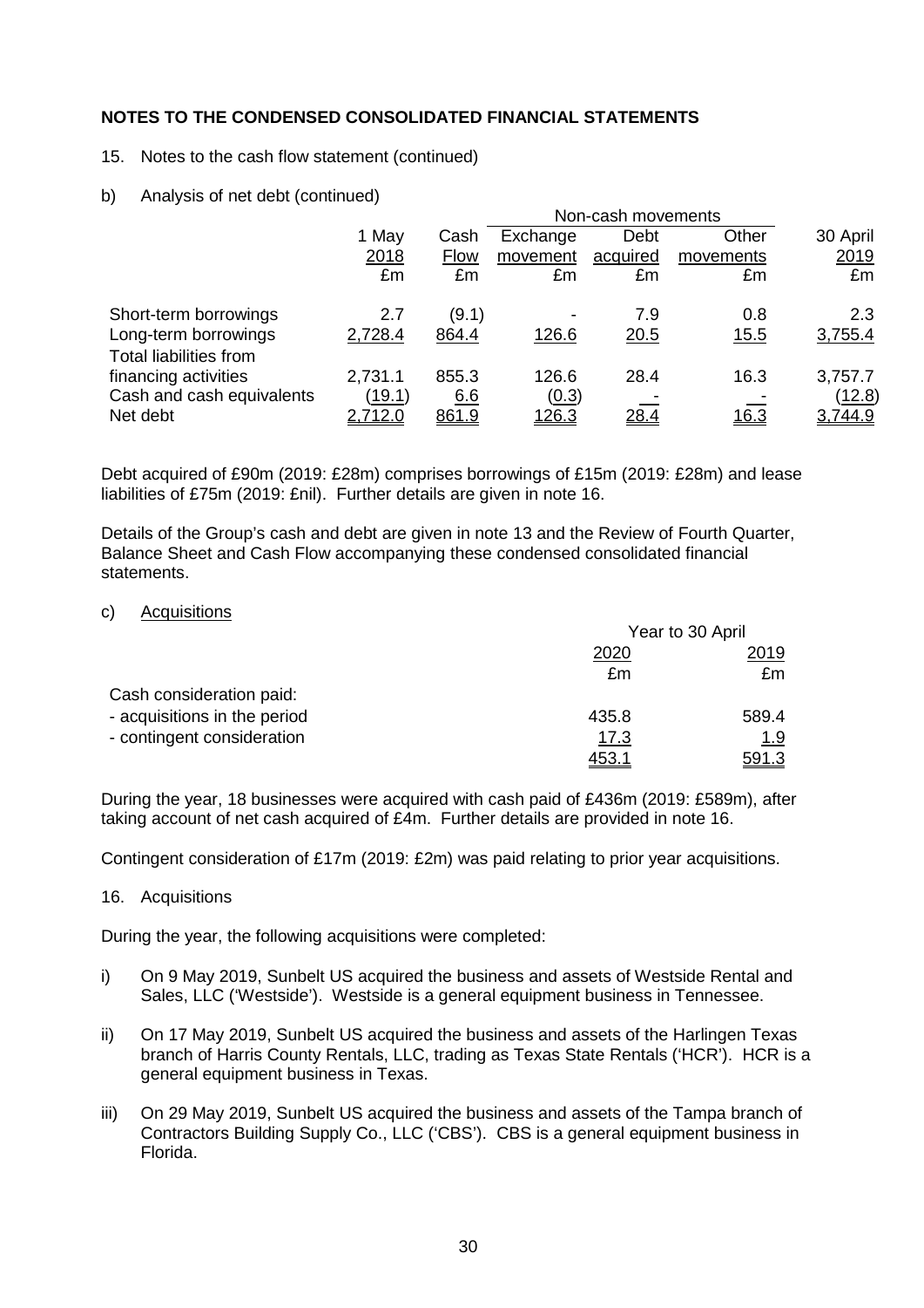## NOTES TO THE CONDENSED CONSOLIDATED FINANCIAL STATEMENTS

15. Notes to the cash flow statement (continued)

b) Analysis of net debt (continued)

| | 1 May 2018 | Cash Flow | Non-cash movements Exchange movement | Debt acquired | Other movements | 30 April 2019 |
|---|---|---|---|---|---|---|
| | £m | £m | £m | £m | £m | £m |
| Short-term borrowings | 2.7 | (9.1) | - | 7.9 | 0.8 | 2.3 |
| Long-term borrowings | 2,728.4 | 864.4 | 126.6 | 20.5 | 15.5 | 3,755.4 |
| Total liabilities from financing activities | 2,731.1 | 855.3 | 126.6 | 28.4 | 16.3 | 3,757.7 |
| Cash and cash equivalents | (19.1) | 6.6 | (0.3) | - | - | (12.8) |
| Net debt | 2,712.0 | 861.9 | 126.3 | 28.4 | 16.3 | 3,744.9 |

Debt acquired of £90m (2019: £28m) comprises borrowings of £15m (2019: £28m) and lease liabilities of £75m (2019: £nil). Further details are given in note 16.

Details of the Group's cash and debt are given in note 13 and the Review of Fourth Quarter, Balance Sheet and Cash Flow accompanying these condensed consolidated financial statements.

c) Acquisitions

| | Year to 30 April 2020 | 2019 |
|---|---|---|
| | £m | £m |
| Cash consideration paid: | | |
| - acquisitions in the period | 435.8 | 589.4 |
| - contingent consideration | 17.3 | 1.9 |
| | 453.1 | 591.3 |

During the year, 18 businesses were acquired with cash paid of £436m (2019: £589m), after taking account of net cash acquired of £4m. Further details are provided in note 16.

Contingent consideration of £17m (2019: £2m) was paid relating to prior year acquisitions.

16. Acquisitions

During the year, the following acquisitions were completed:

i) On 9 May 2019, Sunbelt US acquired the business and assets of Westside Rental and Sales, LLC ('Westside'). Westside is a general equipment business in Tennessee.

ii) On 17 May 2019, Sunbelt US acquired the business and assets of the Harlingen Texas branch of Harris County Rentals, LLC, trading as Texas State Rentals ('HCR'). HCR is a general equipment business in Texas.

iii) On 29 May 2019, Sunbelt US acquired the business and assets of the Tampa branch of Contractors Building Supply Co., LLC ('CBS'). CBS is a general equipment business in Florida.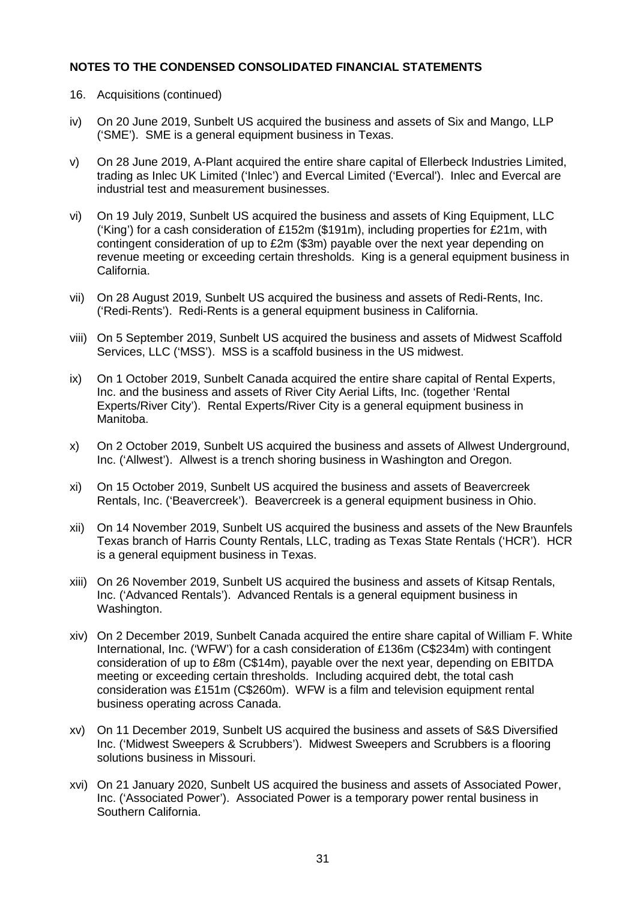## NOTES TO THE CONDENSED CONSOLIDATED FINANCIAL STATEMENTS

16. Acquisitions (continued)

iv) On 20 June 2019, Sunbelt US acquired the business and assets of Six and Mango, LLP ('SME'). SME is a general equipment business in Texas.

v) On 28 June 2019, A-Plant acquired the entire share capital of Ellerbeck Industries Limited, trading as Inlec UK Limited ('Inlec') and Evercal Limited ('Evercal'). Inlec and Evercal are industrial test and measurement businesses.

vi) On 19 July 2019, Sunbelt US acquired the business and assets of King Equipment, LLC ('King') for a cash consideration of £152m ($191m), including properties for £21m, with contingent consideration of up to £2m ($3m) payable over the next year depending on revenue meeting or exceeding certain thresholds. King is a general equipment business in California.

vii) On 28 August 2019, Sunbelt US acquired the business and assets of Redi-Rents, Inc. ('Redi-Rents'). Redi-Rents is a general equipment business in California.

viii) On 5 September 2019, Sunbelt US acquired the business and assets of Midwest Scaffold Services, LLC ('MSS'). MSS is a scaffold business in the US midwest.

ix) On 1 October 2019, Sunbelt Canada acquired the entire share capital of Rental Experts, Inc. and the business and assets of River City Aerial Lifts, Inc. (together 'Rental Experts/River City'). Rental Experts/River City is a general equipment business in Manitoba.

x) On 2 October 2019, Sunbelt US acquired the business and assets of Allwest Underground, Inc. ('Allwest'). Allwest is a trench shoring business in Washington and Oregon.

xi) On 15 October 2019, Sunbelt US acquired the business and assets of Beavercreek Rentals, Inc. ('Beavercreek'). Beavercreek is a general equipment business in Ohio.

xii) On 14 November 2019, Sunbelt US acquired the business and assets of the New Braunfels Texas branch of Harris County Rentals, LLC, trading as Texas State Rentals ('HCR'). HCR is a general equipment business in Texas.

xiii) On 26 November 2019, Sunbelt US acquired the business and assets of Kitsap Rentals, Inc. ('Advanced Rentals'). Advanced Rentals is a general equipment business in Washington.

xiv) On 2 December 2019, Sunbelt Canada acquired the entire share capital of William F. White International, Inc. ('WFW') for a cash consideration of £136m (C$234m) with contingent consideration of up to £8m (C$14m), payable over the next year, depending on EBITDA meeting or exceeding certain thresholds. Including acquired debt, the total cash consideration was £151m (C$260m). WFW is a film and television equipment rental business operating across Canada.

xv) On 11 December 2019, Sunbelt US acquired the business and assets of S&S Diversified Inc. ('Midwest Sweepers & Scrubbers'). Midwest Sweepers and Scrubbers is a flooring solutions business in Missouri.

xvi) On 21 January 2020, Sunbelt US acquired the business and assets of Associated Power, Inc. ('Associated Power'). Associated Power is a temporary power rental business in Southern California.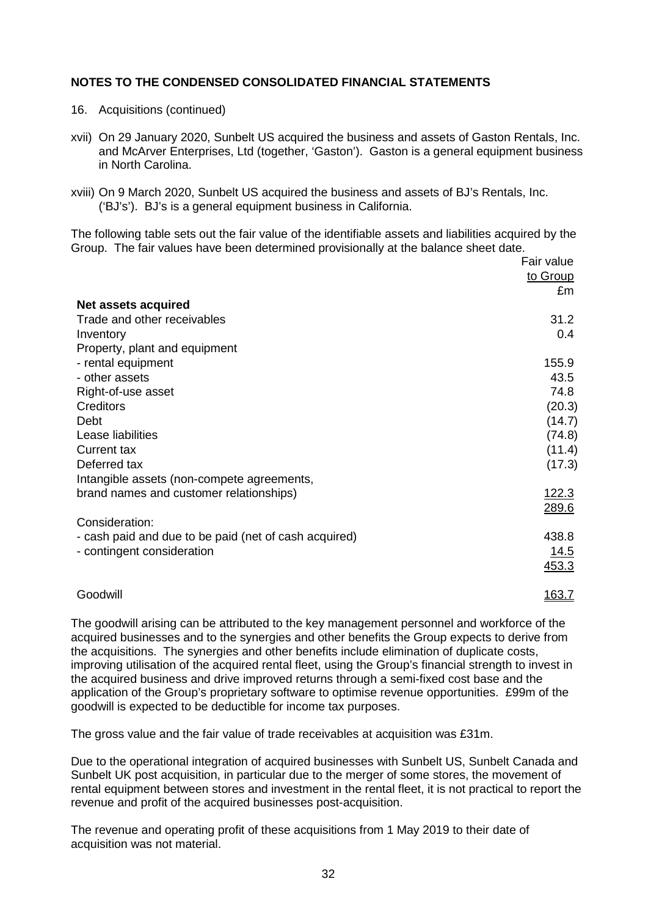## NOTES TO THE CONDENSED CONSOLIDATED FINANCIAL STATEMENTS

16. Acquisitions (continued)

xvii) On 29 January 2020, Sunbelt US acquired the business and assets of Gaston Rentals, Inc. and McArver Enterprises, Ltd (together, 'Gaston'). Gaston is a general equipment business in North Carolina.

xviii) On 9 March 2020, Sunbelt US acquired the business and assets of BJ's Rentals, Inc. ('BJ's'). BJ's is a general equipment business in California.

The following table sets out the fair value of the identifiable assets and liabilities acquired by the Group. The fair values have been determined provisionally at the balance sheet date.

| | Fair value to Group £m |
|---|---|
| **Net assets acquired** | |
| Trade and other receivables | 31.2 |
| Inventory | 0.4 |
| Property, plant and equipment | |
| - rental equipment | 155.9 |
| - other assets | 43.5 |
| Right-of-use asset | 74.8 |
| Creditors | (20.3) |
| Debt | (14.7) |
| Lease liabilities | (74.8) |
| Current tax | (11.4) |
| Deferred tax | (17.3) |
| Intangible assets (non-compete agreements, brand names and customer relationships) | 122.3 |
| | 289.6 |
| Consideration: | |
| - cash paid and due to be paid (net of cash acquired) | 438.8 |
| - contingent consideration | 14.5 |
| | 453.3 |
| Goodwill | 163.7 |

The goodwill arising can be attributed to the key management personnel and workforce of the acquired businesses and to the synergies and other benefits the Group expects to derive from the acquisitions. The synergies and other benefits include elimination of duplicate costs, improving utilisation of the acquired rental fleet, using the Group's financial strength to invest in the acquired business and drive improved returns through a semi-fixed cost base and the application of the Group's proprietary software to optimise revenue opportunities. £99m of the goodwill is expected to be deductible for income tax purposes.

The gross value and the fair value of trade receivables at acquisition was £31m.

Due to the operational integration of acquired businesses with Sunbelt US, Sunbelt Canada and Sunbelt UK post acquisition, in particular due to the merger of some stores, the movement of rental equipment between stores and investment in the rental fleet, it is not practical to report the revenue and profit of the acquired businesses post-acquisition.

The revenue and operating profit of these acquisitions from 1 May 2019 to their date of acquisition was not material.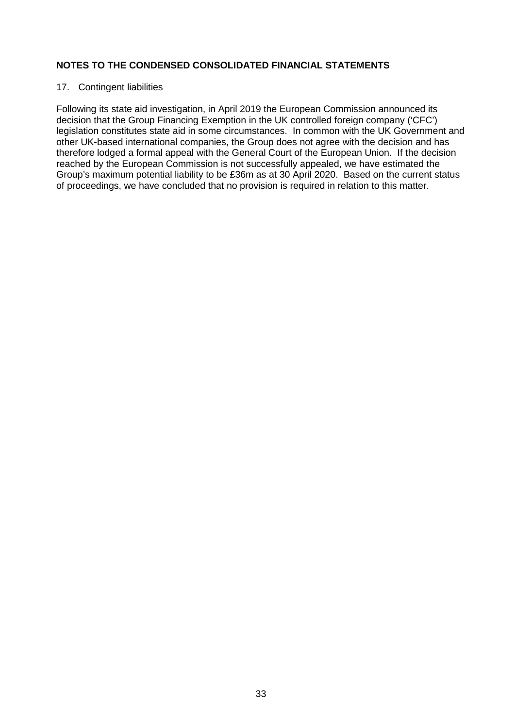# NOTES TO THE CONDENSED CONSOLIDATED FINANCIAL STATEMENTS

## 17. Contingent liabilities

Following its state aid investigation, in April 2019 the European Commission announced its decision that the Group Financing Exemption in the UK controlled foreign company ('CFC') legislation constitutes state aid in some circumstances. In common with the UK Government and other UK-based international companies, the Group does not agree with the decision and has therefore lodged a formal appeal with the General Court of the European Union. If the decision reached by the European Commission is not successfully appealed, we have estimated the Group's maximum potential liability to be £36m as at 30 April 2020. Based on the current status of proceedings, we have concluded that no provision is required in relation to this matter.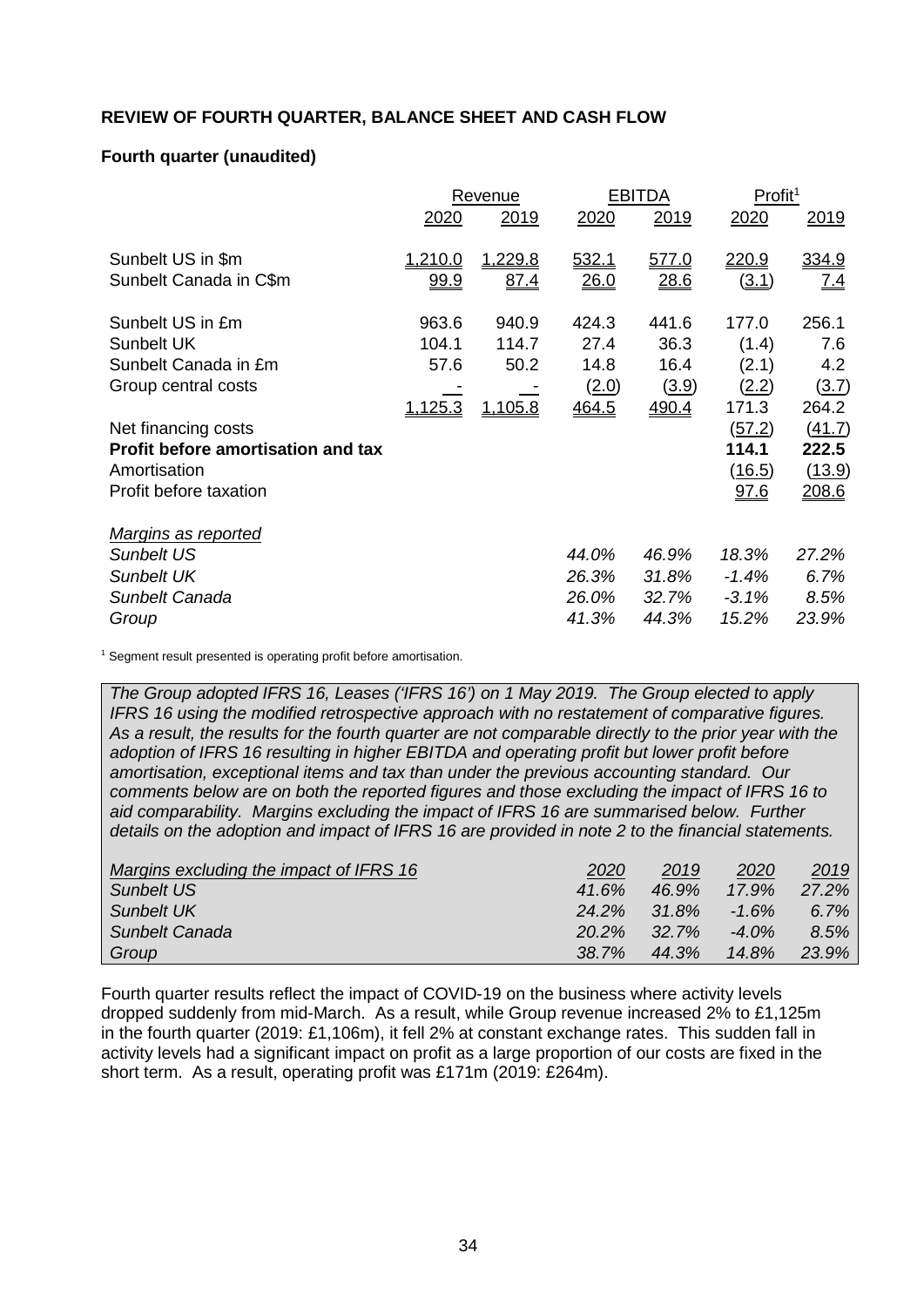## REVIEW OF FOURTH QUARTER, BALANCE SHEET AND CASH FLOW

### Fourth quarter (unaudited)

| | Revenue | | EBITDA | | Profit[1] | |
|---|---|---|---|---|---|---|
| | 2020 | 2019 | 2020 | 2019 | 2020 | 2019 |
| Sunbelt US in $m | 1,210.0 | 1,229.8 | 532.1 | 577.0 | 220.9 | 334.9 |
| Sunbelt Canada in C$m | 99.9 | 87.4 | 26.0 | 28.6 | (3.1) | 7.4 |
| Sunbelt US in £m | 963.6 | 940.9 | 424.3 | 441.6 | 177.0 | 256.1 |
| Sunbelt UK | 104.1 | 114.7 | 27.4 | 36.3 | (1.4) | 7.6 |
| Sunbelt Canada in £m | 57.6 | 50.2 | 14.8 | 16.4 | (2.1) | 4.2 |
| Group central costs | - | - | (2.0) | (3.9) | (2.2) | (3.7) |
| | 1,125.3 | 1,105.8 | 464.5 | 490.4 | 171.3 | 264.2 |
| Net financing costs | | | | | (57.2) | (41.7) |
| **Profit before amortisation and tax** | | | | | **114.1** | **222.5** |
| Amortisation | | | | | (16.5) | (13.9) |
| Profit before taxation | | | | | 97.6 | 208.6 |
| *Margins as reported* | | | | | | |
| *Sunbelt US* | | | *44.0%* | *46.9%* | *18.3%* | *27.2%* |
| *Sunbelt UK* | | | *26.3%* | *31.8%* | *-1.4%* | *6.7%* |
| *Sunbelt Canada* | | | *26.0%* | *32.7%* | *-3.1%* | *8.5%* |
| *Group* | | | *41.3%* | *44.3%* | *15.2%* | *23.9%* |

[1] Segment result presented is operating profit before amortisation.

*The Group adopted IFRS 16, Leases ('IFRS 16') on 1 May 2019. The Group elected to apply IFRS 16 using the modified retrospective approach with no restatement of comparative figures. As a result, the results for the fourth quarter are not comparable directly to the prior year with the adoption of IFRS 16 resulting in higher EBITDA and operating profit but lower profit before amortisation, exceptional items and tax than under the previous accounting standard. Our comments below are on both the reported figures and those excluding the impact of IFRS 16 to aid comparability. Margins excluding the impact of IFRS 16 are summarised below. Further details on the adoption and impact of IFRS 16 are provided in note 2 to the financial statements.*

| *Margins excluding the impact of IFRS 16* | *2020* | *2019* | *2020* | *2019* |
|---|---|---|---|---|
| *Sunbelt US* | *41.6%* | *46.9%* | *17.9%* | *27.2%* |
| *Sunbelt UK* | *24.2%* | *31.8%* | *-1.6%* | *6.7%* |
| *Sunbelt Canada* | *20.2%* | *32.7%* | *-4.0%* | *8.5%* |
| *Group* | *38.7%* | *44.3%* | *14.8%* | *23.9%* |

Fourth quarter results reflect the impact of COVID-19 on the business where activity levels dropped suddenly from mid-March. As a result, while Group revenue increased 2% to £1,125m in the fourth quarter (2019: £1,106m), it fell 2% at constant exchange rates. This sudden fall in activity levels had a significant impact on profit as a large proportion of our costs are fixed in the short term. As a result, operating profit was £171m (2019: £264m).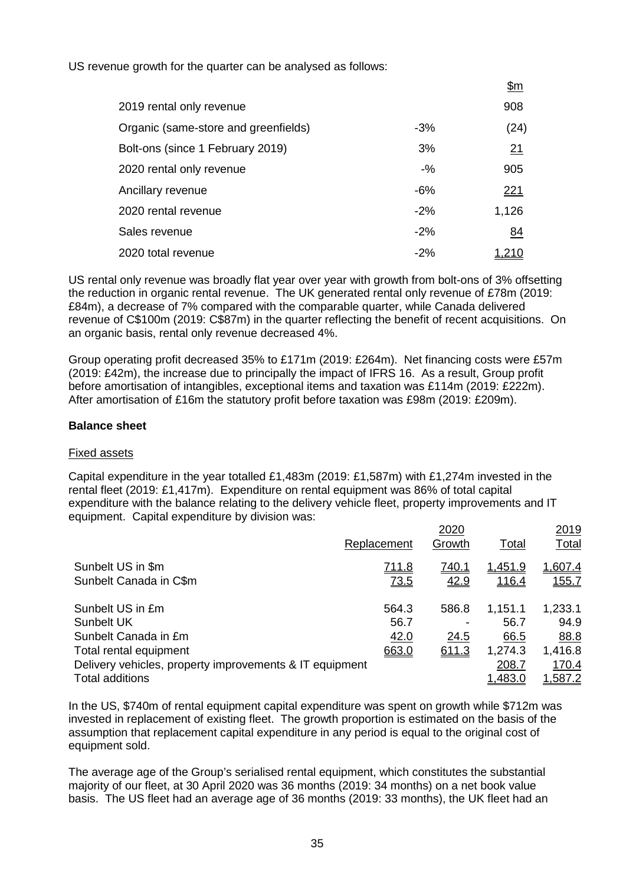US revenue growth for the quarter can be analysed as follows:

| | | $m |
|---|---|---|
| 2019 rental only revenue | | 908 |
| Organic (same-store and greenfields) | -3% | (24) |
| Bolt-ons (since 1 February 2019) | 3% | 21 |
| 2020 rental only revenue | -% | 905 |
| Ancillary revenue | -6% | 221 |
| 2020 rental revenue | -2% | 1,126 |
| Sales revenue | -2% | 84 |
| 2020 total revenue | -2% | 1,210 |

US rental only revenue was broadly flat year over year with growth from bolt-ons of 3% offsetting the reduction in organic rental revenue. The UK generated rental only revenue of £78m (2019: £84m), a decrease of 7% compared with the comparable quarter, while Canada delivered revenue of C$100m (2019: C$87m) in the quarter reflecting the benefit of recent acquisitions. On an organic basis, rental only revenue decreased 4%.

Group operating profit decreased 35% to £171m (2019: £264m). Net financing costs were £57m (2019: £42m), the increase due to principally the impact of IFRS 16. As a result, Group profit before amortisation of intangibles, exceptional items and taxation was £114m (2019: £222m). After amortisation of £16m the statutory profit before taxation was £98m (2019: £209m).

**Balance sheet**

Fixed assets

Capital expenditure in the year totalled £1,483m (2019: £1,587m) with £1,274m invested in the rental fleet (2019: £1,417m). Expenditure on rental equipment was 86% of total capital expenditure with the balance relating to the delivery vehicle fleet, property improvements and IT equipment. Capital expenditure by division was:

| | 2020 | | | 2019 |
|---|---|---|---|---|
| | Replacement | Growth | Total | Total |
| Sunbelt US in $m | 711.8 | 740.1 | 1,451.9 | 1,607.4 |
| Sunbelt Canada in C$m | 73.5 | 42.9 | 116.4 | 155.7 |
| | | | | |
| Sunbelt US in £m | 564.3 | 586.8 | 1,151.1 | 1,233.1 |
| Sunbelt UK | 56.7 | - | 56.7 | 94.9 |
| Sunbelt Canada in £m | 42.0 | 24.5 | 66.5 | 88.8 |
| Total rental equipment | 663.0 | 611.3 | 1,274.3 | 1,416.8 |
| Delivery vehicles, property improvements & IT equipment | | | 208.7 | 170.4 |
| Total additions | | | 1,483.0 | 1,587.2 |

In the US, $740m of rental equipment capital expenditure was spent on growth while $712m was invested in replacement of existing fleet. The growth proportion is estimated on the basis of the assumption that replacement capital expenditure in any period is equal to the original cost of equipment sold.

The average age of the Group's serialised rental equipment, which constitutes the substantial majority of our fleet, at 30 April 2020 was 36 months (2019: 34 months) on a net book value basis. The US fleet had an average age of 36 months (2019: 33 months), the UK fleet had an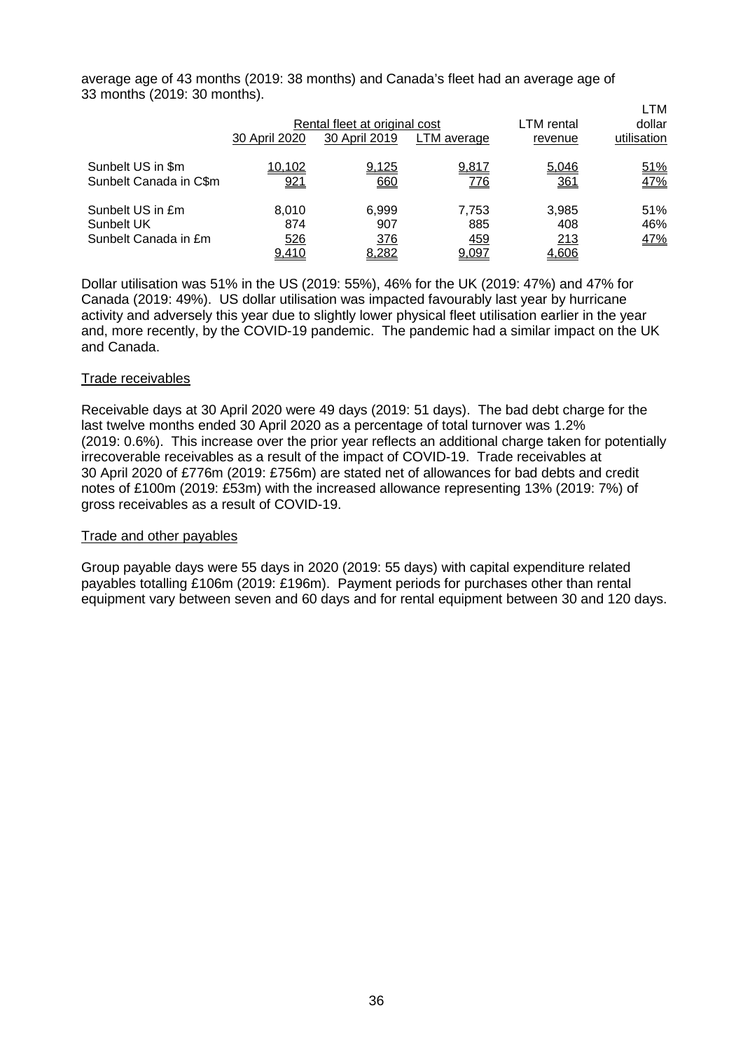average age of 43 months (2019: 38 months) and Canada's fleet had an average age of 33 months (2019: 30 months).

| | Rental fleet at original cost | | | LTM rental | LTM dollar |
|---|---|---|---|---|---|
| | 30 April 2020 | 30 April 2019 | LTM average | revenue | utilisation |
| Sunbelt US in $m | 10,102 | 9,125 | 9,817 | 5,046 | 51% |
| Sunbelt Canada in C$m | 921 | 660 | 776 | 361 | 47% |
| Sunbelt US in £m | 8,010 | 6,999 | 7,753 | 3,985 | 51% |
| Sunbelt UK | 874 | 907 | 885 | 408 | 46% |
| Sunbelt Canada in £m | 526 | 376 | 459 | 213 | 47% |
| | 9,410 | 8,282 | 9,097 | 4,606 | |

Dollar utilisation was 51% in the US (2019: 55%), 46% for the UK (2019: 47%) and 47% for Canada (2019: 49%). US dollar utilisation was impacted favourably last year by hurricane activity and adversely this year due to slightly lower physical fleet utilisation earlier in the year and, more recently, by the COVID-19 pandemic. The pandemic had a similar impact on the UK and Canada.

## Trade receivables

Receivable days at 30 April 2020 were 49 days (2019: 51 days). The bad debt charge for the last twelve months ended 30 April 2020 as a percentage of total turnover was 1.2% (2019: 0.6%). This increase over the prior year reflects an additional charge taken for potentially irrecoverable receivables as a result of the impact of COVID-19. Trade receivables at 30 April 2020 of £776m (2019: £756m) are stated net of allowances for bad debts and credit notes of £100m (2019: £53m) with the increased allowance representing 13% (2019: 7%) of gross receivables as a result of COVID-19.

## Trade and other payables

Group payable days were 55 days in 2020 (2019: 55 days) with capital expenditure related payables totalling £106m (2019: £196m). Payment periods for purchases other than rental equipment vary between seven and 60 days and for rental equipment between 30 and 120 days.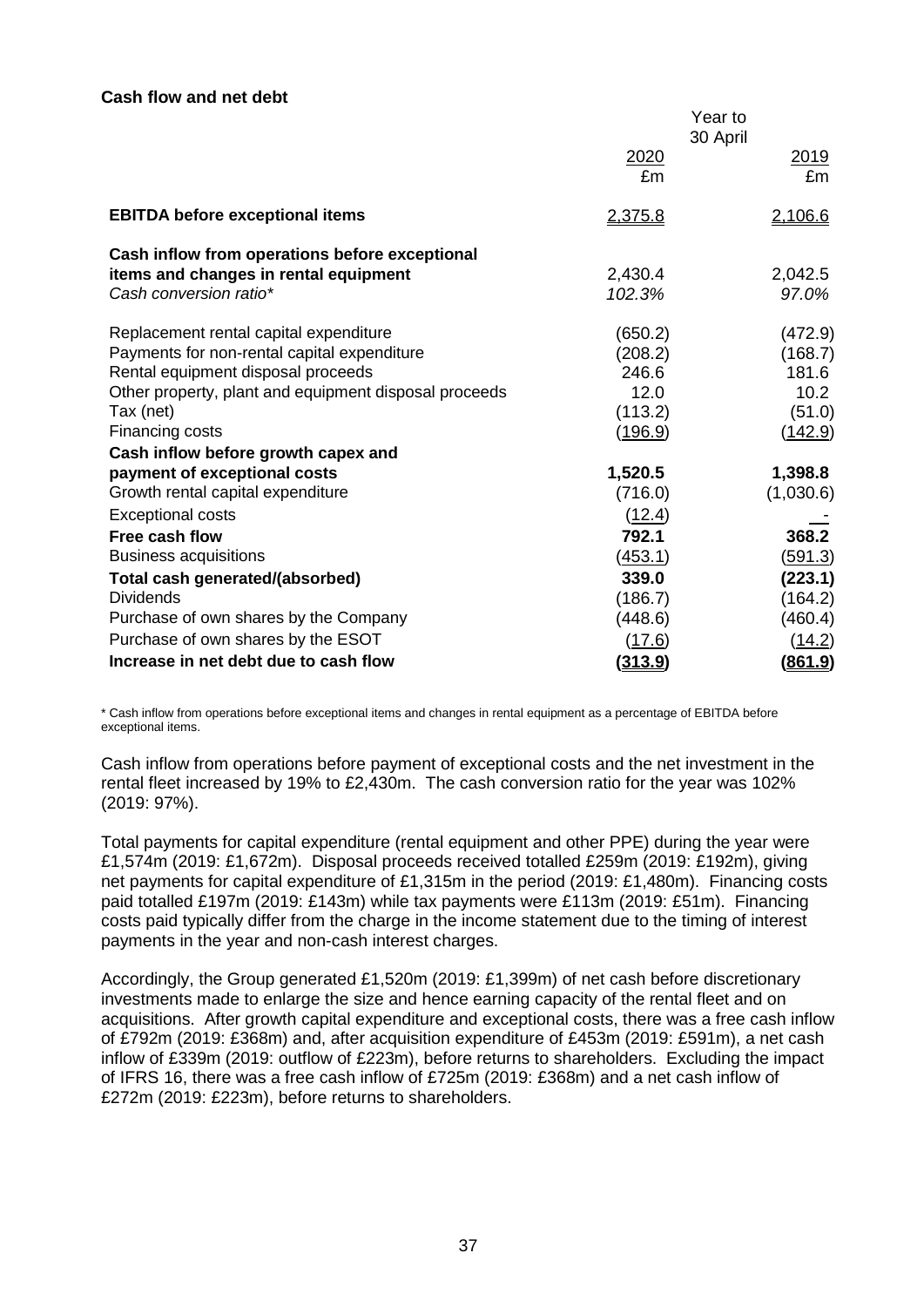**Cash flow and net debt**

| | Year to 30 April | |
|---|---|---|
| | 2020 £m | 2019 £m |
| **EBITDA before exceptional items** | 2,375.8 | 2,106.6 |
| **Cash inflow from operations before exceptional items and changes in rental equipment** | 2,430.4 | 2,042.5 |
| *Cash conversion ratio** | *102.3%* | *97.0%* |
| Replacement rental capital expenditure | (650.2) | (472.9) |
| Payments for non-rental capital expenditure | (208.2) | (168.7) |
| Rental equipment disposal proceeds | 246.6 | 181.6 |
| Other property, plant and equipment disposal proceeds | 12.0 | 10.2 |
| Tax (net) | (113.2) | (51.0) |
| Financing costs | (196.9) | (142.9) |
| **Cash inflow before growth capex and payment of exceptional costs** | **1,520.5** | **1,398.8** |
| Growth rental capital expenditure | (716.0) | (1,030.6) |
| Exceptional costs | (12.4) | - |
| **Free cash flow** | **792.1** | **368.2** |
| Business acquisitions | (453.1) | (591.3) |
| **Total cash generated/(absorbed)** | **339.0** | **(223.1)** |
| Dividends | (186.7) | (164.2) |
| Purchase of own shares by the Company | (448.6) | (460.4) |
| Purchase of own shares by the ESOT | (17.6) | (14.2) |
| **Increase in net debt due to cash flow** | **(313.9)** | **(861.9)** |

* Cash inflow from operations before exceptional items and changes in rental equipment as a percentage of EBITDA before exceptional items.

Cash inflow from operations before payment of exceptional costs and the net investment in the rental fleet increased by 19% to £2,430m. The cash conversion ratio for the year was 102% (2019: 97%).

Total payments for capital expenditure (rental equipment and other PPE) during the year were £1,574m (2019: £1,672m). Disposal proceeds received totalled £259m (2019: £192m), giving net payments for capital expenditure of £1,315m in the period (2019: £1,480m). Financing costs paid totalled £197m (2019: £143m) while tax payments were £113m (2019: £51m). Financing costs paid typically differ from the charge in the income statement due to the timing of interest payments in the year and non-cash interest charges.

Accordingly, the Group generated £1,520m (2019: £1,399m) of net cash before discretionary investments made to enlarge the size and hence earning capacity of the rental fleet and on acquisitions. After growth capital expenditure and exceptional costs, there was a free cash inflow of £792m (2019: £368m) and, after acquisition expenditure of £453m (2019: £591m), a net cash inflow of £339m (2019: outflow of £223m), before returns to shareholders. Excluding the impact of IFRS 16, there was a free cash inflow of £725m (2019: £368m) and a net cash inflow of £272m (2019: £223m), before returns to shareholders.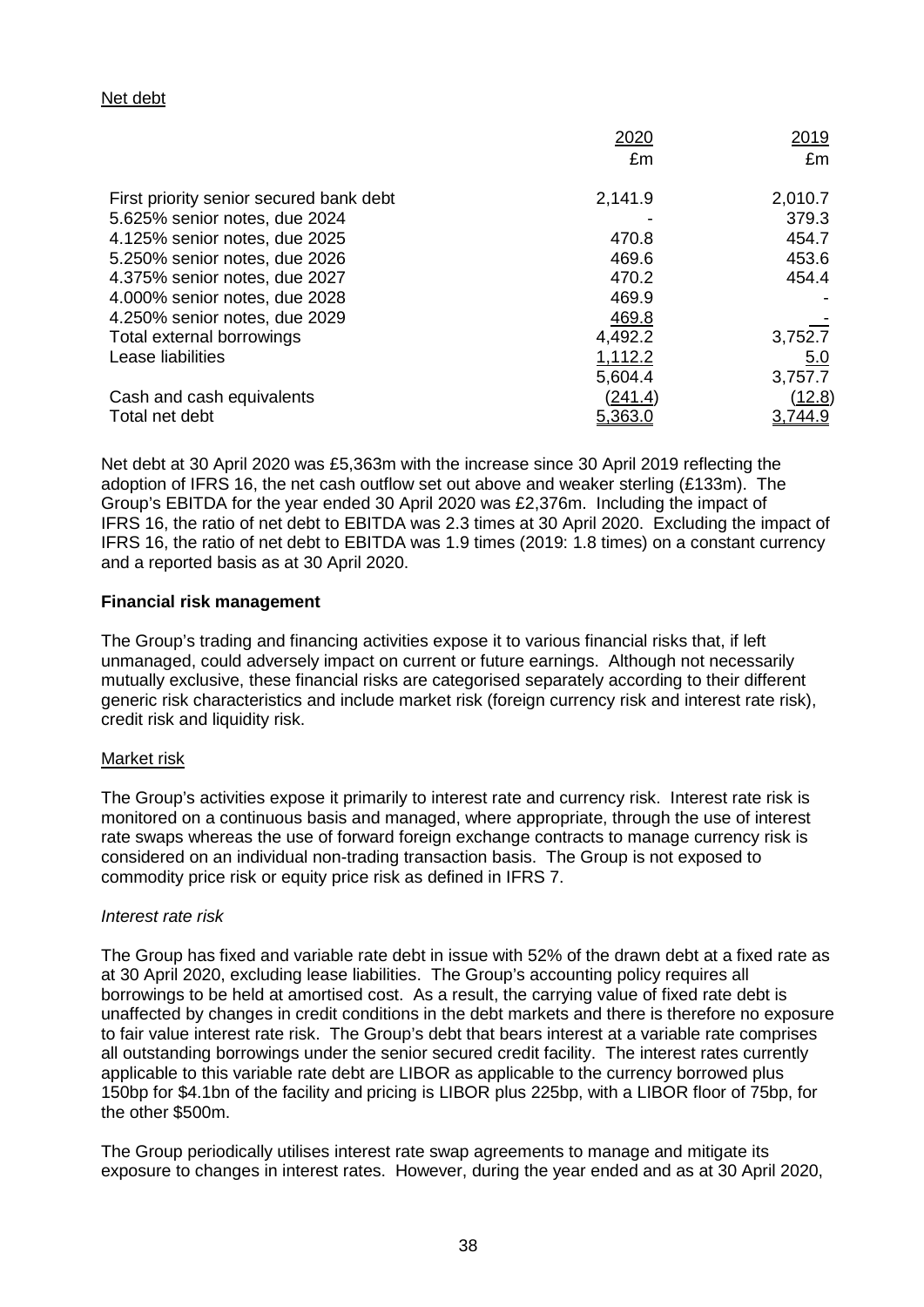Net debt

| | 2020 | 2019 |
|---|---|---|
| | £m | £m |
| First priority senior secured bank debt | 2,141.9 | 2,010.7 |
| 5.625% senior notes, due 2024 | - | 379.3 |
| 4.125% senior notes, due 2025 | 470.8 | 454.7 |
| 5.250% senior notes, due 2026 | 469.6 | 453.6 |
| 4.375% senior notes, due 2027 | 470.2 | 454.4 |
| 4.000% senior notes, due 2028 | 469.9 | - |
| 4.250% senior notes, due 2029 | 469.8 | - |
| Total external borrowings | 4,492.2 | 3,752.7 |
| Lease liabilities | 1,112.2 | 5.0 |
| | 5,604.4 | 3,757.7 |
| Cash and cash equivalents | (241.4) | (12.8) |
| Total net debt | 5,363.0 | 3,744.9 |

Net debt at 30 April 2020 was £5,363m with the increase since 30 April 2019 reflecting the adoption of IFRS 16, the net cash outflow set out above and weaker sterling (£133m). The Group's EBITDA for the year ended 30 April 2020 was £2,376m. Including the impact of IFRS 16, the ratio of net debt to EBITDA was 2.3 times at 30 April 2020. Excluding the impact of IFRS 16, the ratio of net debt to EBITDA was 1.9 times (2019: 1.8 times) on a constant currency and a reported basis as at 30 April 2020.

**Financial risk management**

The Group's trading and financing activities expose it to various financial risks that, if left unmanaged, could adversely impact on current or future earnings. Although not necessarily mutually exclusive, these financial risks are categorised separately according to their different generic risk characteristics and include market risk (foreign currency risk and interest rate risk), credit risk and liquidity risk.

Market risk

The Group's activities expose it primarily to interest rate and currency risk. Interest rate risk is monitored on a continuous basis and managed, where appropriate, through the use of interest rate swaps whereas the use of forward foreign exchange contracts to manage currency risk is considered on an individual non-trading transaction basis. The Group is not exposed to commodity price risk or equity price risk as defined in IFRS 7.

*Interest rate risk*

The Group has fixed and variable rate debt in issue with 52% of the drawn debt at a fixed rate as at 30 April 2020, excluding lease liabilities. The Group's accounting policy requires all borrowings to be held at amortised cost. As a result, the carrying value of fixed rate debt is unaffected by changes in credit conditions in the debt markets and there is therefore no exposure to fair value interest rate risk. The Group's debt that bears interest at a variable rate comprises all outstanding borrowings under the senior secured credit facility. The interest rates currently applicable to this variable rate debt are LIBOR as applicable to the currency borrowed plus 150bp for $4.1bn of the facility and pricing is LIBOR plus 225bp, with a LIBOR floor of 75bp, for the other $500m.

The Group periodically utilises interest rate swap agreements to manage and mitigate its exposure to changes in interest rates. However, during the year ended and as at 30 April 2020,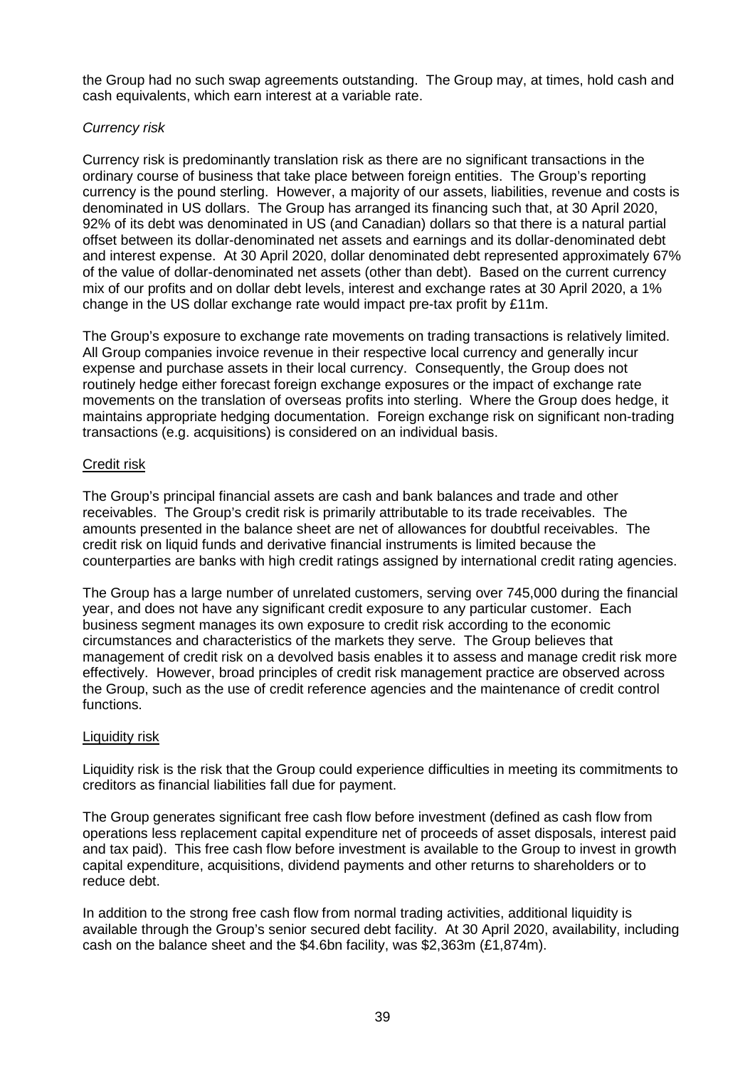the Group had no such swap agreements outstanding. The Group may, at times, hold cash and cash equivalents, which earn interest at a variable rate.

*Currency risk*

Currency risk is predominantly translation risk as there are no significant transactions in the ordinary course of business that take place between foreign entities. The Group's reporting currency is the pound sterling. However, a majority of our assets, liabilities, revenue and costs is denominated in US dollars. The Group has arranged its financing such that, at 30 April 2020, 92% of its debt was denominated in US (and Canadian) dollars so that there is a natural partial offset between its dollar-denominated net assets and earnings and its dollar-denominated debt and interest expense. At 30 April 2020, dollar denominated debt represented approximately 67% of the value of dollar-denominated net assets (other than debt). Based on the current currency mix of our profits and on dollar debt levels, interest and exchange rates at 30 April 2020, a 1% change in the US dollar exchange rate would impact pre-tax profit by £11m.

The Group's exposure to exchange rate movements on trading transactions is relatively limited. All Group companies invoice revenue in their respective local currency and generally incur expense and purchase assets in their local currency. Consequently, the Group does not routinely hedge either forecast foreign exchange exposures or the impact of exchange rate movements on the translation of overseas profits into sterling. Where the Group does hedge, it maintains appropriate hedging documentation. Foreign exchange risk on significant non-trading transactions (e.g. acquisitions) is considered on an individual basis.

<u>Credit risk</u>

The Group's principal financial assets are cash and bank balances and trade and other receivables. The Group's credit risk is primarily attributable to its trade receivables. The amounts presented in the balance sheet are net of allowances for doubtful receivables. The credit risk on liquid funds and derivative financial instruments is limited because the counterparties are banks with high credit ratings assigned by international credit rating agencies.

The Group has a large number of unrelated customers, serving over 745,000 during the financial year, and does not have any significant credit exposure to any particular customer. Each business segment manages its own exposure to credit risk according to the economic circumstances and characteristics of the markets they serve. The Group believes that management of credit risk on a devolved basis enables it to assess and manage credit risk more effectively. However, broad principles of credit risk management practice are observed across the Group, such as the use of credit reference agencies and the maintenance of credit control functions.

<u>Liquidity risk</u>

Liquidity risk is the risk that the Group could experience difficulties in meeting its commitments to creditors as financial liabilities fall due for payment.

The Group generates significant free cash flow before investment (defined as cash flow from operations less replacement capital expenditure net of proceeds of asset disposals, interest paid and tax paid). This free cash flow before investment is available to the Group to invest in growth capital expenditure, acquisitions, dividend payments and other returns to shareholders or to reduce debt.

In addition to the strong free cash flow from normal trading activities, additional liquidity is available through the Group's senior secured debt facility. At 30 April 2020, availability, including cash on the balance sheet and the $4.6bn facility, was $2,363m (£1,874m).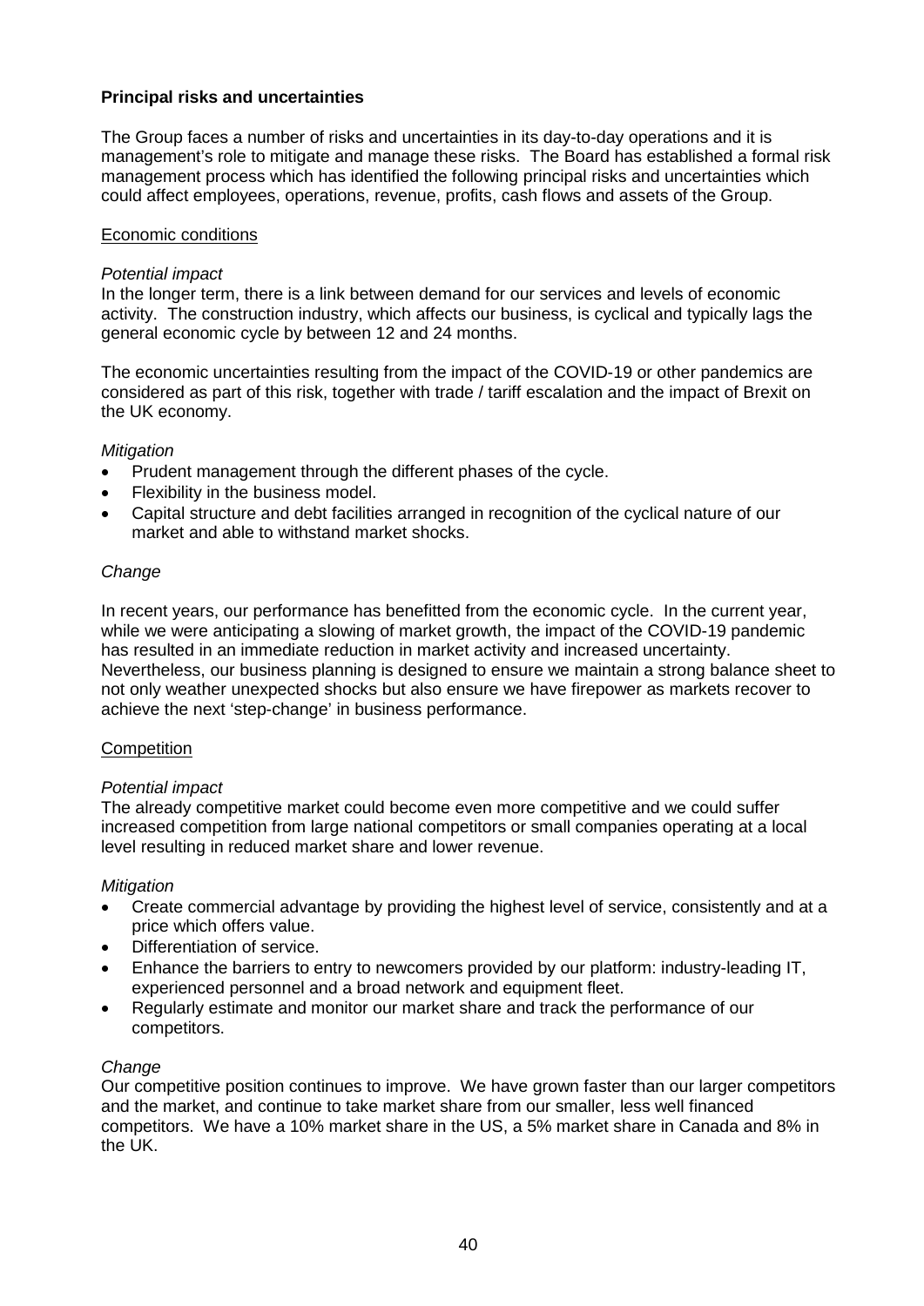## Principal risks and uncertainties

The Group faces a number of risks and uncertainties in its day-to-day operations and it is management's role to mitigate and manage these risks. The Board has established a formal risk management process which has identified the following principal risks and uncertainties which could affect employees, operations, revenue, profits, cash flows and assets of the Group.

### Economic conditions

*Potential impact*

In the longer term, there is a link between demand for our services and levels of economic activity. The construction industry, which affects our business, is cyclical and typically lags the general economic cycle by between 12 and 24 months.

The economic uncertainties resulting from the impact of the COVID-19 or other pandemics are considered as part of this risk, together with trade / tariff escalation and the impact of Brexit on the UK economy.

*Mitigation*

- Prudent management through the different phases of the cycle.
- Flexibility in the business model.
- Capital structure and debt facilities arranged in recognition of the cyclical nature of our market and able to withstand market shocks.

*Change*

In recent years, our performance has benefitted from the economic cycle. In the current year, while we were anticipating a slowing of market growth, the impact of the COVID-19 pandemic has resulted in an immediate reduction in market activity and increased uncertainty. Nevertheless, our business planning is designed to ensure we maintain a strong balance sheet to not only weather unexpected shocks but also ensure we have firepower as markets recover to achieve the next 'step-change' in business performance.

### Competition

*Potential impact*

The already competitive market could become even more competitive and we could suffer increased competition from large national competitors or small companies operating at a local level resulting in reduced market share and lower revenue.

*Mitigation*

- Create commercial advantage by providing the highest level of service, consistently and at a price which offers value.
- Differentiation of service.
- Enhance the barriers to entry to newcomers provided by our platform: industry-leading IT, experienced personnel and a broad network and equipment fleet.
- Regularly estimate and monitor our market share and track the performance of our competitors.

*Change*

Our competitive position continues to improve. We have grown faster than our larger competitors and the market, and continue to take market share from our smaller, less well financed competitors. We have a 10% market share in the US, a 5% market share in Canada and 8% in the UK.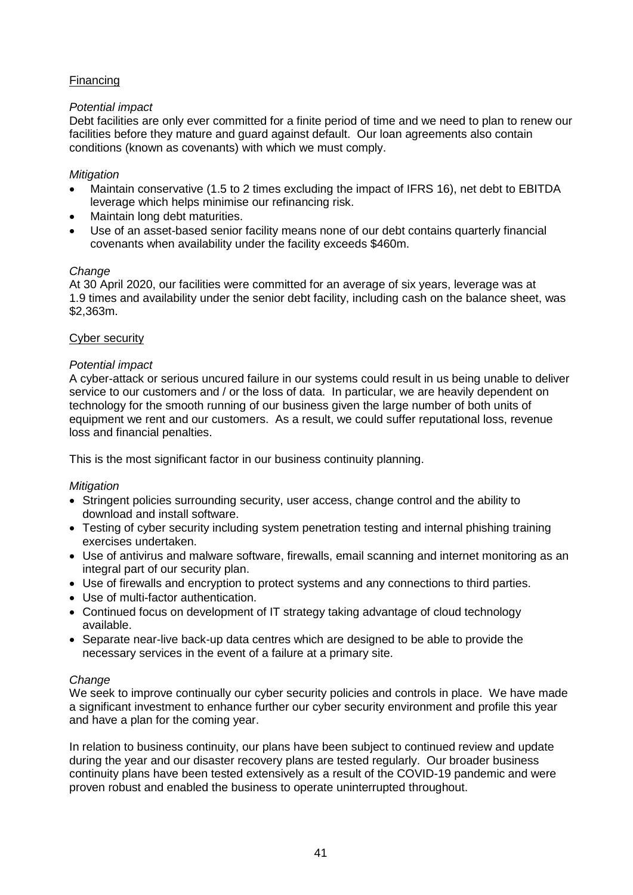## Financing

*Potential impact*

Debt facilities are only ever committed for a finite period of time and we need to plan to renew our facilities before they mature and guard against default. Our loan agreements also contain conditions (known as covenants) with which we must comply.

*Mitigation*

- Maintain conservative (1.5 to 2 times excluding the impact of IFRS 16), net debt to EBITDA leverage which helps minimise our refinancing risk.
- Maintain long debt maturities.
- Use of an asset-based senior facility means none of our debt contains quarterly financial covenants when availability under the facility exceeds \$460m.

*Change*

At 30 April 2020, our facilities were committed for an average of six years, leverage was at 1.9 times and availability under the senior debt facility, including cash on the balance sheet, was \$2,363m.

## Cyber security

*Potential impact*

A cyber-attack or serious uncured failure in our systems could result in us being unable to deliver service to our customers and / or the loss of data. In particular, we are heavily dependent on technology for the smooth running of our business given the large number of both units of equipment we rent and our customers. As a result, we could suffer reputational loss, revenue loss and financial penalties.

This is the most significant factor in our business continuity planning.

*Mitigation*

- Stringent policies surrounding security, user access, change control and the ability to download and install software.
- Testing of cyber security including system penetration testing and internal phishing training exercises undertaken.
- Use of antivirus and malware software, firewalls, email scanning and internet monitoring as an integral part of our security plan.
- Use of firewalls and encryption to protect systems and any connections to third parties.
- Use of multi-factor authentication.
- Continued focus on development of IT strategy taking advantage of cloud technology available.
- Separate near-live back-up data centres which are designed to be able to provide the necessary services in the event of a failure at a primary site.

*Change*

We seek to improve continually our cyber security policies and controls in place. We have made a significant investment to enhance further our cyber security environment and profile this year and have a plan for the coming year.

In relation to business continuity, our plans have been subject to continued review and update during the year and our disaster recovery plans are tested regularly. Our broader business continuity plans have been tested extensively as a result of the COVID-19 pandemic and were proven robust and enabled the business to operate uninterrupted throughout.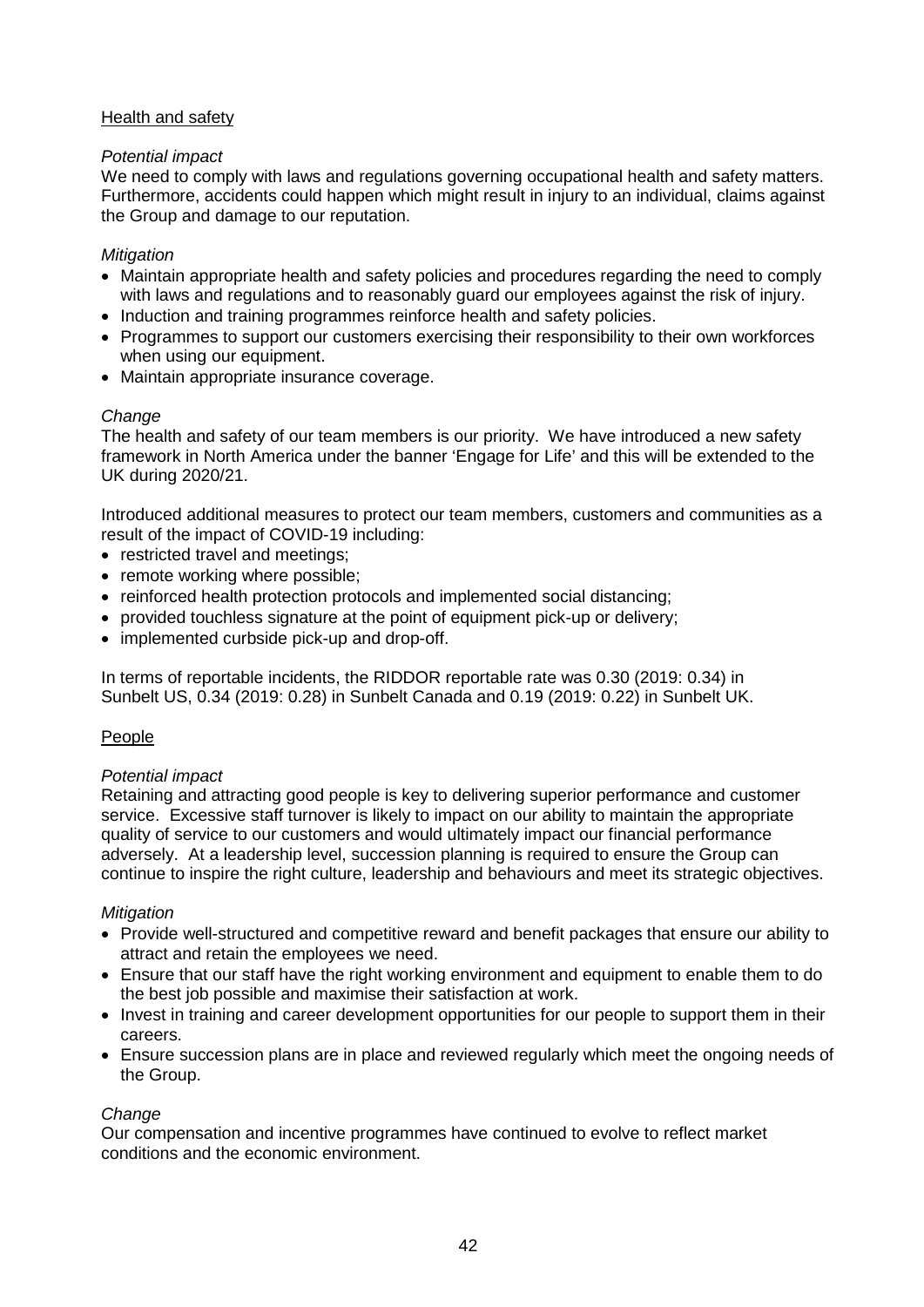## Health and safety

*Potential impact*

We need to comply with laws and regulations governing occupational health and safety matters. Furthermore, accidents could happen which might result in injury to an individual, claims against the Group and damage to our reputation.

*Mitigation*

- Maintain appropriate health and safety policies and procedures regarding the need to comply with laws and regulations and to reasonably guard our employees against the risk of injury.
- Induction and training programmes reinforce health and safety policies.
- Programmes to support our customers exercising their responsibility to their own workforces when using our equipment.
- Maintain appropriate insurance coverage.

*Change*

The health and safety of our team members is our priority. We have introduced a new safety framework in North America under the banner 'Engage for Life' and this will be extended to the UK during 2020/21.

Introduced additional measures to protect our team members, customers and communities as a result of the impact of COVID-19 including:

- restricted travel and meetings;
- remote working where possible;
- reinforced health protection protocols and implemented social distancing;
- provided touchless signature at the point of equipment pick-up or delivery;
- implemented curbside pick-up and drop-off.

In terms of reportable incidents, the RIDDOR reportable rate was 0.30 (2019: 0.34) in Sunbelt US, 0.34 (2019: 0.28) in Sunbelt Canada and 0.19 (2019: 0.22) in Sunbelt UK.

## People

*Potential impact*

Retaining and attracting good people is key to delivering superior performance and customer service. Excessive staff turnover is likely to impact on our ability to maintain the appropriate quality of service to our customers and would ultimately impact our financial performance adversely. At a leadership level, succession planning is required to ensure the Group can continue to inspire the right culture, leadership and behaviours and meet its strategic objectives.

*Mitigation*

- Provide well-structured and competitive reward and benefit packages that ensure our ability to attract and retain the employees we need.
- Ensure that our staff have the right working environment and equipment to enable them to do the best job possible and maximise their satisfaction at work.
- Invest in training and career development opportunities for our people to support them in their careers.
- Ensure succession plans are in place and reviewed regularly which meet the ongoing needs of the Group.

*Change*

Our compensation and incentive programmes have continued to evolve to reflect market conditions and the economic environment.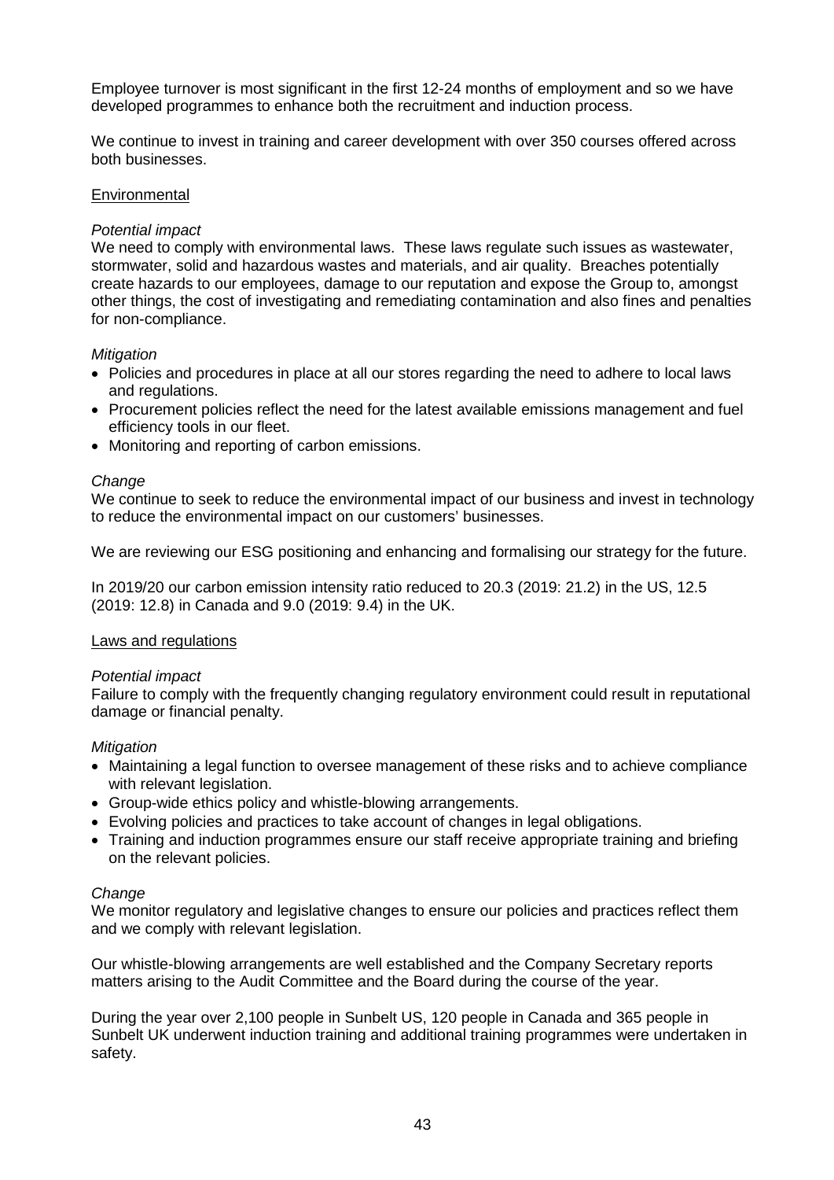Employee turnover is most significant in the first 12-24 months of employment and so we have developed programmes to enhance both the recruitment and induction process.

We continue to invest in training and career development with over 350 courses offered across both businesses.

### Environmental

*Potential impact*

We need to comply with environmental laws. These laws regulate such issues as wastewater, stormwater, solid and hazardous wastes and materials, and air quality. Breaches potentially create hazards to our employees, damage to our reputation and expose the Group to, amongst other things, the cost of investigating and remediating contamination and also fines and penalties for non-compliance.

*Mitigation*

- Policies and procedures in place at all our stores regarding the need to adhere to local laws and regulations.
- Procurement policies reflect the need for the latest available emissions management and fuel efficiency tools in our fleet.
- Monitoring and reporting of carbon emissions.

*Change*

We continue to seek to reduce the environmental impact of our business and invest in technology to reduce the environmental impact on our customers' businesses.

We are reviewing our ESG positioning and enhancing and formalising our strategy for the future.

In 2019/20 our carbon emission intensity ratio reduced to 20.3 (2019: 21.2) in the US, 12.5 (2019: 12.8) in Canada and 9.0 (2019: 9.4) in the UK.

### Laws and regulations

*Potential impact*

Failure to comply with the frequently changing regulatory environment could result in reputational damage or financial penalty.

*Mitigation*

- Maintaining a legal function to oversee management of these risks and to achieve compliance with relevant legislation.
- Group-wide ethics policy and whistle-blowing arrangements.
- Evolving policies and practices to take account of changes in legal obligations.
- Training and induction programmes ensure our staff receive appropriate training and briefing on the relevant policies.

*Change*

We monitor regulatory and legislative changes to ensure our policies and practices reflect them and we comply with relevant legislation.

Our whistle-blowing arrangements are well established and the Company Secretary reports matters arising to the Audit Committee and the Board during the course of the year.

During the year over 2,100 people in Sunbelt US, 120 people in Canada and 365 people in Sunbelt UK underwent induction training and additional training programmes were undertaken in safety.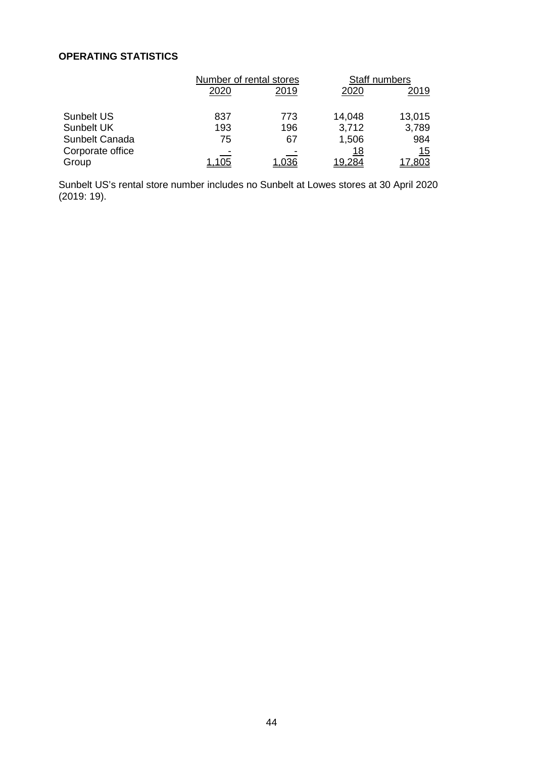**OPERATING STATISTICS**

| | Number of rental stores | | Staff numbers | |
|---|---|---|---|---|
| | 2020 | 2019 | 2020 | 2019 |
| Sunbelt US | 837 | 773 | 14,048 | 13,015 |
| Sunbelt UK | 193 | 196 | 3,712 | 3,789 |
| Sunbelt Canada | 75 | 67 | 1,506 | 984 |
| Corporate office | - | - | 18 | 15 |
| Group | 1,105 | 1,036 | 19,284 | 17,803 |

Sunbelt US's rental store number includes no Sunbelt at Lowes stores at 30 April 2020 (2019: 19).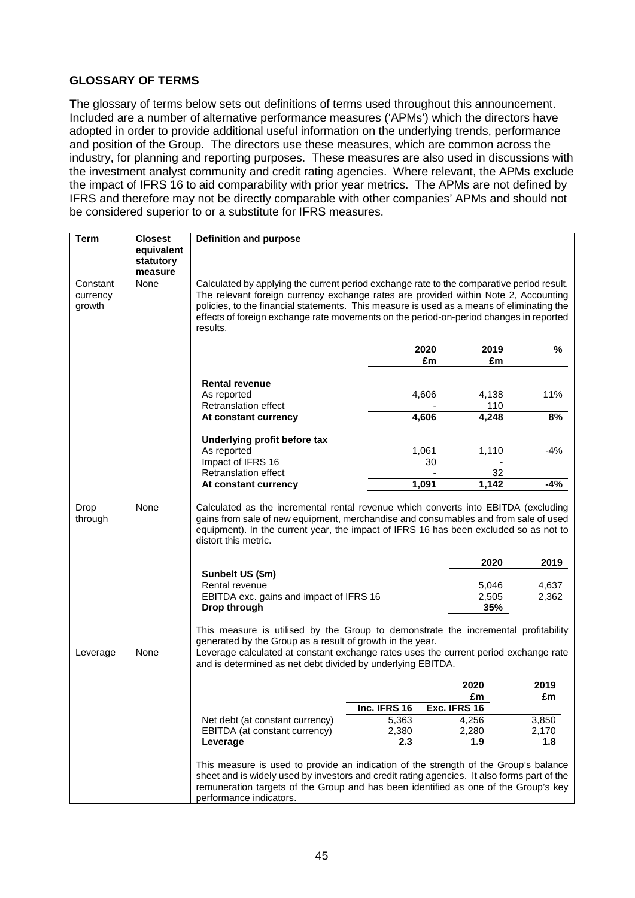## GLOSSARY OF TERMS

The glossary of terms below sets out definitions of terms used throughout this announcement. Included are a number of alternative performance measures ('APMs') which the directors have adopted in order to provide additional useful information on the underlying trends, performance and position of the Group. The directors use these measures, which are common across the industry, for planning and reporting purposes. These measures are also used in discussions with the investment analyst community and credit rating agencies. Where relevant, the APMs exclude the impact of IFRS 16 to aid comparability with prior year metrics. The APMs are not defined by IFRS and therefore may not be directly comparable with other companies' APMs and should not be considered superior to or a substitute for IFRS measures.

| Term | Closest equivalent statutory measure | Definition and purpose |
|---|---|---|
| Constant currency growth | None | Calculated by applying the current period exchange rate to the comparative period result. The relevant foreign currency exchange rates are provided within Note 2, Accounting policies, to the financial statements. This measure is used as a means of eliminating the effects of foreign exchange rate movements on the period-on-period changes in reported results. |
| Drop through | None | Calculated as the incremental rental revenue which converts into EBITDA (excluding gains from sale of new equipment, merchandise and consumables and from sale of used equipment). In the current year, the impact of IFRS 16 has been excluded so as not to distort this metric. |
| Leverage | None | Leverage calculated at constant exchange rates uses the current period exchange rate and is determined as net debt divided by underlying EBITDA. |

**Constant currency growth**

| | 2020 £m | 2019 £m | % |
|---|---|---|---|
| **Rental revenue** | | | |
| As reported | 4,606 | 4,138 | 11% |
| Retranslation effect | - | 110 | |
| **At constant currency** | **4,606** | **4,248** | **8%** |
| **Underlying profit before tax** | | | |
| As reported | 1,061 | 1,110 | -4% |
| Impact of IFRS 16 | 30 | - | |
| Retranslation effect | - | 32 | |
| **At constant currency** | **1,091** | **1,142** | **-4%** |

**Drop through**

| | 2020 | 2019 |
|---|---|---|
| **Sunbelt US ($m)** | | |
| Rental revenue | 5,046 | 4,637 |
| EBITDA exc. gains and impact of IFRS 16 | 2,505 | 2,362 |
| **Drop through** | **35%** | |

This measure is utilised by the Group to demonstrate the incremental profitability generated by the Group as a result of growth in the year.

**Leverage**

| | 2020 £m Inc. IFRS 16 | 2020 £m Exc. IFRS 16 | 2019 £m |
|---|---|---|---|
| Net debt (at constant currency) | 5,363 | 4,256 | 3,850 |
| EBITDA (at constant currency) | 2,380 | 2,280 | 2,170 |
| **Leverage** | **2.3** | **1.9** | **1.8** |

This measure is used to provide an indication of the strength of the Group's balance sheet and is widely used by investors and credit rating agencies. It also forms part of the remuneration targets of the Group and has been identified as one of the Group's key performance indicators.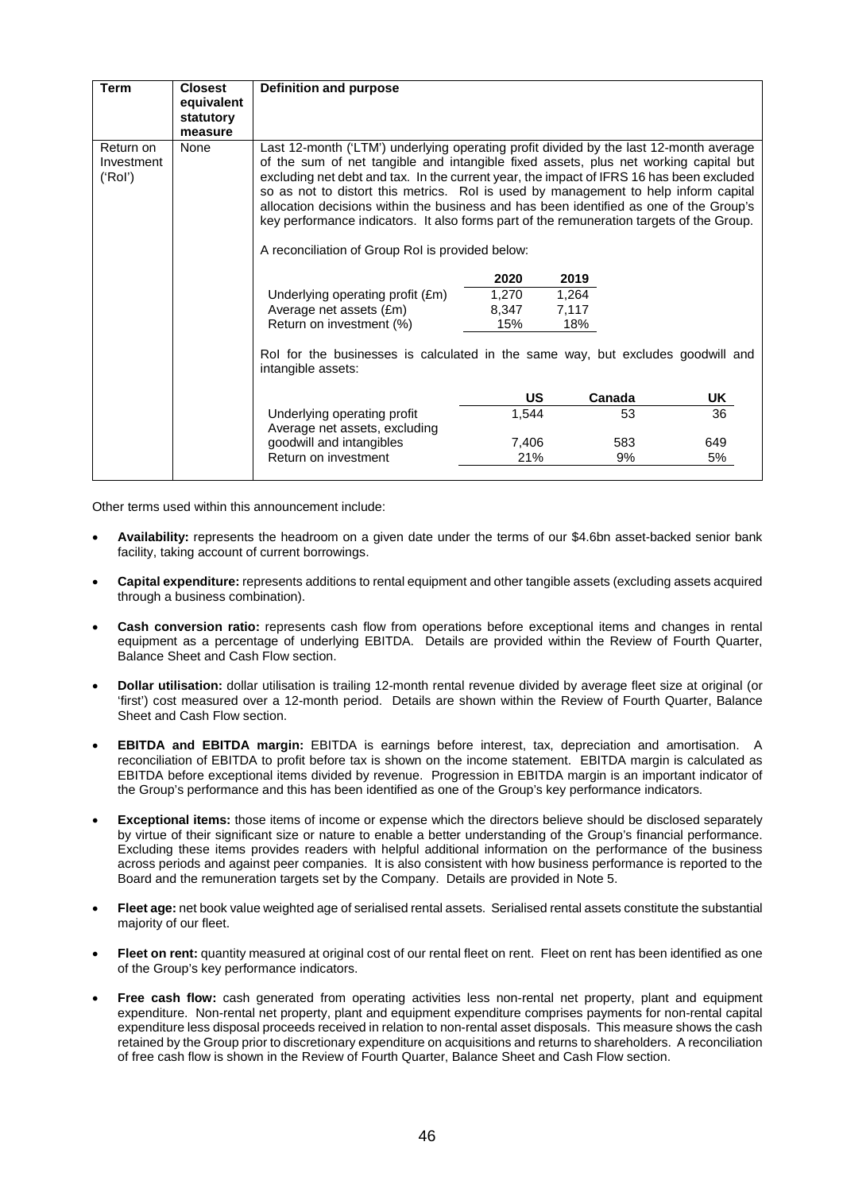| Term | Closest equivalent statutory measure | Definition and purpose |
|---|---|---|
| Return on Investment ('RoI') | None | Last 12-month ('LTM') underlying operating profit divided by the last 12-month average of the sum of net tangible and intangible fixed assets, plus net working capital but excluding net debt and tax. In the current year, the impact of IFRS 16 has been excluded so as not to distort this metrics. RoI is used by management to help inform capital allocation decisions within the business and has been identified as one of the Group's key performance indicators. It also forms part of the remuneration targets of the Group.<br><br>A reconciliation of Group RoI is provided below:<br><br>\| \| 2020 \| 2019 \|<br>Underlying operating profit (£m): 1,270 (2020), 1,264 (2019)<br>Average net assets (£m): 8,347 (2020), 7,117 (2019)<br>Return on investment (%): 15% (2020), 18% (2019)<br><br>RoI for the businesses is calculated in the same way, but excludes goodwill and intangible assets:<br><br>Underlying operating profit: US 1,544; Canada 53; UK 36<br>Average net assets, excluding goodwill and intangibles: US 7,406; Canada 583; UK 649<br>Return on investment: US 21%; Canada 9%; UK 5% |

A reconciliation of Group RoI is provided below:

| | 2020 | 2019 |
|---|---|---|
| Underlying operating profit (£m) | 1,270 | 1,264 |
| Average net assets (£m) | 8,347 | 7,117 |
| Return on investment (%) | 15% | 18% |

RoI for the businesses is calculated in the same way, but excludes goodwill and intangible assets:

| | US | Canada | UK |
|---|---|---|---|
| Underlying operating profit | 1,544 | 53 | 36 |
| Average net assets, excluding goodwill and intangibles | 7,406 | 583 | 649 |
| Return on investment | 21% | 9% | 5% |

Other terms used within this announcement include:

- **Availability:** represents the headroom on a given date under the terms of our \$4.6bn asset-backed senior bank facility, taking account of current borrowings.
- **Capital expenditure:** represents additions to rental equipment and other tangible assets (excluding assets acquired through a business combination).
- **Cash conversion ratio:** represents cash flow from operations before exceptional items and changes in rental equipment as a percentage of underlying EBITDA. Details are provided within the Review of Fourth Quarter, Balance Sheet and Cash Flow section.
- **Dollar utilisation:** dollar utilisation is trailing 12-month rental revenue divided by average fleet size at original (or 'first') cost measured over a 12-month period. Details are shown within the Review of Fourth Quarter, Balance Sheet and Cash Flow section.
- **EBITDA and EBITDA margin:** EBITDA is earnings before interest, tax, depreciation and amortisation. A reconciliation of EBITDA to profit before tax is shown on the income statement. EBITDA margin is calculated as EBITDA before exceptional items divided by revenue. Progression in EBITDA margin is an important indicator of the Group's performance and this has been identified as one of the Group's key performance indicators.
- **Exceptional items:** those items of income or expense which the directors believe should be disclosed separately by virtue of their significant size or nature to enable a better understanding of the Group's financial performance. Excluding these items provides readers with helpful additional information on the performance of the business across periods and against peer companies. It is also consistent with how business performance is reported to the Board and the remuneration targets set by the Company. Details are provided in Note 5.
- **Fleet age:** net book value weighted age of serialised rental assets. Serialised rental assets constitute the substantial majority of our fleet.
- **Fleet on rent:** quantity measured at original cost of our rental fleet on rent. Fleet on rent has been identified as one of the Group's key performance indicators.
- **Free cash flow:** cash generated from operating activities less non-rental net property, plant and equipment expenditure. Non-rental net property, plant and equipment expenditure comprises payments for non-rental capital expenditure less disposal proceeds received in relation to non-rental asset disposals. This measure shows the cash retained by the Group prior to discretionary expenditure on acquisitions and returns to shareholders. A reconciliation of free cash flow is shown in the Review of Fourth Quarter, Balance Sheet and Cash Flow section.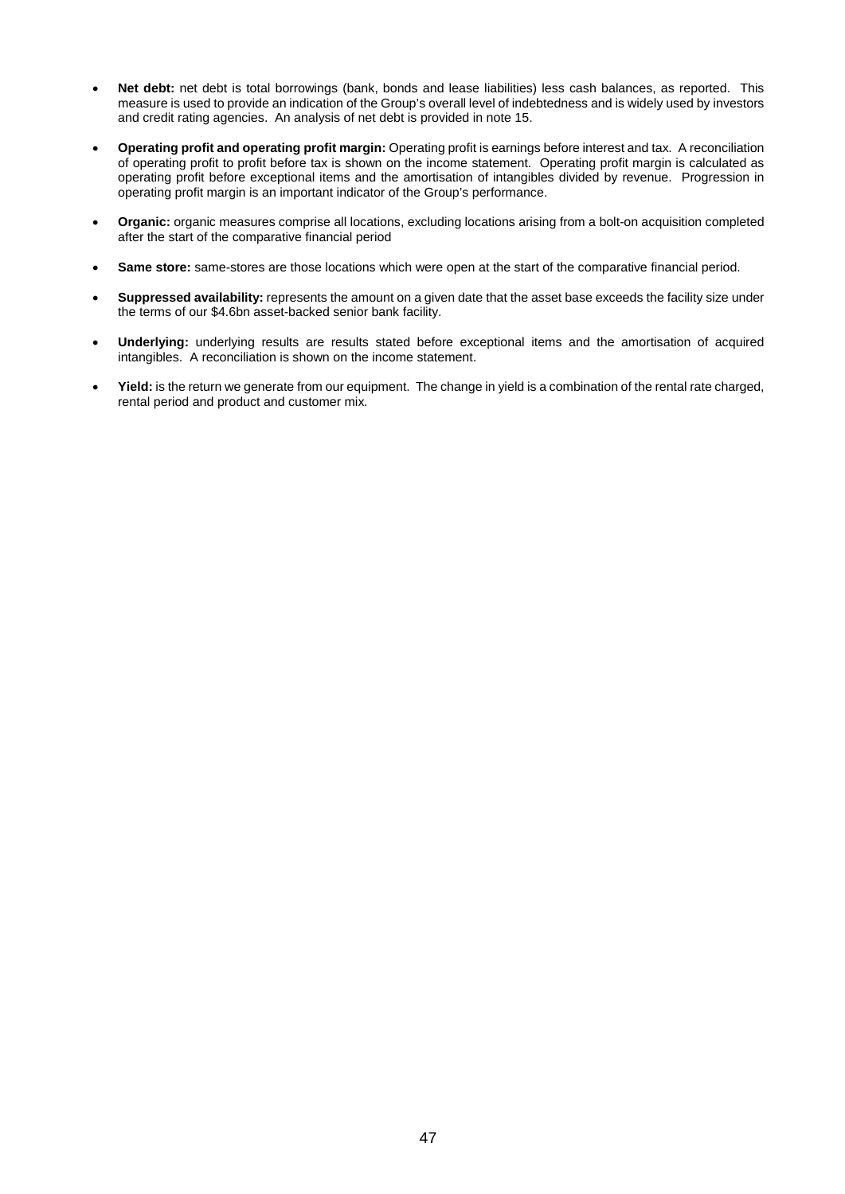- **Net debt:** net debt is total borrowings (bank, bonds and lease liabilities) less cash balances, as reported. This measure is used to provide an indication of the Group's overall level of indebtedness and is widely used by investors and credit rating agencies. An analysis of net debt is provided in note 15.

- **Operating profit and operating profit margin:** Operating profit is earnings before interest and tax. A reconciliation of operating profit to profit before tax is shown on the income statement. Operating profit margin is calculated as operating profit before exceptional items and the amortisation of intangibles divided by revenue. Progression in operating profit margin is an important indicator of the Group's performance.

- **Organic:** organic measures comprise all locations, excluding locations arising from a bolt-on acquisition completed after the start of the comparative financial period

- **Same store:** same-stores are those locations which were open at the start of the comparative financial period.

- **Suppressed availability:** represents the amount on a given date that the asset base exceeds the facility size under the terms of our $4.6bn asset-backed senior bank facility.

- **Underlying:** underlying results are results stated before exceptional items and the amortisation of acquired intangibles. A reconciliation is shown on the income statement.

- **Yield:** is the return we generate from our equipment. The change in yield is a combination of the rental rate charged, rental period and product and customer mix.